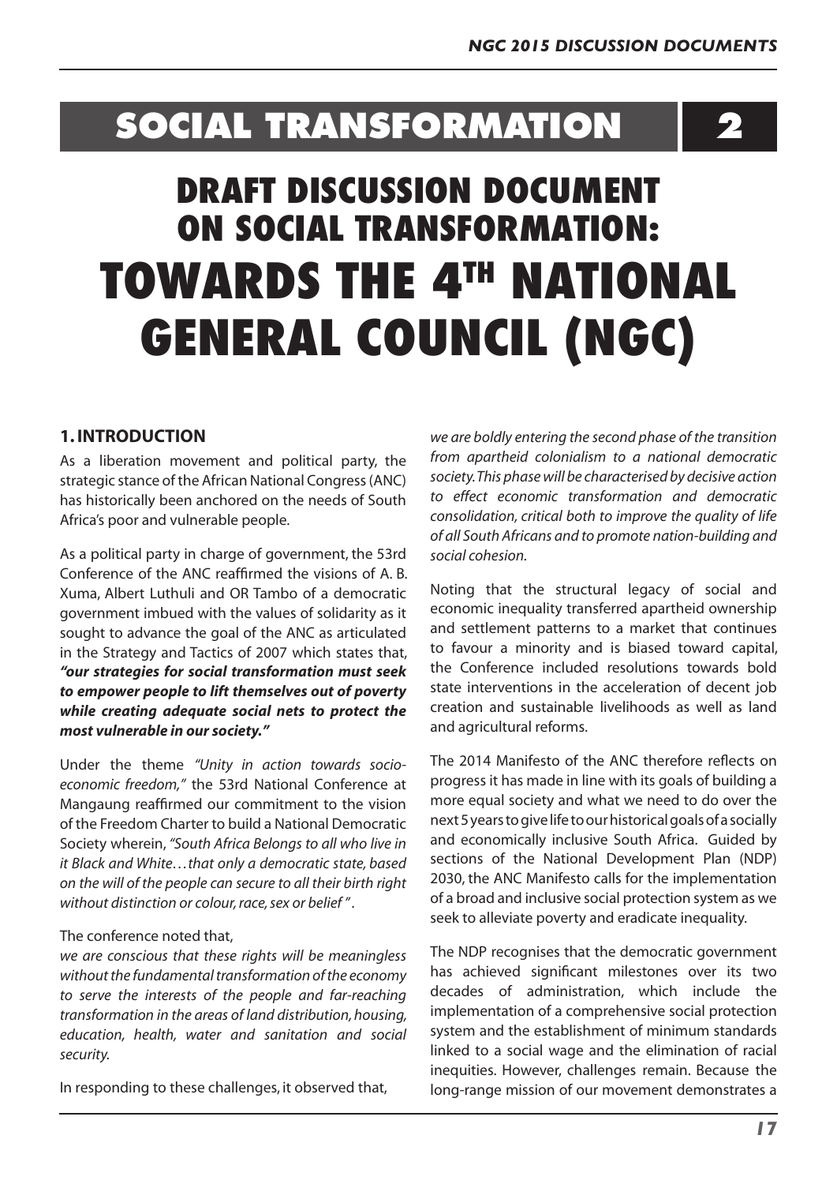# SOCIAL TRANSFORMATION 2

# DRAFT DISCUSSION DOCUMENT ON SOCIAL TRANSFORMATION: TOWARDS THE 4TH NATIONAL GENERAL COUNCIL (NGC)

## 1. INTRODUCTION

As a liberation movement and political party, the strategic stance of the African National Congress (ANC) has historically been anchored on the needs of South Africa's poor and vulnerable people.

As a political party in charge of government, the 53rd Conference of the ANC reaffirmed the visions of A. B. Xuma, Albert Luthuli and OR Tambo of a democratic government imbued with the values of solidarity as it sought to advance the goal of the ANC as articulated in the Strategy and Tactics of 2007 which states that, ***"our strategies for social transformation must seek to empower people to lift themselves out of poverty while creating adequate social nets to protect the most vulnerable in our society."***

Under the theme *"Unity in action towards socio-economic freedom,"* the 53rd National Conference at Mangaung reaffirmed our commitment to the vision of the Freedom Charter to build a National Democratic Society wherein, *"South Africa Belongs to all who live in it Black and White…that only a democratic state, based on the will of the people can secure to all their birth right without distinction or colour, race, sex or belief "*.

The conference noted that,

*we are conscious that these rights will be meaningless without the fundamental transformation of the economy to serve the interests of the people and far-reaching transformation in the areas of land distribution, housing, education, health, water and sanitation and social security.*

In responding to these challenges, it observed that,

*we are boldly entering the second phase of the transition from apartheid colonialism to a national democratic society. This phase will be characterised by decisive action to effect economic transformation and democratic consolidation, critical both to improve the quality of life of all South Africans and to promote nation-building and social cohesion.*

Noting that the structural legacy of social and economic inequality transferred apartheid ownership and settlement patterns to a market that continues to favour a minority and is biased toward capital, the Conference included resolutions towards bold state interventions in the acceleration of decent job creation and sustainable livelihoods as well as land and agricultural reforms.

The 2014 Manifesto of the ANC therefore reflects on progress it has made in line with its goals of building a more equal society and what we need to do over the next 5 years to give life to our historical goals of a socially and economically inclusive South Africa. Guided by sections of the National Development Plan (NDP) 2030, the ANC Manifesto calls for the implementation of a broad and inclusive social protection system as we seek to alleviate poverty and eradicate inequality.

The NDP recognises that the democratic government has achieved significant milestones over its two decades of administration, which include the implementation of a comprehensive social protection system and the establishment of minimum standards linked to a social wage and the elimination of racial inequities. However, challenges remain. Because the long-range mission of our movement demonstrates a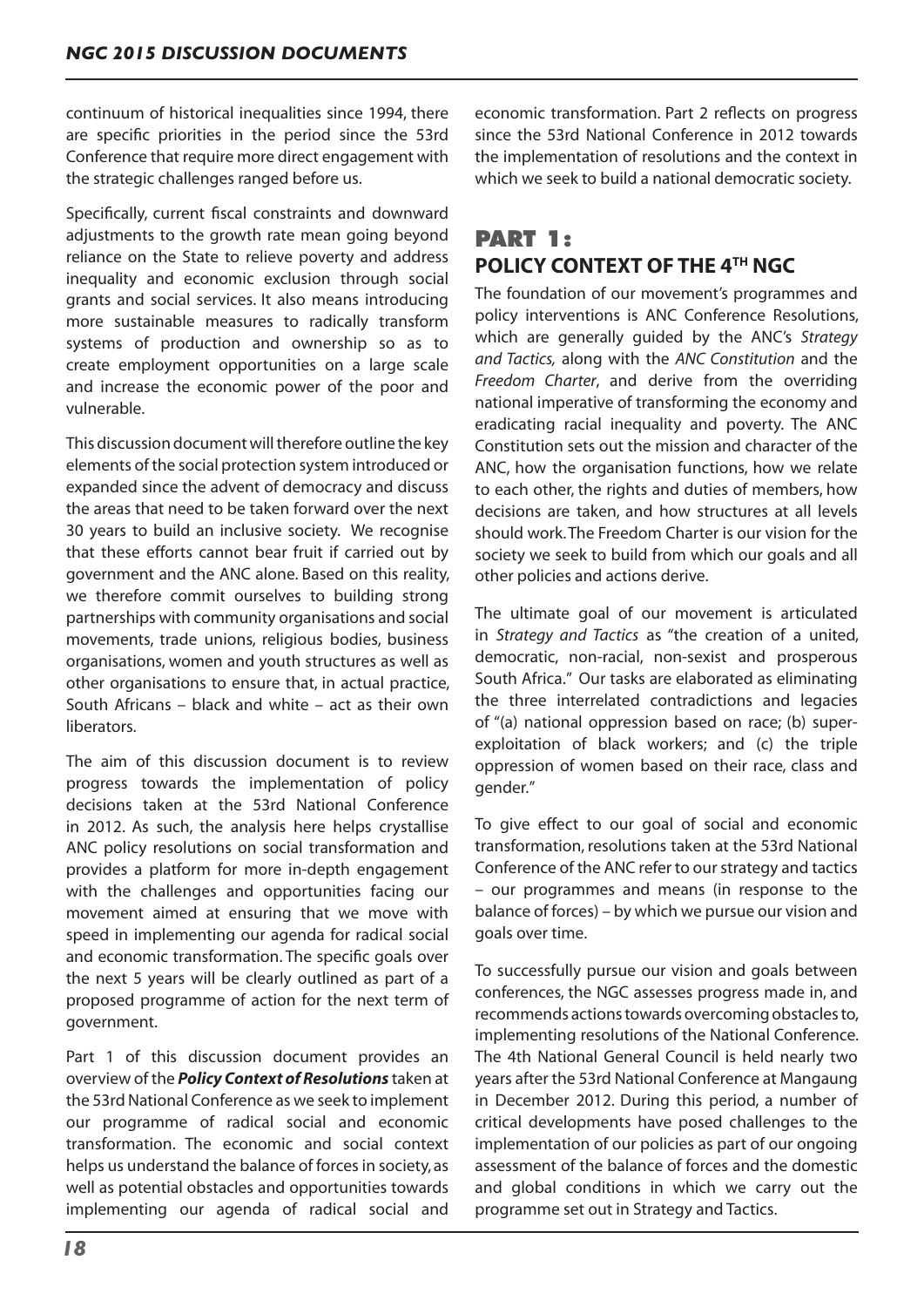continuum of historical inequalities since 1994, there are specific priorities in the period since the 53rd Conference that require more direct engagement with the strategic challenges ranged before us.

Specifically, current fiscal constraints and downward adjustments to the growth rate mean going beyond reliance on the State to relieve poverty and address inequality and economic exclusion through social grants and social services. It also means introducing more sustainable measures to radically transform systems of production and ownership so as to create employment opportunities on a large scale and increase the economic power of the poor and vulnerable.

This discussion document will therefore outline the key elements of the social protection system introduced or expanded since the advent of democracy and discuss the areas that need to be taken forward over the next 30 years to build an inclusive society. We recognise that these efforts cannot bear fruit if carried out by government and the ANC alone. Based on this reality, we therefore commit ourselves to building strong partnerships with community organisations and social movements, trade unions, religious bodies, business organisations, women and youth structures as well as other organisations to ensure that, in actual practice, South Africans – black and white – act as their own liberators.

The aim of this discussion document is to review progress towards the implementation of policy decisions taken at the 53rd National Conference in 2012. As such, the analysis here helps crystallise ANC policy resolutions on social transformation and provides a platform for more in-depth engagement with the challenges and opportunities facing our movement aimed at ensuring that we move with speed in implementing our agenda for radical social and economic transformation. The specific goals over the next 5 years will be clearly outlined as part of a proposed programme of action for the next term of government.

Part 1 of this discussion document provides an overview of the ***Policy Context of Resolutions*** taken at the 53rd National Conference as we seek to implement our programme of radical social and economic transformation. The economic and social context helps us understand the balance of forces in society, as well as potential obstacles and opportunities towards implementing our agenda of radical social and economic transformation. Part 2 reflects on progress since the 53rd National Conference in 2012 towards the implementation of resolutions and the context in which we seek to build a national democratic society.

## PART 1: POLICY CONTEXT OF THE 4TH NGC

The foundation of our movement's programmes and policy interventions is ANC Conference Resolutions, which are generally guided by the ANC's *Strategy and Tactics,* along with the *ANC Constitution* and the *Freedom Charter*, and derive from the overriding national imperative of transforming the economy and eradicating racial inequality and poverty. The ANC Constitution sets out the mission and character of the ANC, how the organisation functions, how we relate to each other, the rights and duties of members, how decisions are taken, and how structures at all levels should work. The Freedom Charter is our vision for the society we seek to build from which our goals and all other policies and actions derive.

The ultimate goal of our movement is articulated in *Strategy and Tactics* as "the creation of a united, democratic, non-racial, non-sexist and prosperous South Africa." Our tasks are elaborated as eliminating the three interrelated contradictions and legacies of "(a) national oppression based on race; (b) super-exploitation of black workers; and (c) the triple oppression of women based on their race, class and gender."

To give effect to our goal of social and economic transformation, resolutions taken at the 53rd National Conference of the ANC refer to our strategy and tactics – our programmes and means (in response to the balance of forces) – by which we pursue our vision and goals over time.

To successfully pursue our vision and goals between conferences, the NGC assesses progress made in, and recommends actions towards overcoming obstacles to, implementing resolutions of the National Conference. The 4th National General Council is held nearly two years after the 53rd National Conference at Mangaung in December 2012. During this period, a number of critical developments have posed challenges to the implementation of our policies as part of our ongoing assessment of the balance of forces and the domestic and global conditions in which we carry out the programme set out in Strategy and Tactics.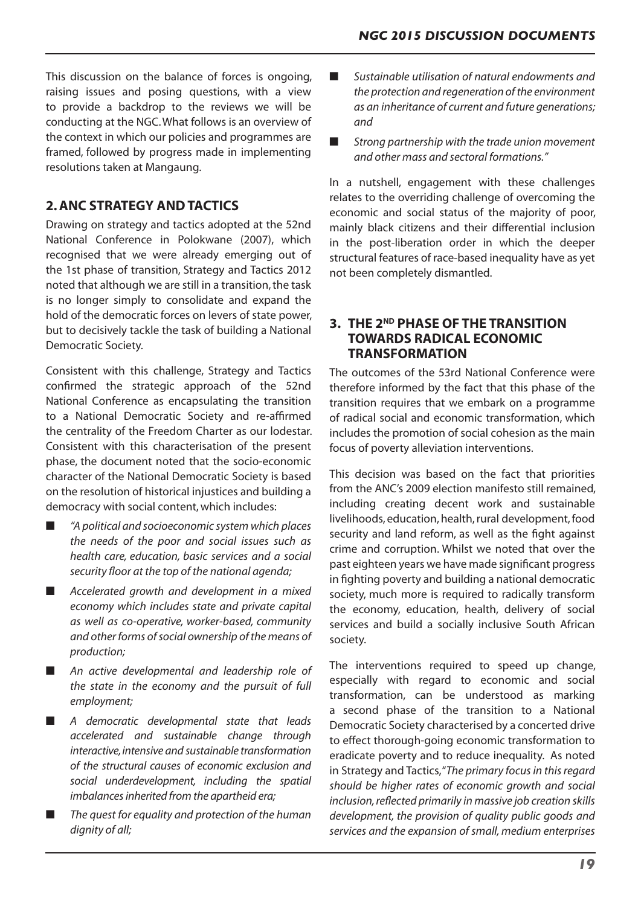This discussion on the balance of forces is ongoing, raising issues and posing questions, with a view to provide a backdrop to the reviews we will be conducting at the NGC. What follows is an overview of the context in which our policies and programmes are framed, followed by progress made in implementing resolutions taken at Mangaung.

## 2. ANC STRATEGY AND TACTICS

Drawing on strategy and tactics adopted at the 52nd National Conference in Polokwane (2007), which recognised that we were already emerging out of the 1st phase of transition, Strategy and Tactics 2012 noted that although we are still in a transition, the task is no longer simply to consolidate and expand the hold of the democratic forces on levers of state power, but to decisively tackle the task of building a National Democratic Society.

Consistent with this challenge, Strategy and Tactics confirmed the strategic approach of the 52nd National Conference as encapsulating the transition to a National Democratic Society and re-affirmed the centrality of the Freedom Charter as our lodestar. Consistent with this characterisation of the present phase, the document noted that the socio-economic character of the National Democratic Society is based on the resolution of historical injustices and building a democracy with social content, which includes:

- *"A political and socioeconomic system which places the needs of the poor and social issues such as health care, education, basic services and a social security floor at the top of the national agenda;*
- *Accelerated growth and development in a mixed economy which includes state and private capital as well as co-operative, worker-based, community and other forms of social ownership of the means of production;*
- *An active developmental and leadership role of the state in the economy and the pursuit of full employment;*
- *A democratic developmental state that leads accelerated and sustainable change through interactive, intensive and sustainable transformation of the structural causes of economic exclusion and social underdevelopment, including the spatial imbalances inherited from the apartheid era;*
- *The quest for equality and protection of the human dignity of all;*
- *Sustainable utilisation of natural endowments and the protection and regeneration of the environment as an inheritance of current and future generations; and*
- *Strong partnership with the trade union movement and other mass and sectoral formations."*

In a nutshell, engagement with these challenges relates to the overriding challenge of overcoming the economic and social status of the majority of poor, mainly black citizens and their differential inclusion in the post-liberation order in which the deeper structural features of race-based inequality have as yet not been completely dismantled.

## 3. THE 2ND PHASE OF THE TRANSITION TOWARDS RADICAL ECONOMIC TRANSFORMATION

The outcomes of the 53rd National Conference were therefore informed by the fact that this phase of the transition requires that we embark on a programme of radical social and economic transformation, which includes the promotion of social cohesion as the main focus of poverty alleviation interventions.

This decision was based on the fact that priorities from the ANC's 2009 election manifesto still remained, including creating decent work and sustainable livelihoods, education, health, rural development, food security and land reform, as well as the fight against crime and corruption. Whilst we noted that over the past eighteen years we have made significant progress in fighting poverty and building a national democratic society, much more is required to radically transform the economy, education, health, delivery of social services and build a socially inclusive South African society.

The interventions required to speed up change, especially with regard to economic and social transformation, can be understood as marking a second phase of the transition to a National Democratic Society characterised by a concerted drive to effect thorough-going economic transformation to eradicate poverty and to reduce inequality. As noted in Strategy and Tactics, "*The primary focus in this regard should be higher rates of economic growth and social inclusion, reflected primarily in massive job creation skills development, the provision of quality public goods and services and the expansion of small, medium enterprises*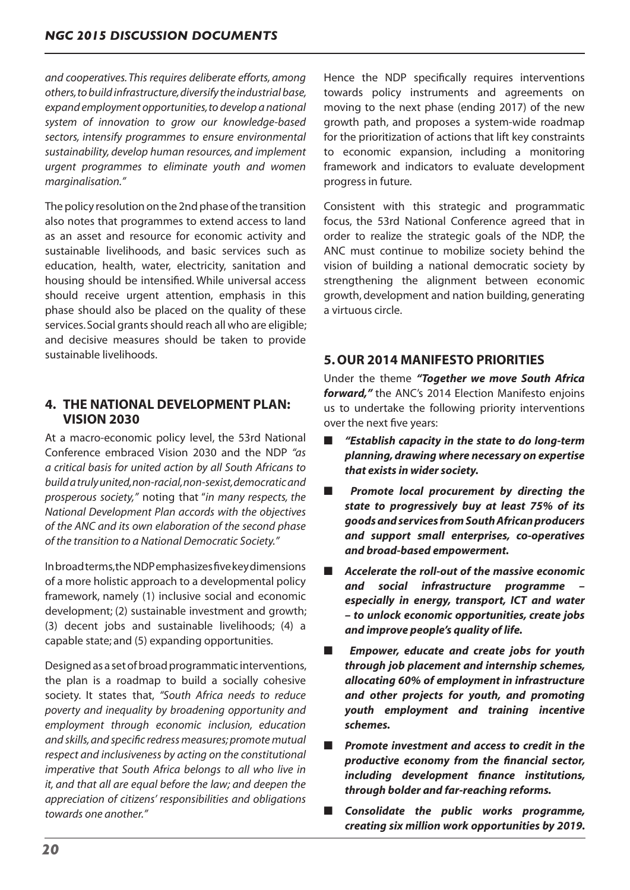*and cooperatives. This requires deliberate efforts, among others, to build infrastructure, diversify the industrial base, expand employment opportunities, to develop a national system of innovation to grow our knowledge-based sectors, intensify programmes to ensure environmental sustainability, develop human resources, and implement urgent programmes to eliminate youth and women marginalisation."*

The policy resolution on the 2nd phase of the transition also notes that programmes to extend access to land as an asset and resource for economic activity and sustainable livelihoods, and basic services such as education, health, water, electricity, sanitation and housing should be intensified. While universal access should receive urgent attention, emphasis in this phase should also be placed on the quality of these services. Social grants should reach all who are eligible; and decisive measures should be taken to provide sustainable livelihoods.

## 4. THE NATIONAL DEVELOPMENT PLAN: VISION 2030

At a macro-economic policy level, the 53rd National Conference embraced Vision 2030 and the NDP *"as a critical basis for united action by all South Africans to build a truly united, non-racial, non-sexist, democratic and prosperous society,"* noting that "*in many respects, the National Development Plan accords with the objectives of the ANC and its own elaboration of the second phase of the transition to a National Democratic Society."*

In broad terms, the NDP emphasizes five key dimensions of a more holistic approach to a developmental policy framework, namely (1) inclusive social and economic development; (2) sustainable investment and growth; (3) decent jobs and sustainable livelihoods; (4) a capable state; and (5) expanding opportunities.

Designed as a set of broad programmatic interventions, the plan is a roadmap to build a socially cohesive society. It states that, *"South Africa needs to reduce poverty and inequality by broadening opportunity and employment through economic inclusion, education and skills, and specific redress measures; promote mutual respect and inclusiveness by acting on the constitutional imperative that South Africa belongs to all who live in it, and that all are equal before the law; and deepen the appreciation of citizens' responsibilities and obligations towards one another."*

Hence the NDP specifically requires interventions towards policy instruments and agreements on moving to the next phase (ending 2017) of the new growth path, and proposes a system-wide roadmap for the prioritization of actions that lift key constraints to economic expansion, including a monitoring framework and indicators to evaluate development progress in future.

Consistent with this strategic and programmatic focus, the 53rd National Conference agreed that in order to realize the strategic goals of the NDP, the ANC must continue to mobilize society behind the vision of building a national democratic society by strengthening the alignment between economic growth, development and nation building, generating a virtuous circle.

## 5. OUR 2014 MANIFESTO PRIORITIES

Under the theme ***"Together we move South Africa forward,"*** the ANC's 2014 Election Manifesto enjoins us to undertake the following priority interventions over the next five years:

- ***"Establish capacity in the state to do long-term planning, drawing where necessary on expertise that exists in wider society.***
- ***Promote local procurement by directing the state to progressively buy at least 75% of its goods and services from South African producers and support small enterprises, co-operatives and broad-based empowerment.***
- ***Accelerate the roll-out of the massive economic and social infrastructure programme – especially in energy, transport, ICT and water – to unlock economic opportunities, create jobs and improve people's quality of life.***
- ***Empower, educate and create jobs for youth through job placement and internship schemes, allocating 60% of employment in infrastructure and other projects for youth, and promoting youth employment and training incentive schemes.***
- ***Promote investment and access to credit in the productive economy from the financial sector, including development finance institutions, through bolder and far-reaching reforms.***
- ***Consolidate the public works programme, creating six million work opportunities by 2019.***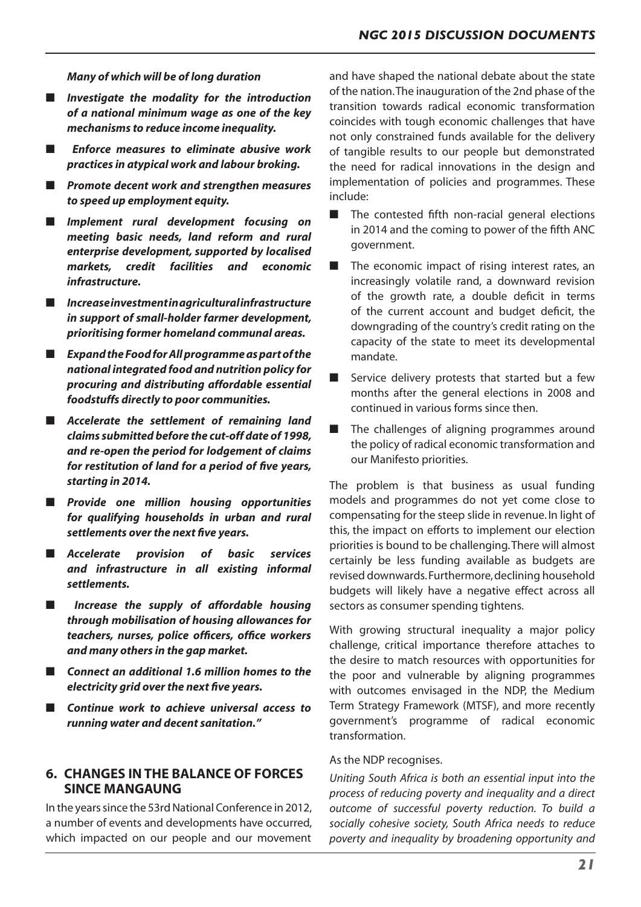***Many of which will be of long duration***

- ***Investigate the modality for the introduction of a national minimum wage as one of the key mechanisms to reduce income inequality.***
- ***Enforce measures to eliminate abusive work practices in atypical work and labour broking.***
- ***Promote decent work and strengthen measures to speed up employment equity.***
- ***Implement rural development focusing on meeting basic needs, land reform and rural enterprise development, supported by localised markets, credit facilities and economic infrastructure.***
- ***Increase investment in agricultural infrastructure in support of small-holder farmer development, prioritising former homeland communal areas.***
- ***Expand the Food for All programme as part of the national integrated food and nutrition policy for procuring and distributing affordable essential foodstuffs directly to poor communities.***
- ***Accelerate the settlement of remaining land claims submitted before the cut-off date of 1998, and re-open the period for lodgement of claims for restitution of land for a period of five years, starting in 2014.***
- ***Provide one million housing opportunities for qualifying households in urban and rural settlements over the next five years.***
- ***Accelerate provision of basic services and infrastructure in all existing informal settlements.***
- ***Increase the supply of affordable housing through mobilisation of housing allowances for teachers, nurses, police officers, office workers and many others in the gap market.***
- ***Connect an additional 1.6 million homes to the electricity grid over the next five years.***
- ***Continue work to achieve universal access to running water and decent sanitation."***

## 6. CHANGES IN THE BALANCE OF FORCES SINCE MANGAUNG

In the years since the 53rd National Conference in 2012, a number of events and developments have occurred, which impacted on our people and our movement and have shaped the national debate about the state of the nation. The inauguration of the 2nd phase of the transition towards radical economic transformation coincides with tough economic challenges that have not only constrained funds available for the delivery of tangible results to our people but demonstrated the need for radical innovations in the design and implementation of policies and programmes. These include:

- The contested fifth non-racial general elections in 2014 and the coming to power of the fifth ANC government.
- The economic impact of rising interest rates, an increasingly volatile rand, a downward revision of the growth rate, a double deficit in terms of the current account and budget deficit, the downgrading of the country's credit rating on the capacity of the state to meet its developmental mandate.
- Service delivery protests that started but a few months after the general elections in 2008 and continued in various forms since then.
- The challenges of aligning programmes around the policy of radical economic transformation and our Manifesto priorities.

The problem is that business as usual funding models and programmes do not yet come close to compensating for the steep slide in revenue. In light of this, the impact on efforts to implement our election priorities is bound to be challenging. There will almost certainly be less funding available as budgets are revised downwards. Furthermore, declining household budgets will likely have a negative effect across all sectors as consumer spending tightens.

With growing structural inequality a major policy challenge, critical importance therefore attaches to the desire to match resources with opportunities for the poor and vulnerable by aligning programmes with outcomes envisaged in the NDP, the Medium Term Strategy Framework (MTSF), and more recently government's programme of radical economic transformation.

As the NDP recognises.

*Uniting South Africa is both an essential input into the process of reducing poverty and inequality and a direct outcome of successful poverty reduction. To build a socially cohesive society, South Africa needs to reduce poverty and inequality by broadening opportunity and*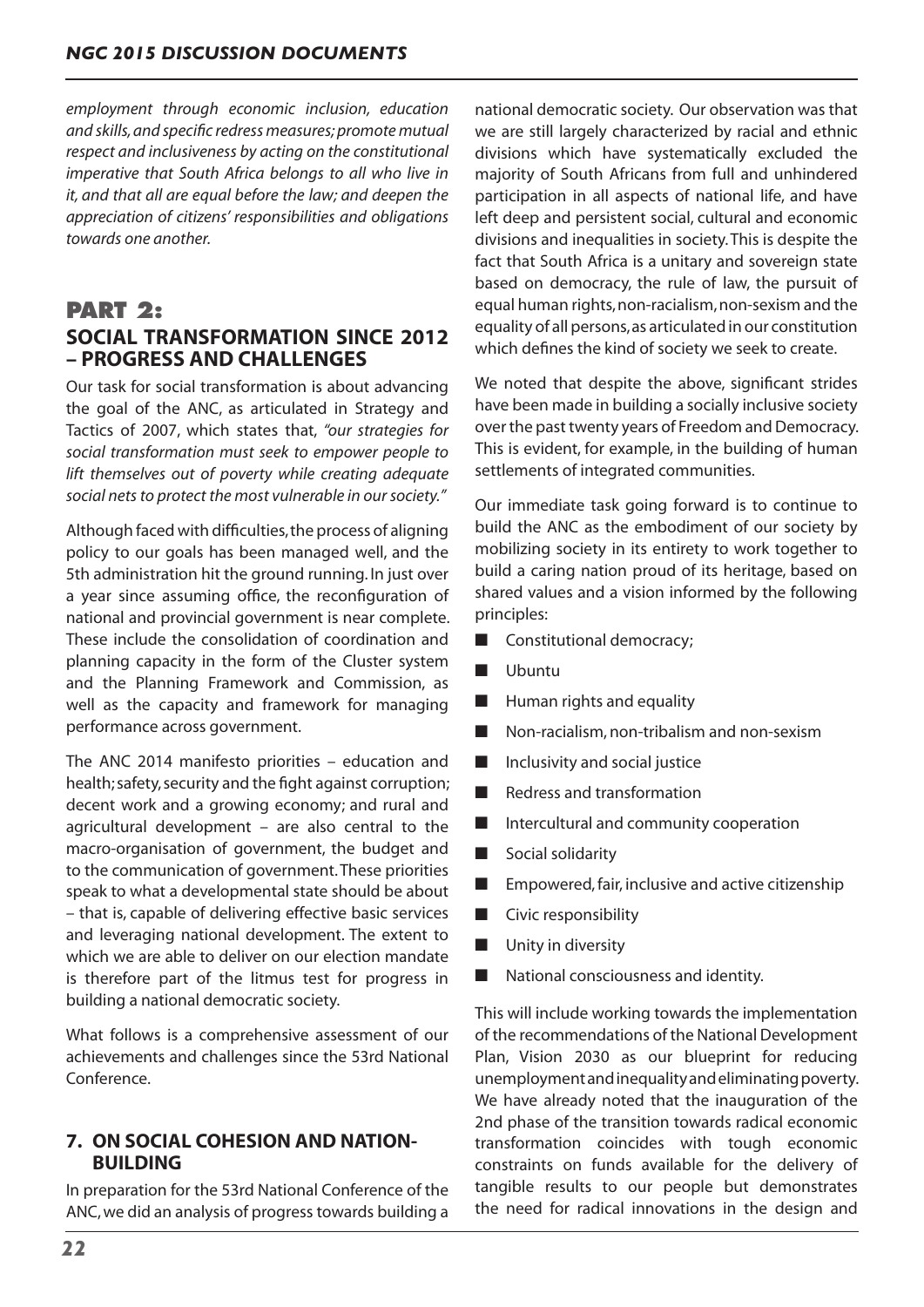*employment through economic inclusion, education and skills, and specific redress measures; promote mutual respect and inclusiveness by acting on the constitutional imperative that South Africa belongs to all who live in it, and that all are equal before the law; and deepen the appreciation of citizens' responsibilities and obligations towards one another.*

# PART 2:
## SOCIAL TRANSFORMATION SINCE 2012 – PROGRESS AND CHALLENGES

Our task for social transformation is about advancing the goal of the ANC, as articulated in Strategy and Tactics of 2007, which states that, *"our strategies for social transformation must seek to empower people to lift themselves out of poverty while creating adequate social nets to protect the most vulnerable in our society."*

Although faced with difficulties, the process of aligning policy to our goals has been managed well, and the 5th administration hit the ground running. In just over a year since assuming office, the reconfiguration of national and provincial government is near complete. These include the consolidation of coordination and planning capacity in the form of the Cluster system and the Planning Framework and Commission, as well as the capacity and framework for managing performance across government.

The ANC 2014 manifesto priorities – education and health; safety, security and the fight against corruption; decent work and a growing economy; and rural and agricultural development – are also central to the macro-organisation of government, the budget and to the communication of government. These priorities speak to what a developmental state should be about – that is, capable of delivering effective basic services and leveraging national development. The extent to which we are able to deliver on our election mandate is therefore part of the litmus test for progress in building a national democratic society.

What follows is a comprehensive assessment of our achievements and challenges since the 53rd National Conference.

### 7. ON SOCIAL COHESION AND NATION-BUILDING

In preparation for the 53rd National Conference of the ANC, we did an analysis of progress towards building a national democratic society. Our observation was that we are still largely characterized by racial and ethnic divisions which have systematically excluded the majority of South Africans from full and unhindered participation in all aspects of national life, and have left deep and persistent social, cultural and economic divisions and inequalities in society. This is despite the fact that South Africa is a unitary and sovereign state based on democracy, the rule of law, the pursuit of equal human rights, non-racialism, non-sexism and the equality of all persons, as articulated in our constitution which defines the kind of society we seek to create.

We noted that despite the above, significant strides have been made in building a socially inclusive society over the past twenty years of Freedom and Democracy. This is evident, for example, in the building of human settlements of integrated communities.

Our immediate task going forward is to continue to build the ANC as the embodiment of our society by mobilizing society in its entirety to work together to build a caring nation proud of its heritage, based on shared values and a vision informed by the following principles:

- Constitutional democracy;
- Ubuntu
- Human rights and equality
- Non-racialism, non-tribalism and non-sexism
- Inclusivity and social justice
- Redress and transformation
- Intercultural and community cooperation
- Social solidarity
- Empowered, fair, inclusive and active citizenship
- Civic responsibility
- Unity in diversity
- National consciousness and identity.

This will include working towards the implementation of the recommendations of the National Development Plan, Vision 2030 as our blueprint for reducing unemployment and inequality and eliminating poverty. We have already noted that the inauguration of the 2nd phase of the transition towards radical economic transformation coincides with tough economic constraints on funds available for the delivery of tangible results to our people but demonstrates the need for radical innovations in the design and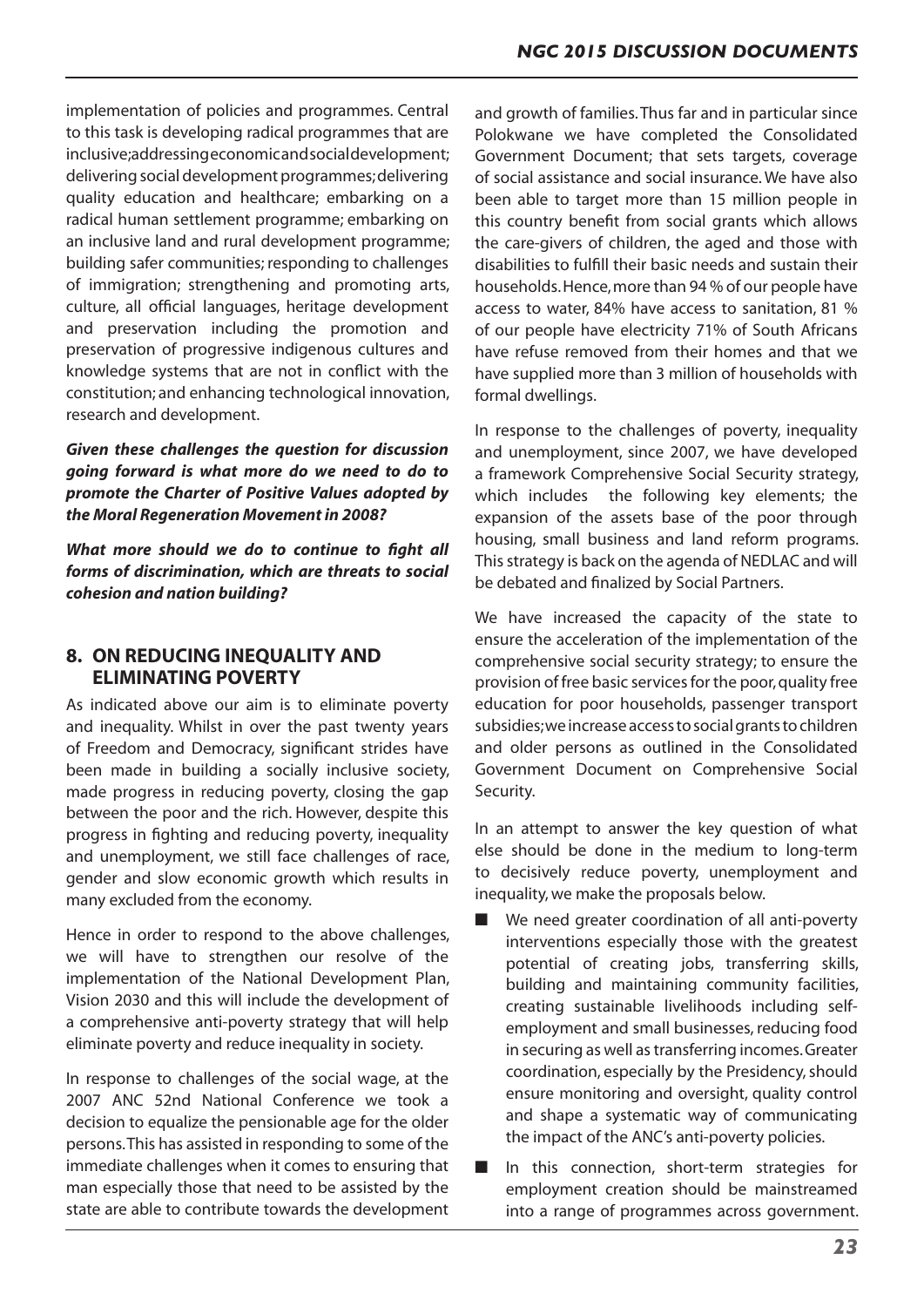implementation of policies and programmes. Central to this task is developing radical programmes that are inclusive; addressing economic and social development; delivering social development programmes; delivering quality education and healthcare; embarking on a radical human settlement programme; embarking on an inclusive land and rural development programme; building safer communities; responding to challenges of immigration; strengthening and promoting arts, culture, all official languages, heritage development and preservation including the promotion and preservation of progressive indigenous cultures and knowledge systems that are not in conflict with the constitution; and enhancing technological innovation, research and development.

***Given these challenges the question for discussion going forward is what more do we need to do to promote the Charter of Positive Values adopted by the Moral Regeneration Movement in 2008?***

***What more should we do to continue to fight all forms of discrimination, which are threats to social cohesion and nation building?***

## 8. ON REDUCING INEQUALITY AND ELIMINATING POVERTY

As indicated above our aim is to eliminate poverty and inequality. Whilst in over the past twenty years of Freedom and Democracy, significant strides have been made in building a socially inclusive society, made progress in reducing poverty, closing the gap between the poor and the rich. However, despite this progress in fighting and reducing poverty, inequality and unemployment, we still face challenges of race, gender and slow economic growth which results in many excluded from the economy.

Hence in order to respond to the above challenges, we will have to strengthen our resolve of the implementation of the National Development Plan, Vision 2030 and this will include the development of a comprehensive anti-poverty strategy that will help eliminate poverty and reduce inequality in society.

In response to challenges of the social wage, at the 2007 ANC 52nd National Conference we took a decision to equalize the pensionable age for the older persons. This has assisted in responding to some of the immediate challenges when it comes to ensuring that man especially those that need to be assisted by the state are able to contribute towards the development and growth of families. Thus far and in particular since Polokwane we have completed the Consolidated Government Document; that sets targets, coverage of social assistance and social insurance. We have also been able to target more than 15 million people in this country benefit from social grants which allows the care-givers of children, the aged and those with disabilities to fulfill their basic needs and sustain their households. Hence, more than 94 % of our people have access to water, 84% have access to sanitation, 81 % of our people have electricity 71% of South Africans have refuse removed from their homes and that we have supplied more than 3 million of households with formal dwellings.

In response to the challenges of poverty, inequality and unemployment, since 2007, we have developed a framework Comprehensive Social Security strategy, which includes the following key elements; the expansion of the assets base of the poor through housing, small business and land reform programs. This strategy is back on the agenda of NEDLAC and will be debated and finalized by Social Partners.

We have increased the capacity of the state to ensure the acceleration of the implementation of the comprehensive social security strategy; to ensure the provision of free basic services for the poor, quality free education for poor households, passenger transport subsidies; we increase access to social grants to children and older persons as outlined in the Consolidated Government Document on Comprehensive Social Security.

In an attempt to answer the key question of what else should be done in the medium to long-term to decisively reduce poverty, unemployment and inequality, we make the proposals below.

- We need greater coordination of all anti-poverty interventions especially those with the greatest potential of creating jobs, transferring skills, building and maintaining community facilities, creating sustainable livelihoods including self-employment and small businesses, reducing food in securing as well as transferring incomes. Greater coordination, especially by the Presidency, should ensure monitoring and oversight, quality control and shape a systematic way of communicating the impact of the ANC's anti-poverty policies.
- In this connection, short-term strategies for employment creation should be mainstreamed into a range of programmes across government.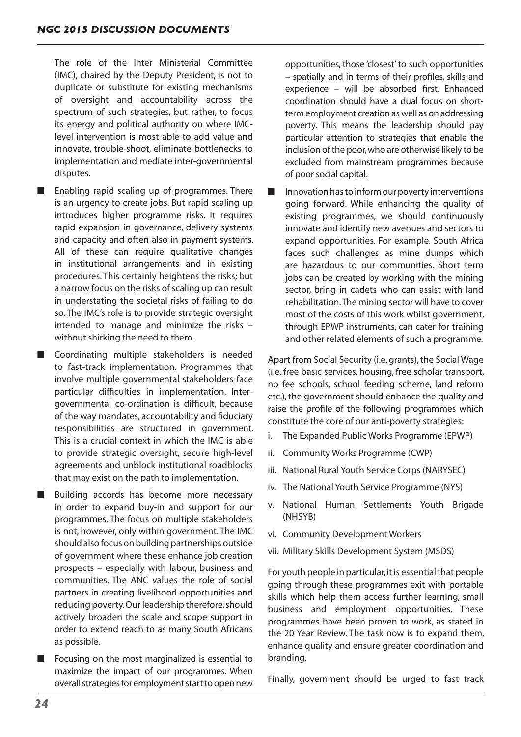The role of the Inter Ministerial Committee (IMC), chaired by the Deputy President, is not to duplicate or substitute for existing mechanisms of oversight and accountability across the spectrum of such strategies, but rather, to focus its energy and political authority on where IMC-level intervention is most able to add value and innovate, trouble-shoot, eliminate bottlenecks to implementation and mediate inter-governmental disputes.

- Enabling rapid scaling up of programmes. There is an urgency to create jobs. But rapid scaling up introduces higher programme risks. It requires rapid expansion in governance, delivery systems and capacity and often also in payment systems. All of these can require qualitative changes in institutional arrangements and in existing procedures. This certainly heightens the risks; but a narrow focus on the risks of scaling up can result in understating the societal risks of failing to do so. The IMC's role is to provide strategic oversight intended to manage and minimize the risks – without shirking the need to them.
- Coordinating multiple stakeholders is needed to fast-track implementation. Programmes that involve multiple governmental stakeholders face particular difficulties in implementation. Inter-governmental co-ordination is difficult, because of the way mandates, accountability and fiduciary responsibilities are structured in government. This is a crucial context in which the IMC is able to provide strategic oversight, secure high-level agreements and unblock institutional roadblocks that may exist on the path to implementation.
- Building accords has become more necessary in order to expand buy-in and support for our programmes. The focus on multiple stakeholders is not, however, only within government. The IMC should also focus on building partnerships outside of government where these enhance job creation prospects – especially with labour, business and communities. The ANC values the role of social partners in creating livelihood opportunities and reducing poverty. Our leadership therefore, should actively broaden the scale and scope support in order to extend reach to as many South Africans as possible.
- Focusing on the most marginalized is essential to maximize the impact of our programmes. When overall strategies for employment start to open new opportunities, those 'closest' to such opportunities – spatially and in terms of their profiles, skills and experience – will be absorbed first. Enhanced coordination should have a dual focus on short-term employment creation as well as on addressing poverty. This means the leadership should pay particular attention to strategies that enable the inclusion of the poor, who are otherwise likely to be excluded from mainstream programmes because of poor social capital.
- Innovation has to inform our poverty interventions going forward. While enhancing the quality of existing programmes, we should continuously innovate and identify new avenues and sectors to expand opportunities. For example. South Africa faces such challenges as mine dumps which are hazardous to our communities. Short term jobs can be created by working with the mining sector, bring in cadets who can assist with land rehabilitation. The mining sector will have to cover most of the costs of this work whilst government, through EPWP instruments, can cater for training and other related elements of such a programme.

Apart from Social Security (i.e. grants), the Social Wage (i.e. free basic services, housing, free scholar transport, no fee schools, school feeding scheme, land reform etc.), the government should enhance the quality and raise the profile of the following programmes which constitute the core of our anti-poverty strategies:

i. The Expanded Public Works Programme (EPWP)
ii. Community Works Programme (CWP)
iii. National Rural Youth Service Corps (NARYSEC)
iv. The National Youth Service Programme (NYS)
v. National Human Settlements Youth Brigade (NHSYB)
vi. Community Development Workers
vii. Military Skills Development System (MSDS)

For youth people in particular, it is essential that people going through these programmes exit with portable skills which help them access further learning, small business and employment opportunities. These programmes have been proven to work, as stated in the 20 Year Review. The task now is to expand them, enhance quality and ensure greater coordination and branding.

Finally, government should be urged to fast track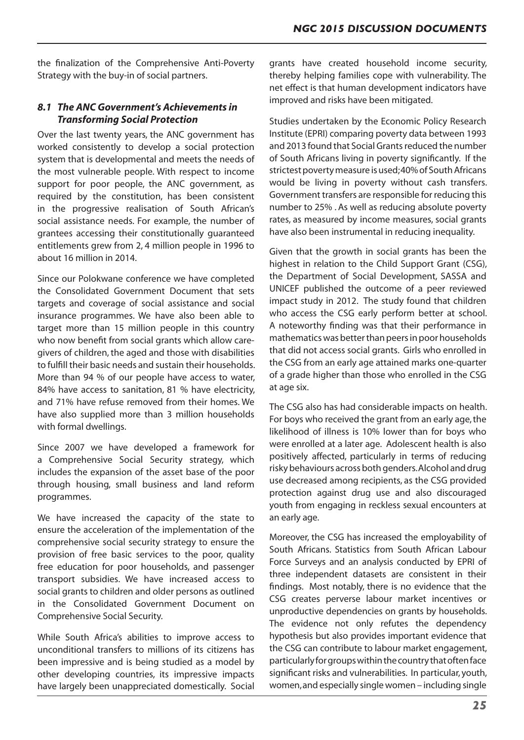the finalization of the Comprehensive Anti-Poverty Strategy with the buy-in of social partners.

### *8.1 The ANC Government's Achievements in Transforming Social Protection*

Over the last twenty years, the ANC government has worked consistently to develop a social protection system that is developmental and meets the needs of the most vulnerable people. With respect to income support for poor people, the ANC government, as required by the constitution, has been consistent in the progressive realisation of South African's social assistance needs. For example, the number of grantees accessing their constitutionally guaranteed entitlements grew from 2, 4 million people in 1996 to about 16 million in 2014.

Since our Polokwane conference we have completed the Consolidated Government Document that sets targets and coverage of social assistance and social insurance programmes. We have also been able to target more than 15 million people in this country who now benefit from social grants which allow care-givers of children, the aged and those with disabilities to fulfill their basic needs and sustain their households. More than 94 % of our people have access to water, 84% have access to sanitation, 81 % have electricity, and 71% have refuse removed from their homes. We have also supplied more than 3 million households with formal dwellings.

Since 2007 we have developed a framework for a Comprehensive Social Security strategy, which includes the expansion of the asset base of the poor through housing, small business and land reform programmes.

We have increased the capacity of the state to ensure the acceleration of the implementation of the comprehensive social security strategy to ensure the provision of free basic services to the poor, quality free education for poor households, and passenger transport subsidies. We have increased access to social grants to children and older persons as outlined in the Consolidated Government Document on Comprehensive Social Security.

While South Africa's abilities to improve access to unconditional transfers to millions of its citizens has been impressive and is being studied as a model by other developing countries, its impressive impacts have largely been unappreciated domestically. Social grants have created household income security, thereby helping families cope with vulnerability. The net effect is that human development indicators have improved and risks have been mitigated.

Studies undertaken by the Economic Policy Research Institute (EPRI) comparing poverty data between 1993 and 2013 found that Social Grants reduced the number of South Africans living in poverty significantly. If the strictest poverty measure is used; 40% of South Africans would be living in poverty without cash transfers. Government transfers are responsible for reducing this number to 25% . As well as reducing absolute poverty rates, as measured by income measures, social grants have also been instrumental in reducing inequality.

Given that the growth in social grants has been the highest in relation to the Child Support Grant (CSG), the Department of Social Development, SASSA and UNICEF published the outcome of a peer reviewed impact study in 2012. The study found that children who access the CSG early perform better at school. A noteworthy finding was that their performance in mathematics was better than peers in poor households that did not access social grants. Girls who enrolled in the CSG from an early age attained marks one-quarter of a grade higher than those who enrolled in the CSG at age six.

The CSG also has had considerable impacts on health. For boys who received the grant from an early age, the likelihood of illness is 10% lower than for boys who were enrolled at a later age. Adolescent health is also positively affected, particularly in terms of reducing risky behaviours across both genders. Alcohol and drug use decreased among recipients, as the CSG provided protection against drug use and also discouraged youth from engaging in reckless sexual encounters at an early age.

Moreover, the CSG has increased the employability of South Africans. Statistics from South African Labour Force Surveys and an analysis conducted by EPRI of three independent datasets are consistent in their findings. Most notably, there is no evidence that the CSG creates perverse labour market incentives or unproductive dependencies on grants by households. The evidence not only refutes the dependency hypothesis but also provides important evidence that the CSG can contribute to labour market engagement, particularly for groups within the country that often face significant risks and vulnerabilities. In particular, youth, women, and especially single women – including single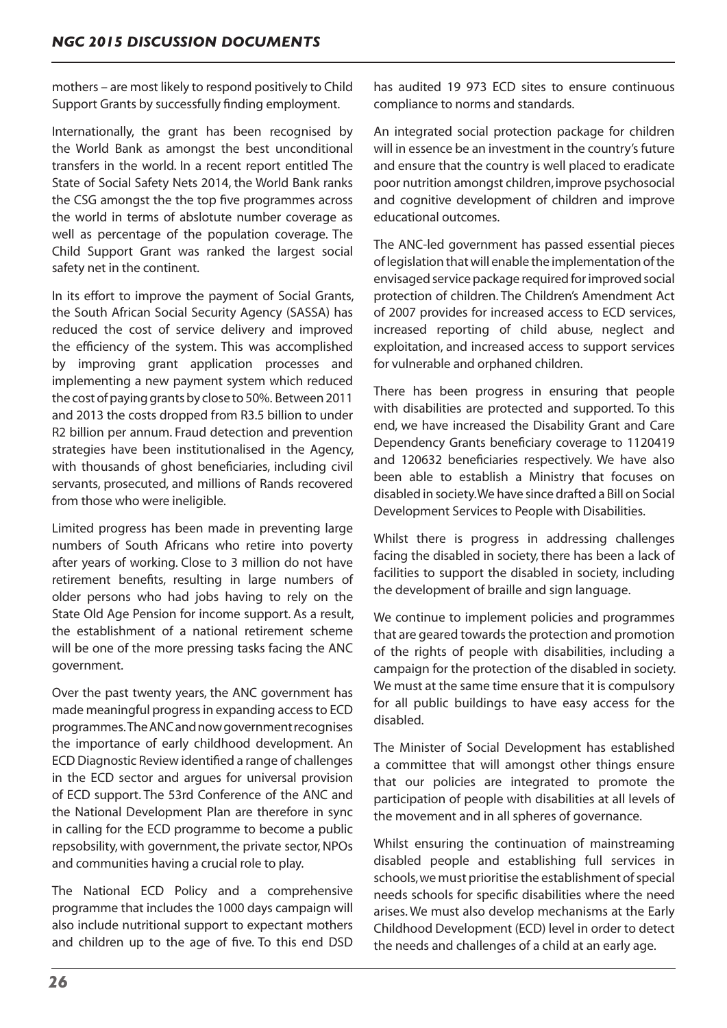mothers – are most likely to respond positively to Child Support Grants by successfully finding employment.

Internationally, the grant has been recognised by the World Bank as amongst the best unconditional transfers in the world. In a recent report entitled The State of Social Safety Nets 2014, the World Bank ranks the CSG amongst the the top five programmes across the world in terms of abslotute number coverage as well as percentage of the population coverage. The Child Support Grant was ranked the largest social safety net in the continent.

In its effort to improve the payment of Social Grants, the South African Social Security Agency (SASSA) has reduced the cost of service delivery and improved the efficiency of the system. This was accomplished by improving grant application processes and implementing a new payment system which reduced the cost of paying grants by close to 50%. Between 2011 and 2013 the costs dropped from R3.5 billion to under R2 billion per annum. Fraud detection and prevention strategies have been institutionalised in the Agency, with thousands of ghost beneficiaries, including civil servants, prosecuted, and millions of Rands recovered from those who were ineligible.

Limited progress has been made in preventing large numbers of South Africans who retire into poverty after years of working. Close to 3 million do not have retirement benefits, resulting in large numbers of older persons who had jobs having to rely on the State Old Age Pension for income support. As a result, the establishment of a national retirement scheme will be one of the more pressing tasks facing the ANC government.

Over the past twenty years, the ANC government has made meaningful progress in expanding access to ECD programmes. The ANC and now government recognises the importance of early childhood development. An ECD Diagnostic Review identified a range of challenges in the ECD sector and argues for universal provision of ECD support. The 53rd Conference of the ANC and the National Development Plan are therefore in sync in calling for the ECD programme to become a public repsobsility, with government, the private sector, NPOs and communities having a crucial role to play.

The National ECD Policy and a comprehensive programme that includes the 1000 days campaign will also include nutritional support to expectant mothers and children up to the age of five. To this end DSD has audited 19 973 ECD sites to ensure continuous compliance to norms and standards.

An integrated social protection package for children will in essence be an investment in the country's future and ensure that the country is well placed to eradicate poor nutrition amongst children, improve psychosocial and cognitive development of children and improve educational outcomes.

The ANC-led government has passed essential pieces of legislation that will enable the implementation of the envisaged service package required for improved social protection of children. The Children's Amendment Act of 2007 provides for increased access to ECD services, increased reporting of child abuse, neglect and exploitation, and increased access to support services for vulnerable and orphaned children.

There has been progress in ensuring that people with disabilities are protected and supported. To this end, we have increased the Disability Grant and Care Dependency Grants beneficiary coverage to 1120419 and 120632 beneficiaries respectively. We have also been able to establish a Ministry that focuses on disabled in society. We have since drafted a Bill on Social Development Services to People with Disabilities.

Whilst there is progress in addressing challenges facing the disabled in society, there has been a lack of facilities to support the disabled in society, including the development of braille and sign language.

We continue to implement policies and programmes that are geared towards the protection and promotion of the rights of people with disabilities, including a campaign for the protection of the disabled in society. We must at the same time ensure that it is compulsory for all public buildings to have easy access for the disabled.

The Minister of Social Development has established a committee that will amongst other things ensure that our policies are integrated to promote the participation of people with disabilities at all levels of the movement and in all spheres of governance.

Whilst ensuring the continuation of mainstreaming disabled people and establishing full services in schools, we must prioritise the establishment of special needs schools for specific disabilities where the need arises. We must also develop mechanisms at the Early Childhood Development (ECD) level in order to detect the needs and challenges of a child at an early age.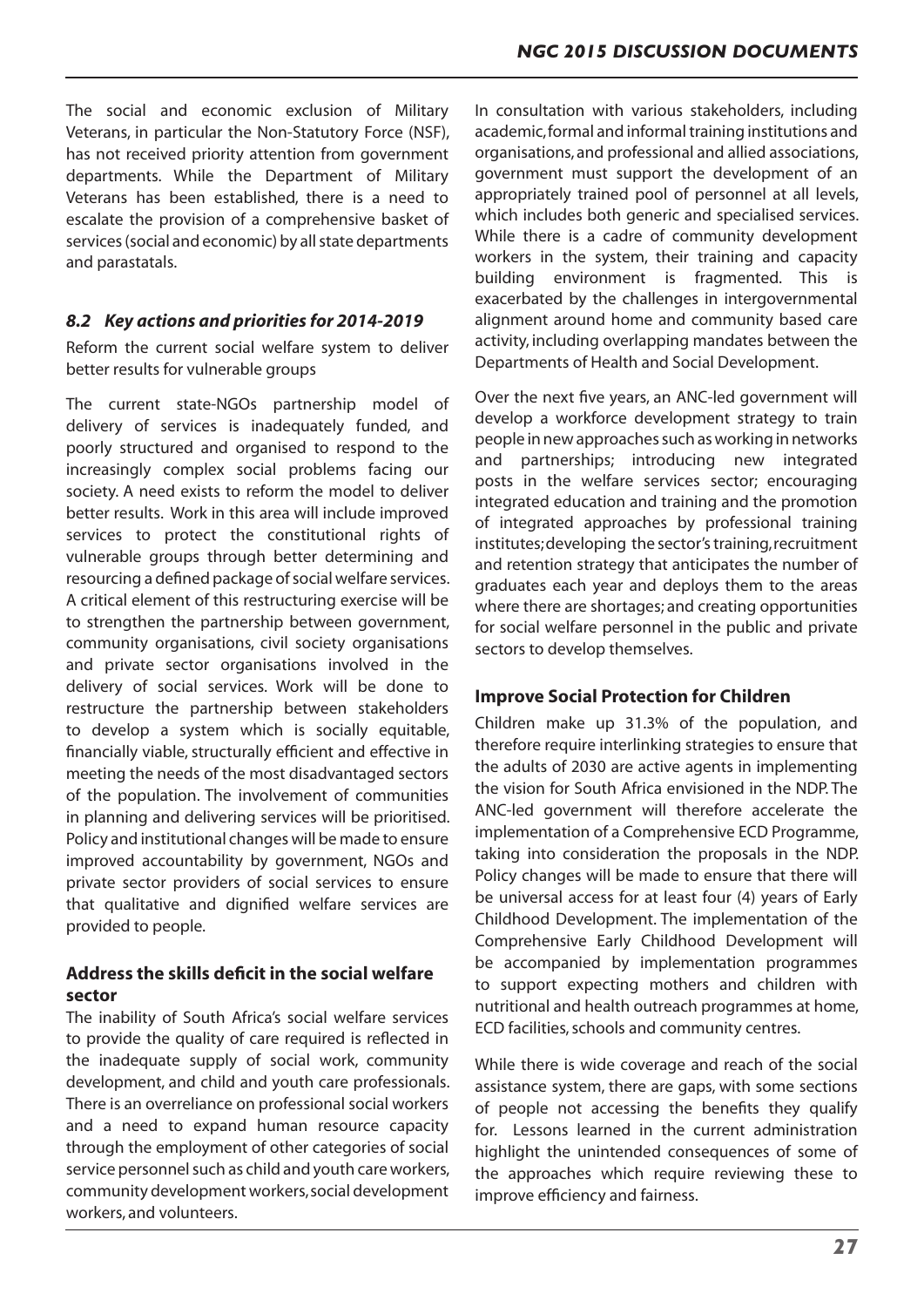The social and economic exclusion of Military Veterans, in particular the Non-Statutory Force (NSF), has not received priority attention from government departments. While the Department of Military Veterans has been established, there is a need to escalate the provision of a comprehensive basket of services (social and economic) by all state departments and parastatals.

### *8.2 Key actions and priorities for 2014-2019*

Reform the current social welfare system to deliver better results for vulnerable groups

The current state-NGOs partnership model of delivery of services is inadequately funded, and poorly structured and organised to respond to the increasingly complex social problems facing our society. A need exists to reform the model to deliver better results. Work in this area will include improved services to protect the constitutional rights of vulnerable groups through better determining and resourcing a defined package of social welfare services. A critical element of this restructuring exercise will be to strengthen the partnership between government, community organisations, civil society organisations and private sector organisations involved in the delivery of social services. Work will be done to restructure the partnership between stakeholders to develop a system which is socially equitable, financially viable, structurally efficient and effective in meeting the needs of the most disadvantaged sectors of the population. The involvement of communities in planning and delivering services will be prioritised. Policy and institutional changes will be made to ensure improved accountability by government, NGOs and private sector providers of social services to ensure that qualitative and dignified welfare services are provided to people.

#### **Address the skills deficit in the social welfare sector**

The inability of South Africa's social welfare services to provide the quality of care required is reflected in the inadequate supply of social work, community development, and child and youth care professionals. There is an overreliance on professional social workers and a need to expand human resource capacity through the employment of other categories of social service personnel such as child and youth care workers, community development workers, social development workers, and volunteers.

In consultation with various stakeholders, including academic, formal and informal training institutions and organisations, and professional and allied associations, government must support the development of an appropriately trained pool of personnel at all levels, which includes both generic and specialised services. While there is a cadre of community development workers in the system, their training and capacity building environment is fragmented. This is exacerbated by the challenges in intergovernmental alignment around home and community based care activity, including overlapping mandates between the Departments of Health and Social Development.

Over the next five years, an ANC-led government will develop a workforce development strategy to train people in new approaches such as working in networks and partnerships; introducing new integrated posts in the welfare services sector; encouraging integrated education and training and the promotion of integrated approaches by professional training institutes; developing the sector's training, recruitment and retention strategy that anticipates the number of graduates each year and deploys them to the areas where there are shortages; and creating opportunities for social welfare personnel in the public and private sectors to develop themselves.

#### **Improve Social Protection for Children**

Children make up 31.3% of the population, and therefore require interlinking strategies to ensure that the adults of 2030 are active agents in implementing the vision for South Africa envisioned in the NDP. The ANC-led government will therefore accelerate the implementation of a Comprehensive ECD Programme, taking into consideration the proposals in the NDP. Policy changes will be made to ensure that there will be universal access for at least four (4) years of Early Childhood Development. The implementation of the Comprehensive Early Childhood Development will be accompanied by implementation programmes to support expecting mothers and children with nutritional and health outreach programmes at home, ECD facilities, schools and community centres.

While there is wide coverage and reach of the social assistance system, there are gaps, with some sections of people not accessing the benefits they qualify for. Lessons learned in the current administration highlight the unintended consequences of some of the approaches which require reviewing these to improve efficiency and fairness.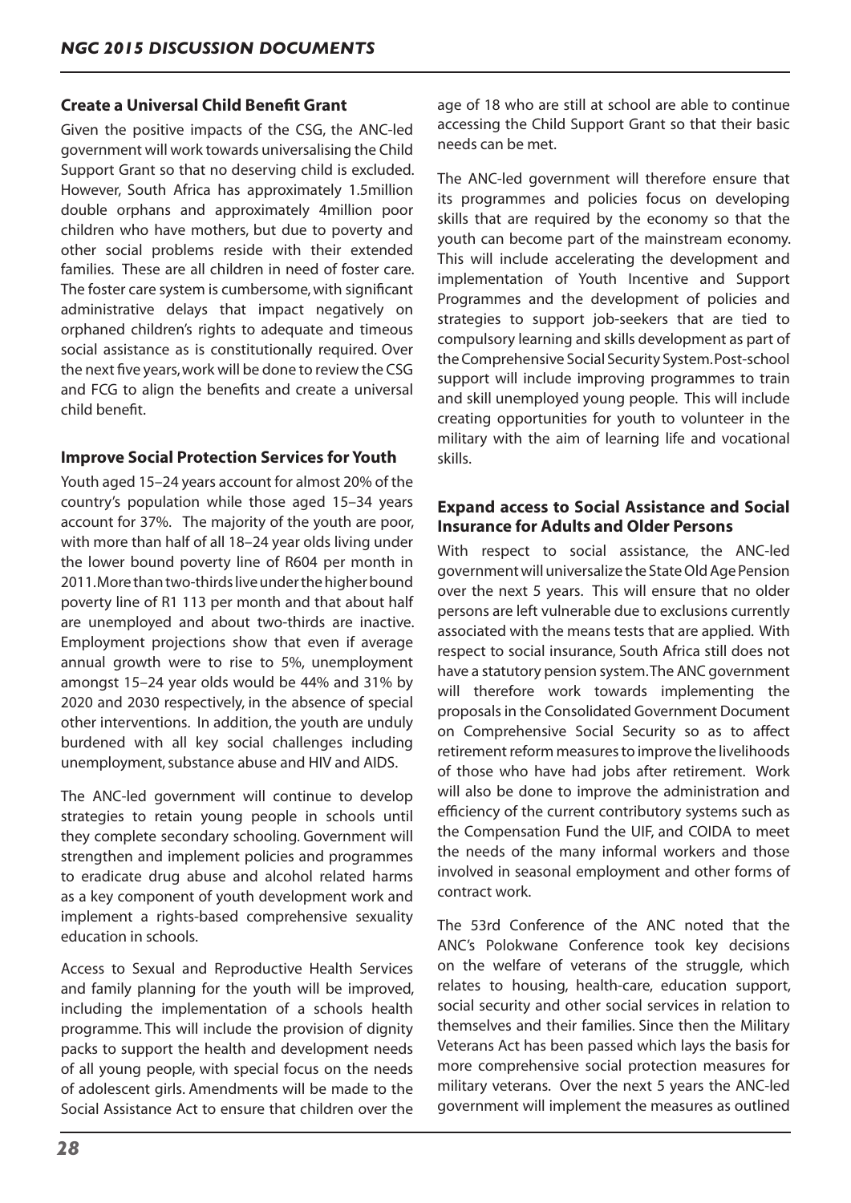### Create a Universal Child Benefit Grant

Given the positive impacts of the CSG, the ANC-led government will work towards universalising the Child Support Grant so that no deserving child is excluded. However, South Africa has approximately 1.5million double orphans and approximately 4million poor children who have mothers, but due to poverty and other social problems reside with their extended families. These are all children in need of foster care. The foster care system is cumbersome, with significant administrative delays that impact negatively on orphaned children's rights to adequate and timeous social assistance as is constitutionally required. Over the next five years, work will be done to review the CSG and FCG to align the benefits and create a universal child benefit.

### Improve Social Protection Services for Youth

Youth aged 15–24 years account for almost 20% of the country's population while those aged 15–34 years account for 37%. The majority of the youth are poor, with more than half of all 18–24 year olds living under the lower bound poverty line of R604 per month in 2011. More than two-thirds live under the higher bound poverty line of R1 113 per month and that about half are unemployed and about two-thirds are inactive. Employment projections show that even if average annual growth were to rise to 5%, unemployment amongst 15–24 year olds would be 44% and 31% by 2020 and 2030 respectively, in the absence of special other interventions. In addition, the youth are unduly burdened with all key social challenges including unemployment, substance abuse and HIV and AIDS.

The ANC-led government will continue to develop strategies to retain young people in schools until they complete secondary schooling. Government will strengthen and implement policies and programmes to eradicate drug abuse and alcohol related harms as a key component of youth development work and implement a rights-based comprehensive sexuality education in schools.

Access to Sexual and Reproductive Health Services and family planning for the youth will be improved, including the implementation of a schools health programme. This will include the provision of dignity packs to support the health and development needs of all young people, with special focus on the needs of adolescent girls. Amendments will be made to the Social Assistance Act to ensure that children over the age of 18 who are still at school are able to continue accessing the Child Support Grant so that their basic needs can be met.

The ANC-led government will therefore ensure that its programmes and policies focus on developing skills that are required by the economy so that the youth can become part of the mainstream economy. This will include accelerating the development and implementation of Youth Incentive and Support Programmes and the development of policies and strategies to support job-seekers that are tied to compulsory learning and skills development as part of the Comprehensive Social Security System. Post-school support will include improving programmes to train and skill unemployed young people. This will include creating opportunities for youth to volunteer in the military with the aim of learning life and vocational skills.

### Expand access to Social Assistance and Social Insurance for Adults and Older Persons

With respect to social assistance, the ANC-led government will universalize the State Old Age Pension over the next 5 years. This will ensure that no older persons are left vulnerable due to exclusions currently associated with the means tests that are applied. With respect to social insurance, South Africa still does not have a statutory pension system. The ANC government will therefore work towards implementing the proposals in the Consolidated Government Document on Comprehensive Social Security so as to affect retirement reform measures to improve the livelihoods of those who have had jobs after retirement. Work will also be done to improve the administration and efficiency of the current contributory systems such as the Compensation Fund the UIF, and COIDA to meet the needs of the many informal workers and those involved in seasonal employment and other forms of contract work.

The 53rd Conference of the ANC noted that the ANC's Polokwane Conference took key decisions on the welfare of veterans of the struggle, which relates to housing, health-care, education support, social security and other social services in relation to themselves and their families. Since then the Military Veterans Act has been passed which lays the basis for more comprehensive social protection measures for military veterans. Over the next 5 years the ANC-led government will implement the measures as outlined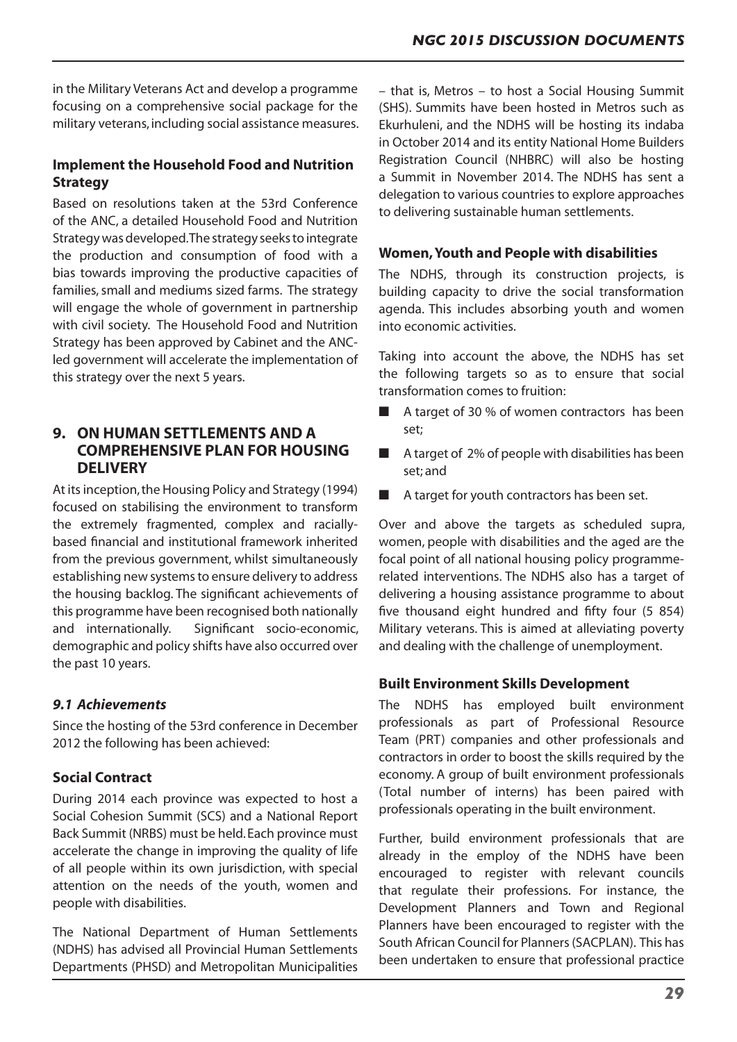in the Military Veterans Act and develop a programme focusing on a comprehensive social package for the military veterans, including social assistance measures.

### Implement the Household Food and Nutrition Strategy

Based on resolutions taken at the 53rd Conference of the ANC, a detailed Household Food and Nutrition Strategy was developed. The strategy seeks to integrate the production and consumption of food with a bias towards improving the productive capacities of families, small and mediums sized farms. The strategy will engage the whole of government in partnership with civil society. The Household Food and Nutrition Strategy has been approved by Cabinet and the ANC-led government will accelerate the implementation of this strategy over the next 5 years.

## 9. ON HUMAN SETTLEMENTS AND A COMPREHENSIVE PLAN FOR HOUSING DELIVERY

At its inception, the Housing Policy and Strategy (1994) focused on stabilising the environment to transform the extremely fragmented, complex and racially-based financial and institutional framework inherited from the previous government, whilst simultaneously establishing new systems to ensure delivery to address the housing backlog. The significant achievements of this programme have been recognised both nationally and internationally. Significant socio-economic, demographic and policy shifts have also occurred over the past 10 years.

### *9.1 Achievements*

Since the hosting of the 53rd conference in December 2012 the following has been achieved:

### Social Contract

During 2014 each province was expected to host a Social Cohesion Summit (SCS) and a National Report Back Summit (NRBS) must be held. Each province must accelerate the change in improving the quality of life of all people within its own jurisdiction, with special attention on the needs of the youth, women and people with disabilities.

The National Department of Human Settlements (NDHS) has advised all Provincial Human Settlements Departments (PHSD) and Metropolitan Municipalities – that is, Metros – to host a Social Housing Summit (SHS). Summits have been hosted in Metros such as Ekurhuleni, and the NDHS will be hosting its indaba in October 2014 and its entity National Home Builders Registration Council (NHBRC) will also be hosting a Summit in November 2014. The NDHS has sent a delegation to various countries to explore approaches to delivering sustainable human settlements.

### Women, Youth and People with disabilities

The NDHS, through its construction projects, is building capacity to drive the social transformation agenda. This includes absorbing youth and women into economic activities.

Taking into account the above, the NDHS has set the following targets so as to ensure that social transformation comes to fruition:

- A target of 30 % of women contractors has been set;
- A target of 2% of people with disabilities has been set; and
- A target for youth contractors has been set.

Over and above the targets as scheduled supra, women, people with disabilities and the aged are the focal point of all national housing policy programme-related interventions. The NDHS also has a target of delivering a housing assistance programme to about five thousand eight hundred and fifty four (5 854) Military veterans. This is aimed at alleviating poverty and dealing with the challenge of unemployment.

### Built Environment Skills Development

The NDHS has employed built environment professionals as part of Professional Resource Team (PRT) companies and other professionals and contractors in order to boost the skills required by the economy. A group of built environment professionals (Total number of interns) has been paired with professionals operating in the built environment.

Further, build environment professionals that are already in the employ of the NDHS have been encouraged to register with relevant councils that regulate their professions. For instance, the Development Planners and Town and Regional Planners have been encouraged to register with the South African Council for Planners (SACPLAN). This has been undertaken to ensure that professional practice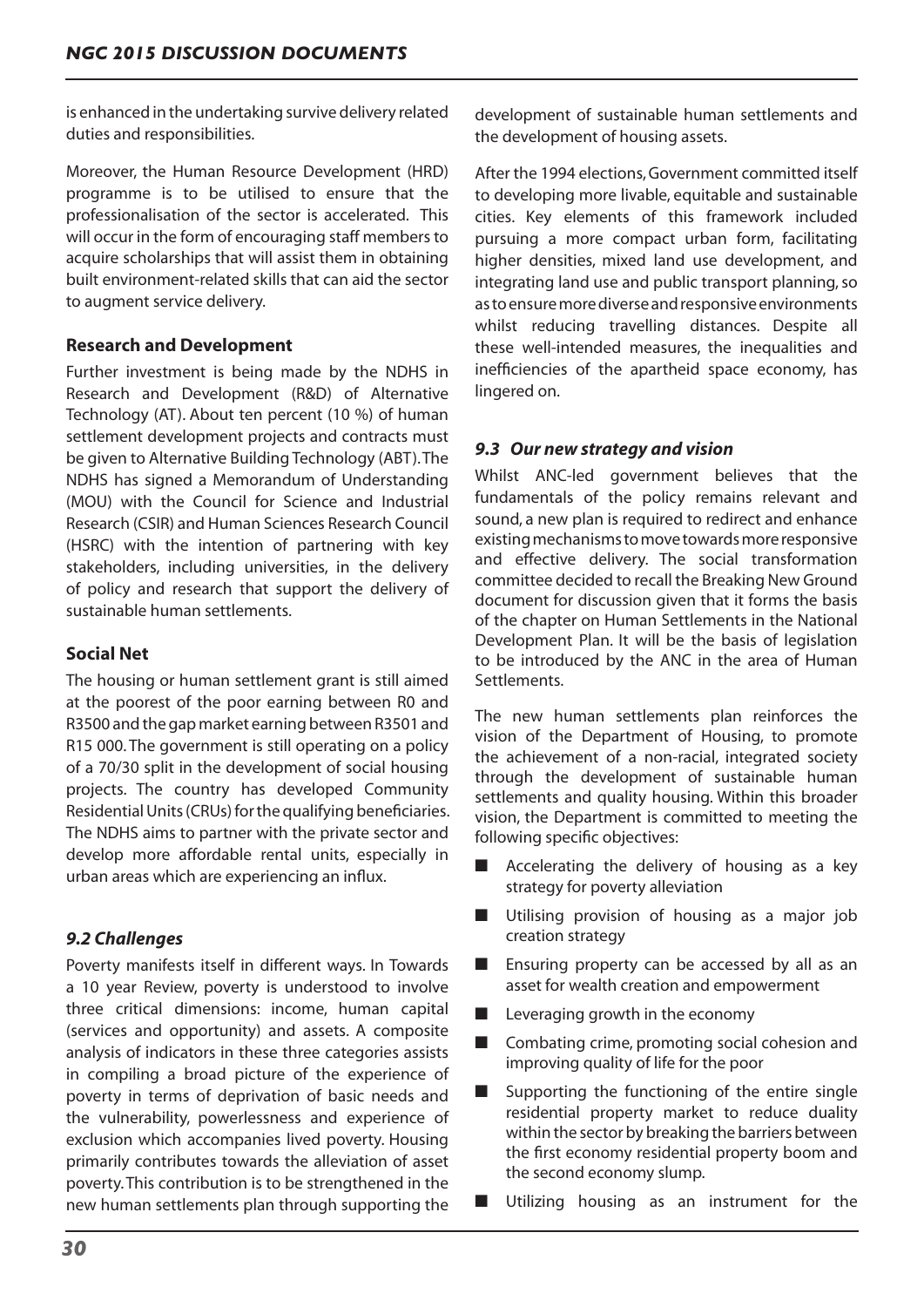is enhanced in the undertaking survive delivery related duties and responsibilities.

Moreover, the Human Resource Development (HRD) programme is to be utilised to ensure that the professionalisation of the sector is accelerated. This will occur in the form of encouraging staff members to acquire scholarships that will assist them in obtaining built environment-related skills that can aid the sector to augment service delivery.

**Research and Development**

Further investment is being made by the NDHS in Research and Development (R&D) of Alternative Technology (AT). About ten percent (10 %) of human settlement development projects and contracts must be given to Alternative Building Technology (ABT). The NDHS has signed a Memorandum of Understanding (MOU) with the Council for Science and Industrial Research (CSIR) and Human Sciences Research Council (HSRC) with the intention of partnering with key stakeholders, including universities, in the delivery of policy and research that support the delivery of sustainable human settlements.

**Social Net**

The housing or human settlement grant is still aimed at the poorest of the poor earning between R0 and R3500 and the gap market earning between R3501 and R15 000. The government is still operating on a policy of a 70/30 split in the development of social housing projects. The country has developed Community Residential Units (CRUs) for the qualifying beneficiaries. The NDHS aims to partner with the private sector and develop more affordable rental units, especially in urban areas which are experiencing an influx.

### *9.2 Challenges*

Poverty manifests itself in different ways. In Towards a 10 year Review, poverty is understood to involve three critical dimensions: income, human capital (services and opportunity) and assets. A composite analysis of indicators in these three categories assists in compiling a broad picture of the experience of poverty in terms of deprivation of basic needs and the vulnerability, powerlessness and experience of exclusion which accompanies lived poverty. Housing primarily contributes towards the alleviation of asset poverty. This contribution is to be strengthened in the new human settlements plan through supporting the development of sustainable human settlements and the development of housing assets.

After the 1994 elections, Government committed itself to developing more livable, equitable and sustainable cities. Key elements of this framework included pursuing a more compact urban form, facilitating higher densities, mixed land use development, and integrating land use and public transport planning, so as to ensure more diverse and responsive environments whilst reducing travelling distances. Despite all these well-intended measures, the inequalities and inefficiencies of the apartheid space economy, has lingered on.

### *9.3 Our new strategy and vision*

Whilst ANC-led government believes that the fundamentals of the policy remains relevant and sound, a new plan is required to redirect and enhance existing mechanisms to move towards more responsive and effective delivery. The social transformation committee decided to recall the Breaking New Ground document for discussion given that it forms the basis of the chapter on Human Settlements in the National Development Plan. It will be the basis of legislation to be introduced by the ANC in the area of Human Settlements.

The new human settlements plan reinforces the vision of the Department of Housing, to promote the achievement of a non-racial, integrated society through the development of sustainable human settlements and quality housing. Within this broader vision, the Department is committed to meeting the following specific objectives:

- Accelerating the delivery of housing as a key strategy for poverty alleviation
- Utilising provision of housing as a major job creation strategy
- Ensuring property can be accessed by all as an asset for wealth creation and empowerment
- Leveraging growth in the economy
- Combating crime, promoting social cohesion and improving quality of life for the poor
- Supporting the functioning of the entire single residential property market to reduce duality within the sector by breaking the barriers between the first economy residential property boom and the second economy slump.
- Utilizing housing as an instrument for the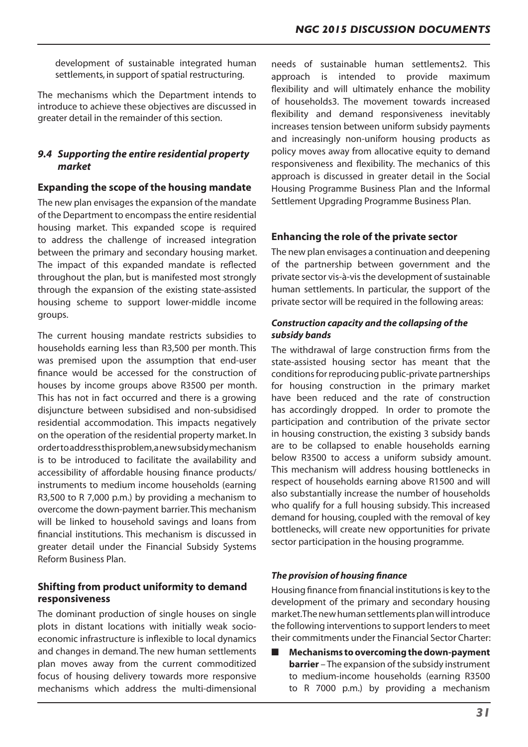development of sustainable integrated human settlements, in support of spatial restructuring.

The mechanisms which the Department intends to introduce to achieve these objectives are discussed in greater detail in the remainder of this section.

### *9.4 Supporting the entire residential property market*

#### Expanding the scope of the housing mandate

The new plan envisages the expansion of the mandate of the Department to encompass the entire residential housing market. This expanded scope is required to address the challenge of increased integration between the primary and secondary housing market. The impact of this expanded mandate is reflected throughout the plan, but is manifested most strongly through the expansion of the existing state-assisted housing scheme to support lower-middle income groups.

The current housing mandate restricts subsidies to households earning less than R3,500 per month. This was premised upon the assumption that end-user finance would be accessed for the construction of houses by income groups above R3500 per month. This has not in fact occurred and there is a growing disjuncture between subsidised and non-subsidised residential accommodation. This impacts negatively on the operation of the residential property market. In order to address this problem, a new subsidy mechanism is to be introduced to facilitate the availability and accessibility of affordable housing finance products/instruments to medium income households (earning R3,500 to R 7,000 p.m.) by providing a mechanism to overcome the down-payment barrier. This mechanism will be linked to household savings and loans from financial institutions. This mechanism is discussed in greater detail under the Financial Subsidy Systems Reform Business Plan.

#### Shifting from product uniformity to demand responsiveness

The dominant production of single houses on single plots in distant locations with initially weak socio-economic infrastructure is inflexible to local dynamics and changes in demand. The new human settlements plan moves away from the current commoditized focus of housing delivery towards more responsive mechanisms which address the multi-dimensional needs of sustainable human settlements2. This approach is intended to provide maximum flexibility and will ultimately enhance the mobility of households3. The movement towards increased flexibility and demand responsiveness inevitably increases tension between uniform subsidy payments and increasingly non-uniform housing products as policy moves away from allocative equity to demand responsiveness and flexibility. The mechanics of this approach is discussed in greater detail in the Social Housing Programme Business Plan and the Informal Settlement Upgrading Programme Business Plan.

#### Enhancing the role of the private sector

The new plan envisages a continuation and deepening of the partnership between government and the private sector vis-à-vis the development of sustainable human settlements. In particular, the support of the private sector will be required in the following areas:

##### *Construction capacity and the collapsing of the subsidy bands*

The withdrawal of large construction firms from the state-assisted housing sector has meant that the conditions for reproducing public-private partnerships for housing construction in the primary market have been reduced and the rate of construction has accordingly dropped. In order to promote the participation and contribution of the private sector in housing construction, the existing 3 subsidy bands are to be collapsed to enable households earning below R3500 to access a uniform subsidy amount. This mechanism will address housing bottlenecks in respect of households earning above R1500 and will also substantially increase the number of households who qualify for a full housing subsidy. This increased demand for housing, coupled with the removal of key bottlenecks, will create new opportunities for private sector participation in the housing programme.

##### *The provision of housing finance*

Housing finance from financial institutions is key to the development of the primary and secondary housing market. The new human settlements plan will introduce the following interventions to support lenders to meet their commitments under the Financial Sector Charter:

- **Mechanisms to overcoming the down-payment barrier** – The expansion of the subsidy instrument to medium-income households (earning R3500 to R 7000 p.m.) by providing a mechanism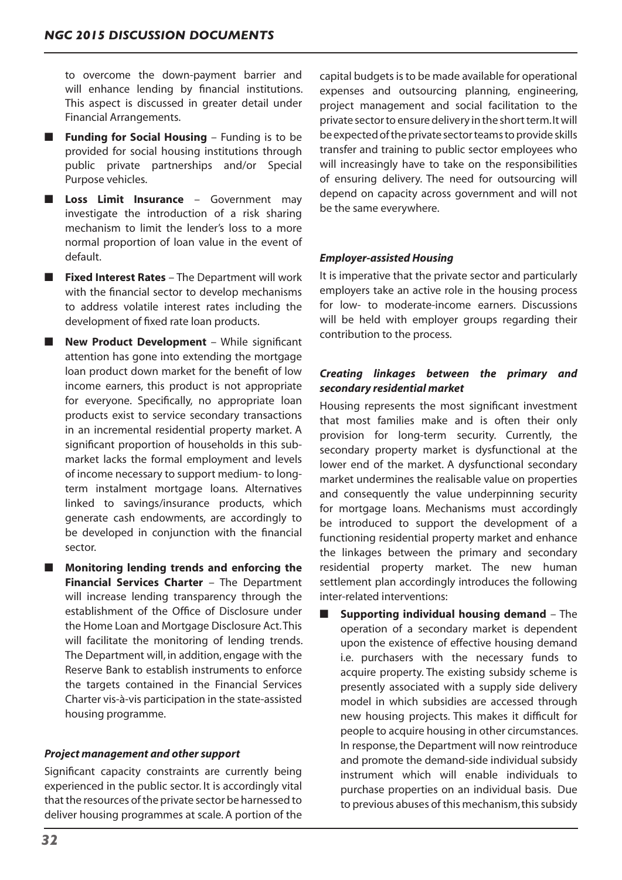to overcome the down-payment barrier and will enhance lending by financial institutions. This aspect is discussed in greater detail under Financial Arrangements.

- **Funding for Social Housing** – Funding is to be provided for social housing institutions through public private partnerships and/or Special Purpose vehicles.
- **Loss Limit Insurance** – Government may investigate the introduction of a risk sharing mechanism to limit the lender's loss to a more normal proportion of loan value in the event of default.
- **Fixed Interest Rates** – The Department will work with the financial sector to develop mechanisms to address volatile interest rates including the development of fixed rate loan products.
- **New Product Development** – While significant attention has gone into extending the mortgage loan product down market for the benefit of low income earners, this product is not appropriate for everyone. Specifically, no appropriate loan products exist to service secondary transactions in an incremental residential property market. A significant proportion of households in this sub-market lacks the formal employment and levels of income necessary to support medium- to long-term instalment mortgage loans. Alternatives linked to savings/insurance products, which generate cash endowments, are accordingly to be developed in conjunction with the financial sector.
- **Monitoring lending trends and enforcing the Financial Services Charter** – The Department will increase lending transparency through the establishment of the Office of Disclosure under the Home Loan and Mortgage Disclosure Act. This will facilitate the monitoring of lending trends. The Department will, in addition, engage with the Reserve Bank to establish instruments to enforce the targets contained in the Financial Services Charter vis-à-vis participation in the state-assisted housing programme.

***Project management and other support***

Significant capacity constraints are currently being experienced in the public sector. It is accordingly vital that the resources of the private sector be harnessed to deliver housing programmes at scale. A portion of the capital budgets is to be made available for operational expenses and outsourcing planning, engineering, project management and social facilitation to the private sector to ensure delivery in the short term. It will be expected of the private sector teams to provide skills transfer and training to public sector employees who will increasingly have to take on the responsibilities of ensuring delivery. The need for outsourcing will depend on capacity across government and will not be the same everywhere.

***Employer-assisted Housing***

It is imperative that the private sector and particularly employers take an active role in the housing process for low- to moderate-income earners. Discussions will be held with employer groups regarding their contribution to the process.

***Creating linkages between the primary and secondary residential market***

Housing represents the most significant investment that most families make and is often their only provision for long-term security. Currently, the secondary property market is dysfunctional at the lower end of the market. A dysfunctional secondary market undermines the realisable value on properties and consequently the value underpinning security for mortgage loans. Mechanisms must accordingly be introduced to support the development of a functioning residential property market and enhance the linkages between the primary and secondary residential property market. The new human settlement plan accordingly introduces the following inter-related interventions:

- **Supporting individual housing demand** – The operation of a secondary market is dependent upon the existence of effective housing demand i.e. purchasers with the necessary funds to acquire property. The existing subsidy scheme is presently associated with a supply side delivery model in which subsidies are accessed through new housing projects. This makes it difficult for people to acquire housing in other circumstances. In response, the Department will now reintroduce and promote the demand-side individual subsidy instrument which will enable individuals to purchase properties on an individual basis. Due to previous abuses of this mechanism, this subsidy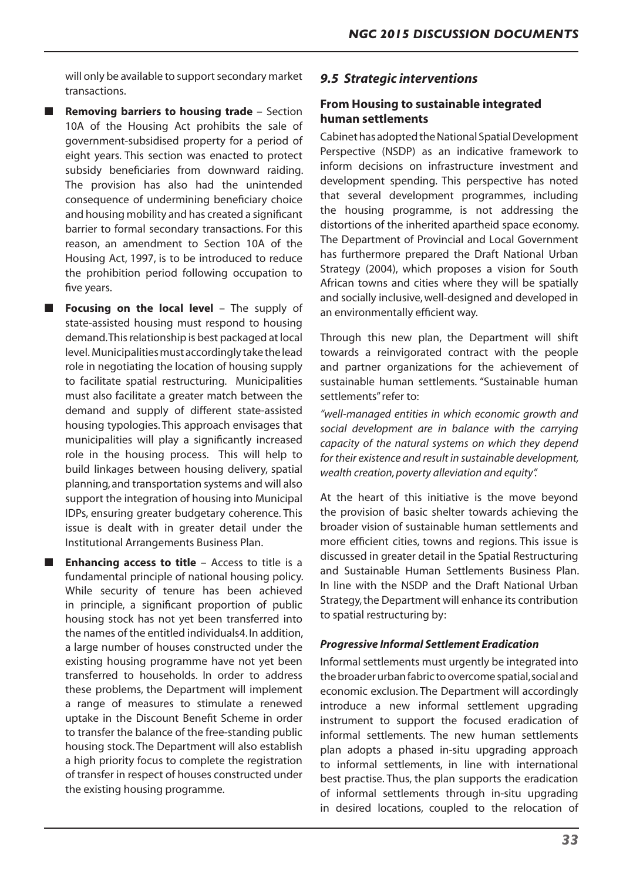will only be available to support secondary market transactions.

- **Removing barriers to housing trade** – Section 10A of the Housing Act prohibits the sale of government-subsidised property for a period of eight years. This section was enacted to protect subsidy beneficiaries from downward raiding. The provision has also had the unintended consequence of undermining beneficiary choice and housing mobility and has created a significant barrier to formal secondary transactions. For this reason, an amendment to Section 10A of the Housing Act, 1997, is to be introduced to reduce the prohibition period following occupation to five years.
- **Focusing on the local level** – The supply of state-assisted housing must respond to housing demand. This relationship is best packaged at local level. Municipalities must accordingly take the lead role in negotiating the location of housing supply to facilitate spatial restructuring. Municipalities must also facilitate a greater match between the demand and supply of different state-assisted housing typologies. This approach envisages that municipalities will play a significantly increased role in the housing process. This will help to build linkages between housing delivery, spatial planning, and transportation systems and will also support the integration of housing into Municipal IDPs, ensuring greater budgetary coherence. This issue is dealt with in greater detail under the Institutional Arrangements Business Plan.
- **Enhancing access to title** – Access to title is a fundamental principle of national housing policy. While security of tenure has been achieved in principle, a significant proportion of public housing stock has not yet been transferred into the names of the entitled individuals4. In addition, a large number of houses constructed under the existing housing programme have not yet been transferred to households. In order to address these problems, the Department will implement a range of measures to stimulate a renewed uptake in the Discount Benefit Scheme in order to transfer the balance of the free-standing public housing stock. The Department will also establish a high priority focus to complete the registration of transfer in respect of houses constructed under the existing housing programme.

## 9.5 Strategic interventions

### From Housing to sustainable integrated human settlements

Cabinet has adopted the National Spatial Development Perspective (NSDP) as an indicative framework to inform decisions on infrastructure investment and development spending. This perspective has noted that several development programmes, including the housing programme, is not addressing the distortions of the inherited apartheid space economy. The Department of Provincial and Local Government has furthermore prepared the Draft National Urban Strategy (2004), which proposes a vision for South African towns and cities where they will be spatially and socially inclusive, well-designed and developed in an environmentally efficient way.

Through this new plan, the Department will shift towards a reinvigorated contract with the people and partner organizations for the achievement of sustainable human settlements. "Sustainable human settlements" refer to:

*"well-managed entities in which economic growth and social development are in balance with the carrying capacity of the natural systems on which they depend for their existence and result in sustainable development, wealth creation, poverty alleviation and equity".*

At the heart of this initiative is the move beyond the provision of basic shelter towards achieving the broader vision of sustainable human settlements and more efficient cities, towns and regions. This issue is discussed in greater detail in the Spatial Restructuring and Sustainable Human Settlements Business Plan. In line with the NSDP and the Draft National Urban Strategy, the Department will enhance its contribution to spatial restructuring by:

#### *Progressive Informal Settlement Eradication*

Informal settlements must urgently be integrated into the broader urban fabric to overcome spatial, social and economic exclusion. The Department will accordingly introduce a new informal settlement upgrading instrument to support the focused eradication of informal settlements. The new human settlements plan adopts a phased in-situ upgrading approach to informal settlements, in line with international best practise. Thus, the plan supports the eradication of informal settlements through in-situ upgrading in desired locations, coupled to the relocation of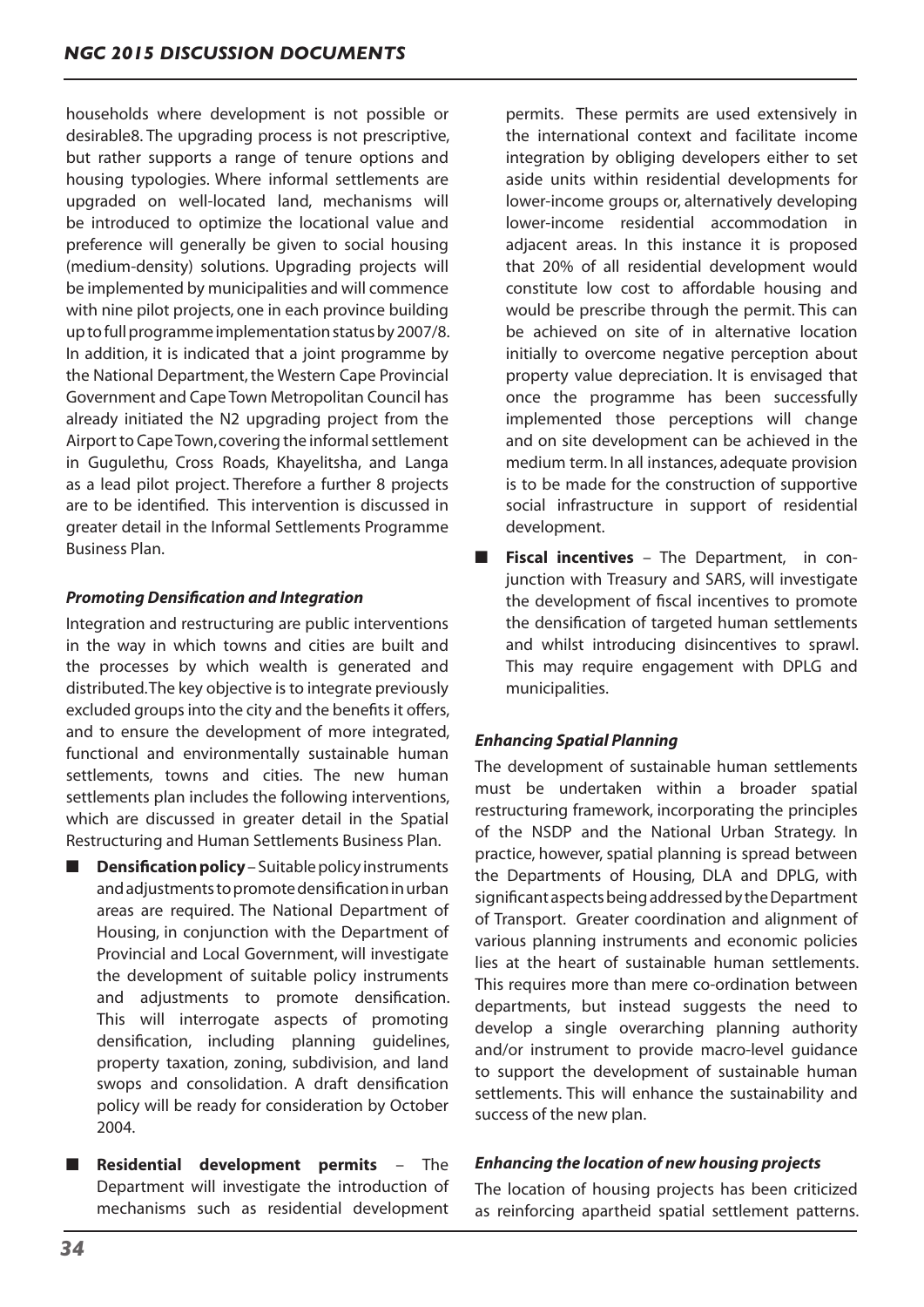households where development is not possible or desirable8. The upgrading process is not prescriptive, but rather supports a range of tenure options and housing typologies. Where informal settlements are upgraded on well-located land, mechanisms will be introduced to optimize the locational value and preference will generally be given to social housing (medium-density) solutions. Upgrading projects will be implemented by municipalities and will commence with nine pilot projects, one in each province building up to full programme implementation status by 2007/8. In addition, it is indicated that a joint programme by the National Department, the Western Cape Provincial Government and Cape Town Metropolitan Council has already initiated the N2 upgrading project from the Airport to Cape Town, covering the informal settlement in Gugulethu, Cross Roads, Khayelitsha, and Langa as a lead pilot project. Therefore a further 8 projects are to be identified. This intervention is discussed in greater detail in the Informal Settlements Programme Business Plan.

### *Promoting Densification and Integration*

Integration and restructuring are public interventions in the way in which towns and cities are built and the processes by which wealth is generated and distributed. The key objective is to integrate previously excluded groups into the city and the benefits it offers, and to ensure the development of more integrated, functional and environmentally sustainable human settlements, towns and cities. The new human settlements plan includes the following interventions, which are discussed in greater detail in the Spatial Restructuring and Human Settlements Business Plan.

- **Densification policy** – Suitable policy instruments and adjustments to promote densification in urban areas are required. The National Department of Housing, in conjunction with the Department of Provincial and Local Government, will investigate the development of suitable policy instruments and adjustments to promote densification. This will interrogate aspects of promoting densification, including planning guidelines, property taxation, zoning, subdivision, and land swops and consolidation. A draft densification policy will be ready for consideration by October 2004.
- **Residential development permits** – The Department will investigate the introduction of mechanisms such as residential development permits. These permits are used extensively in the international context and facilitate income integration by obliging developers either to set aside units within residential developments for lower-income groups or, alternatively developing lower-income residential accommodation in adjacent areas. In this instance it is proposed that 20% of all residential development would constitute low cost to affordable housing and would be prescribe through the permit. This can be achieved on site of in alternative location initially to overcome negative perception about property value depreciation. It is envisaged that once the programme has been successfully implemented those perceptions will change and on site development can be achieved in the medium term. In all instances, adequate provision is to be made for the construction of supportive social infrastructure in support of residential development.
- **Fiscal incentives** – The Department, in conjunction with Treasury and SARS, will investigate the development of fiscal incentives to promote the densification of targeted human settlements and whilst introducing disincentives to sprawl. This may require engagement with DPLG and municipalities.

### *Enhancing Spatial Planning*

The development of sustainable human settlements must be undertaken within a broader spatial restructuring framework, incorporating the principles of the NSDP and the National Urban Strategy. In practice, however, spatial planning is spread between the Departments of Housing, DLA and DPLG, with significant aspects being addressed by the Department of Transport. Greater coordination and alignment of various planning instruments and economic policies lies at the heart of sustainable human settlements. This requires more than mere co-ordination between departments, but instead suggests the need to develop a single overarching planning authority and/or instrument to provide macro-level guidance to support the development of sustainable human settlements. This will enhance the sustainability and success of the new plan.

### *Enhancing the location of new housing projects*

The location of housing projects has been criticized as reinforcing apartheid spatial settlement patterns.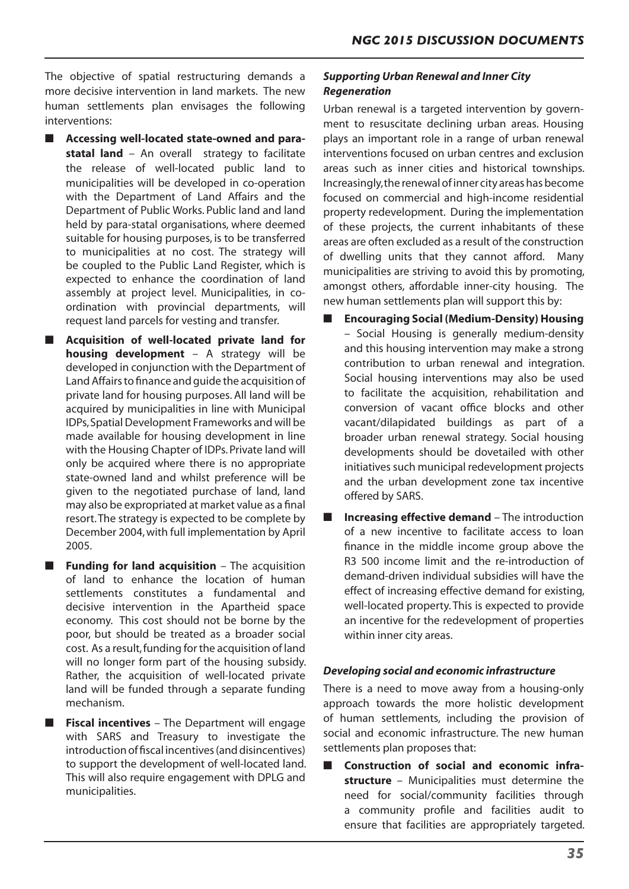The objective of spatial restructuring demands a more decisive intervention in land markets. The new human settlements plan envisages the following interventions:

- **Accessing well-located state-owned and para-statal land** – An overall strategy to facilitate the release of well-located public land to municipalities will be developed in co-operation with the Department of Land Affairs and the Department of Public Works. Public land and land held by para-statal organisations, where deemed suitable for housing purposes, is to be transferred to municipalities at no cost. The strategy will be coupled to the Public Land Register, which is expected to enhance the coordination of land assembly at project level. Municipalities, in co-ordination with provincial departments, will request land parcels for vesting and transfer.
- **Acquisition of well-located private land for housing development** – A strategy will be developed in conjunction with the Department of Land Affairs to finance and guide the acquisition of private land for housing purposes. All land will be acquired by municipalities in line with Municipal IDPs, Spatial Development Frameworks and will be made available for housing development in line with the Housing Chapter of IDPs. Private land will only be acquired where there is no appropriate state-owned land and whilst preference will be given to the negotiated purchase of land, land may also be expropriated at market value as a final resort. The strategy is expected to be complete by December 2004, with full implementation by April 2005.
- **Funding for land acquisition** – The acquisition of land to enhance the location of human settlements constitutes a fundamental and decisive intervention in the Apartheid space economy. This cost should not be borne by the poor, but should be treated as a broader social cost. As a result, funding for the acquisition of land will no longer form part of the housing subsidy. Rather, the acquisition of well-located private land will be funded through a separate funding mechanism.
- **Fiscal incentives** – The Department will engage with SARS and Treasury to investigate the introduction of fiscal incentives (and disincentives) to support the development of well-located land. This will also require engagement with DPLG and municipalities.

### *Supporting Urban Renewal and Inner City Regeneration*

Urban renewal is a targeted intervention by government to resuscitate declining urban areas. Housing plays an important role in a range of urban renewal interventions focused on urban centres and exclusion areas such as inner cities and historical townships. Increasingly, the renewal of inner city areas has become focused on commercial and high-income residential property redevelopment. During the implementation of these projects, the current inhabitants of these areas are often excluded as a result of the construction of dwelling units that they cannot afford. Many municipalities are striving to avoid this by promoting, amongst others, affordable inner-city housing. The new human settlements plan will support this by:

- **Encouraging Social (Medium-Density) Housing** – Social Housing is generally medium-density and this housing intervention may make a strong contribution to urban renewal and integration. Social housing interventions may also be used to facilitate the acquisition, rehabilitation and conversion of vacant office blocks and other vacant/dilapidated buildings as part of a broader urban renewal strategy. Social housing developments should be dovetailed with other initiatives such municipal redevelopment projects and the urban development zone tax incentive offered by SARS.
- **Increasing effective demand** – The introduction of a new incentive to facilitate access to loan finance in the middle income group above the R3 500 income limit and the re-introduction of demand-driven individual subsidies will have the effect of increasing effective demand for existing, well-located property. This is expected to provide an incentive for the redevelopment of properties within inner city areas.

### *Developing social and economic infrastructure*

There is a need to move away from a housing-only approach towards the more holistic development of human settlements, including the provision of social and economic infrastructure. The new human settlements plan proposes that:

- **Construction of social and economic infrastructure** – Municipalities must determine the need for social/community facilities through a community profile and facilities audit to ensure that facilities are appropriately targeted.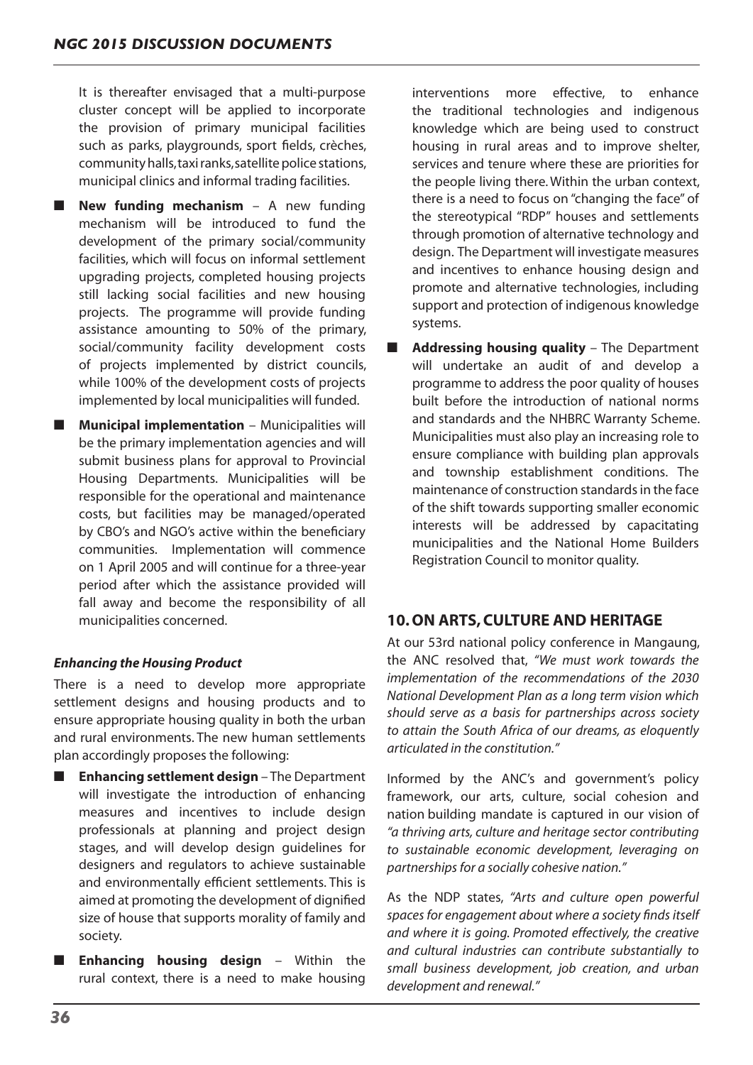It is thereafter envisaged that a multi-purpose cluster concept will be applied to incorporate the provision of primary municipal facilities such as parks, playgrounds, sport fields, crèches, community halls, taxi ranks, satellite police stations, municipal clinics and informal trading facilities.

- **New funding mechanism** – A new funding mechanism will be introduced to fund the development of the primary social/community facilities, which will focus on informal settlement upgrading projects, completed housing projects still lacking social facilities and new housing projects. The programme will provide funding assistance amounting to 50% of the primary, social/community facility development costs of projects implemented by district councils, while 100% of the development costs of projects implemented by local municipalities will funded.
- **Municipal implementation** – Municipalities will be the primary implementation agencies and will submit business plans for approval to Provincial Housing Departments. Municipalities will be responsible for the operational and maintenance costs, but facilities may be managed/operated by CBO's and NGO's active within the beneficiary communities. Implementation will commence on 1 April 2005 and will continue for a three-year period after which the assistance provided will fall away and become the responsibility of all municipalities concerned.

***Enhancing the Housing Product***

There is a need to develop more appropriate settlement designs and housing products and to ensure appropriate housing quality in both the urban and rural environments. The new human settlements plan accordingly proposes the following:

- **Enhancing settlement design** – The Department will investigate the introduction of enhancing measures and incentives to include design professionals at planning and project design stages, and will develop design guidelines for designers and regulators to achieve sustainable and environmentally efficient settlements. This is aimed at promoting the development of dignified size of house that supports morality of family and society.
- **Enhancing housing design** – Within the rural context, there is a need to make housing interventions more effective, to enhance the traditional technologies and indigenous knowledge which are being used to construct housing in rural areas and to improve shelter, services and tenure where these are priorities for the people living there. Within the urban context, there is a need to focus on "changing the face" of the stereotypical "RDP" houses and settlements through promotion of alternative technology and design. The Department will investigate measures and incentives to enhance housing design and promote and alternative technologies, including support and protection of indigenous knowledge systems.
- **Addressing housing quality** – The Department will undertake an audit of and develop a programme to address the poor quality of houses built before the introduction of national norms and standards and the NHBRC Warranty Scheme. Municipalities must also play an increasing role to ensure compliance with building plan approvals and township establishment conditions. The maintenance of construction standards in the face of the shift towards supporting smaller economic interests will be addressed by capacitating municipalities and the National Home Builders Registration Council to monitor quality.

## 10. ON ARTS, CULTURE AND HERITAGE

At our 53rd national policy conference in Mangaung, the ANC resolved that, *"We must work towards the implementation of the recommendations of the 2030 National Development Plan as a long term vision which should serve as a basis for partnerships across society to attain the South Africa of our dreams, as eloquently articulated in the constitution."*

Informed by the ANC's and government's policy framework, our arts, culture, social cohesion and nation building mandate is captured in our vision of *"a thriving arts, culture and heritage sector contributing to sustainable economic development, leveraging on partnerships for a socially cohesive nation."*

As the NDP states, *"Arts and culture open powerful spaces for engagement about where a society finds itself and where it is going. Promoted effectively, the creative and cultural industries can contribute substantially to small business development, job creation, and urban development and renewal."*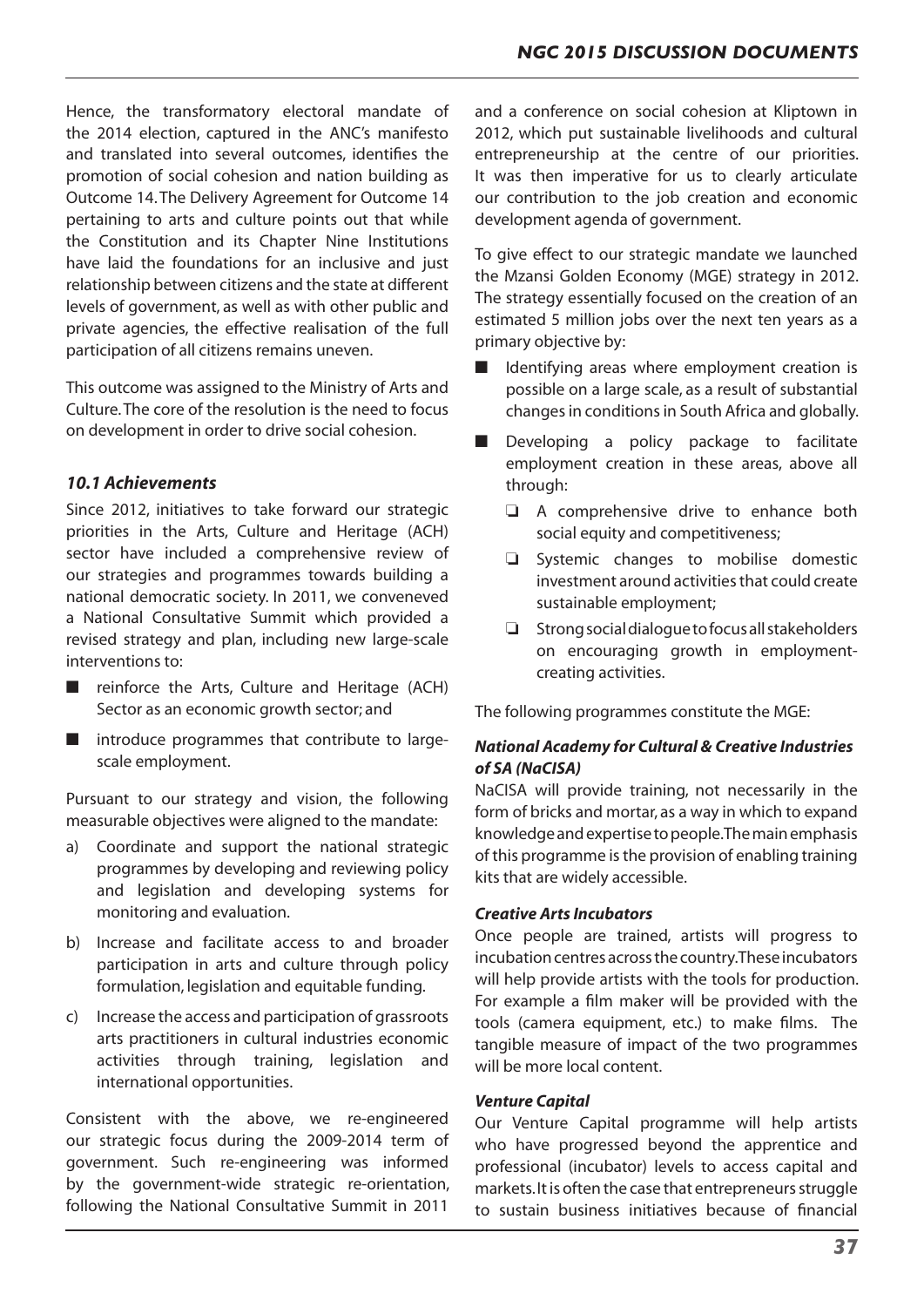Hence, the transformatory electoral mandate of the 2014 election, captured in the ANC's manifesto and translated into several outcomes, identifies the promotion of social cohesion and nation building as Outcome 14. The Delivery Agreement for Outcome 14 pertaining to arts and culture points out that while the Constitution and its Chapter Nine Institutions have laid the foundations for an inclusive and just relationship between citizens and the state at different levels of government, as well as with other public and private agencies, the effective realisation of the full participation of all citizens remains uneven.

This outcome was assigned to the Ministry of Arts and Culture. The core of the resolution is the need to focus on development in order to drive social cohesion.

### *10.1 Achievements*

Since 2012, initiatives to take forward our strategic priorities in the Arts, Culture and Heritage (ACH) sector have included a comprehensive review of our strategies and programmes towards building a national democratic society. In 2011, we conveneved a National Consultative Summit which provided a revised strategy and plan, including new large-scale interventions to:

- reinforce the Arts, Culture and Heritage (ACH) Sector as an economic growth sector; and
- introduce programmes that contribute to large-scale employment.

Pursuant to our strategy and vision, the following measurable objectives were aligned to the mandate:

a) Coordinate and support the national strategic programmes by developing and reviewing policy and legislation and developing systems for monitoring and evaluation.

b) Increase and facilitate access to and broader participation in arts and culture through policy formulation, legislation and equitable funding.

c) Increase the access and participation of grassroots arts practitioners in cultural industries economic activities through training, legislation and international opportunities.

Consistent with the above, we re-engineered our strategic focus during the 2009-2014 term of government. Such re-engineering was informed by the government-wide strategic re-orientation, following the National Consultative Summit in 2011 and a conference on social cohesion at Kliptown in 2012, which put sustainable livelihoods and cultural entrepreneurship at the centre of our priorities. It was then imperative for us to clearly articulate our contribution to the job creation and economic development agenda of government.

To give effect to our strategic mandate we launched the Mzansi Golden Economy (MGE) strategy in 2012. The strategy essentially focused on the creation of an estimated 5 million jobs over the next ten years as a primary objective by:

- Identifying areas where employment creation is possible on a large scale, as a result of substantial changes in conditions in South Africa and globally.
- Developing a policy package to facilitate employment creation in these areas, above all through:
  - A comprehensive drive to enhance both social equity and competitiveness;
  - Systemic changes to mobilise domestic investment around activities that could create sustainable employment;
  - Strong social dialogue to focus all stakeholders on encouraging growth in employment-creating activities.

The following programmes constitute the MGE:

***National Academy for Cultural & Creative Industries of SA (NaCISA)***

NaCISA will provide training, not necessarily in the form of bricks and mortar, as a way in which to expand knowledge and expertise to people. The main emphasis of this programme is the provision of enabling training kits that are widely accessible.

***Creative Arts Incubators***

Once people are trained, artists will progress to incubation centres across the country. These incubators will help provide artists with the tools for production. For example a film maker will be provided with the tools (camera equipment, etc.) to make films. The tangible measure of impact of the two programmes will be more local content.

***Venture Capital***

Our Venture Capital programme will help artists who have progressed beyond the apprentice and professional (incubator) levels to access capital and markets. It is often the case that entrepreneurs struggle to sustain business initiatives because of financial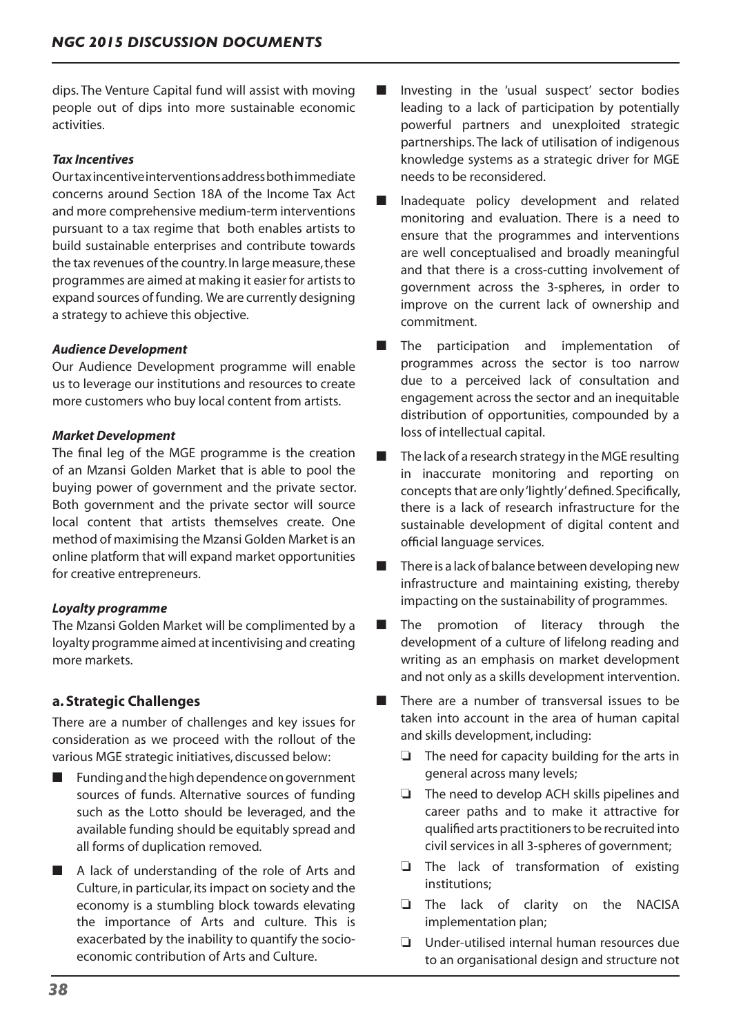dips. The Venture Capital fund will assist with moving people out of dips into more sustainable economic activities.

***Tax Incentives***

Our tax incentive interventions address both immediate concerns around Section 18A of the Income Tax Act and more comprehensive medium-term interventions pursuant to a tax regime that both enables artists to build sustainable enterprises and contribute towards the tax revenues of the country. In large measure, these programmes are aimed at making it easier for artists to expand sources of funding. We are currently designing a strategy to achieve this objective.

***Audience Development***

Our Audience Development programme will enable us to leverage our institutions and resources to create more customers who buy local content from artists.

***Market Development***

The final leg of the MGE programme is the creation of an Mzansi Golden Market that is able to pool the buying power of government and the private sector. Both government and the private sector will source local content that artists themselves create. One method of maximising the Mzansi Golden Market is an online platform that will expand market opportunities for creative entrepreneurs.

***Loyalty programme***

The Mzansi Golden Market will be complimented by a loyalty programme aimed at incentivising and creating more markets.

### a. Strategic Challenges

There are a number of challenges and key issues for consideration as we proceed with the rollout of the various MGE strategic initiatives, discussed below:

- Funding and the high dependence on government sources of funds. Alternative sources of funding such as the Lotto should be leveraged, and the available funding should be equitably spread and all forms of duplication removed.
- A lack of understanding of the role of Arts and Culture, in particular, its impact on society and the economy is a stumbling block towards elevating the importance of Arts and culture. This is exacerbated by the inability to quantify the socio-economic contribution of Arts and Culture.
- Investing in the 'usual suspect' sector bodies leading to a lack of participation by potentially powerful partners and unexploited strategic partnerships. The lack of utilisation of indigenous knowledge systems as a strategic driver for MGE needs to be reconsidered.
- Inadequate policy development and related monitoring and evaluation. There is a need to ensure that the programmes and interventions are well conceptualised and broadly meaningful and that there is a cross-cutting involvement of government across the 3-spheres, in order to improve on the current lack of ownership and commitment.
- The participation and implementation of programmes across the sector is too narrow due to a perceived lack of consultation and engagement across the sector and an inequitable distribution of opportunities, compounded by a loss of intellectual capital.
- The lack of a research strategy in the MGE resulting in inaccurate monitoring and reporting on concepts that are only 'lightly' defined. Specifically, there is a lack of research infrastructure for the sustainable development of digital content and official language services.
- There is a lack of balance between developing new infrastructure and maintaining existing, thereby impacting on the sustainability of programmes.
- The promotion of literacy through the development of a culture of lifelong reading and writing as an emphasis on market development and not only as a skills development intervention.
- There are a number of transversal issues to be taken into account in the area of human capital and skills development, including:
  - The need for capacity building for the arts in general across many levels;
  - The need to develop ACH skills pipelines and career paths and to make it attractive for qualified arts practitioners to be recruited into civil services in all 3-spheres of government;
  - The lack of transformation of existing institutions;
  - The lack of clarity on the NACISA implementation plan;
  - Under-utilised internal human resources due to an organisational design and structure not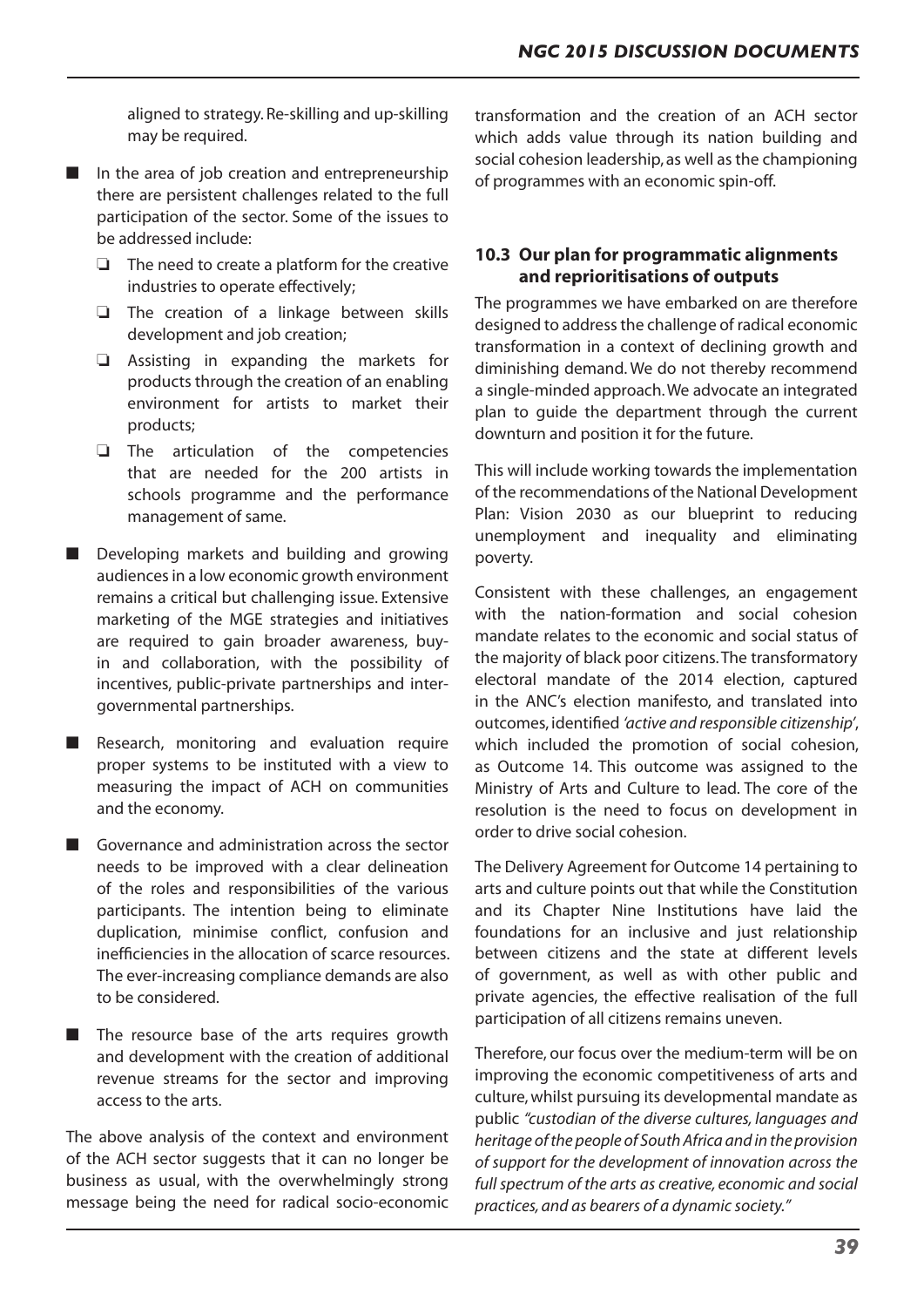aligned to strategy. Re-skilling and up-skilling may be required.

- In the area of job creation and entrepreneurship there are persistent challenges related to the full participation of the sector. Some of the issues to be addressed include:
  - The need to create a platform for the creative industries to operate effectively;
  - The creation of a linkage between skills development and job creation;
  - Assisting in expanding the markets for products through the creation of an enabling environment for artists to market their products;
  - The articulation of the competencies that are needed for the 200 artists in schools programme and the performance management of same.
- Developing markets and building and growing audiences in a low economic growth environment remains a critical but challenging issue. Extensive marketing of the MGE strategies and initiatives are required to gain broader awareness, buy-in and collaboration, with the possibility of incentives, public-private partnerships and inter-governmental partnerships.
- Research, monitoring and evaluation require proper systems to be instituted with a view to measuring the impact of ACH on communities and the economy.
- Governance and administration across the sector needs to be improved with a clear delineation of the roles and responsibilities of the various participants. The intention being to eliminate duplication, minimise conflict, confusion and inefficiencies in the allocation of scarce resources. The ever-increasing compliance demands are also to be considered.
- The resource base of the arts requires growth and development with the creation of additional revenue streams for the sector and improving access to the arts.

The above analysis of the context and environment of the ACH sector suggests that it can no longer be business as usual, with the overwhelmingly strong message being the need for radical socio-economic transformation and the creation of an ACH sector which adds value through its nation building and social cohesion leadership, as well as the championing of programmes with an economic spin-off.

### 10.3 Our plan for programmatic alignments and reprioritisations of outputs

The programmes we have embarked on are therefore designed to address the challenge of radical economic transformation in a context of declining growth and diminishing demand. We do not thereby recommend a single-minded approach. We advocate an integrated plan to guide the department through the current downturn and position it for the future.

This will include working towards the implementation of the recommendations of the National Development Plan: Vision 2030 as our blueprint to reducing unemployment and inequality and eliminating poverty.

Consistent with these challenges, an engagement with the nation-formation and social cohesion mandate relates to the economic and social status of the majority of black poor citizens. The transformatory electoral mandate of the 2014 election, captured in the ANC's election manifesto, and translated into outcomes, identified *'active and responsible citizenship'*, which included the promotion of social cohesion, as Outcome 14. This outcome was assigned to the Ministry of Arts and Culture to lead. The core of the resolution is the need to focus on development in order to drive social cohesion.

The Delivery Agreement for Outcome 14 pertaining to arts and culture points out that while the Constitution and its Chapter Nine Institutions have laid the foundations for an inclusive and just relationship between citizens and the state at different levels of government, as well as with other public and private agencies, the effective realisation of the full participation of all citizens remains uneven.

Therefore, our focus over the medium-term will be on improving the economic competitiveness of arts and culture, whilst pursuing its developmental mandate as public *"custodian of the diverse cultures, languages and heritage of the people of South Africa and in the provision of support for the development of innovation across the full spectrum of the arts as creative, economic and social practices, and as bearers of a dynamic society."*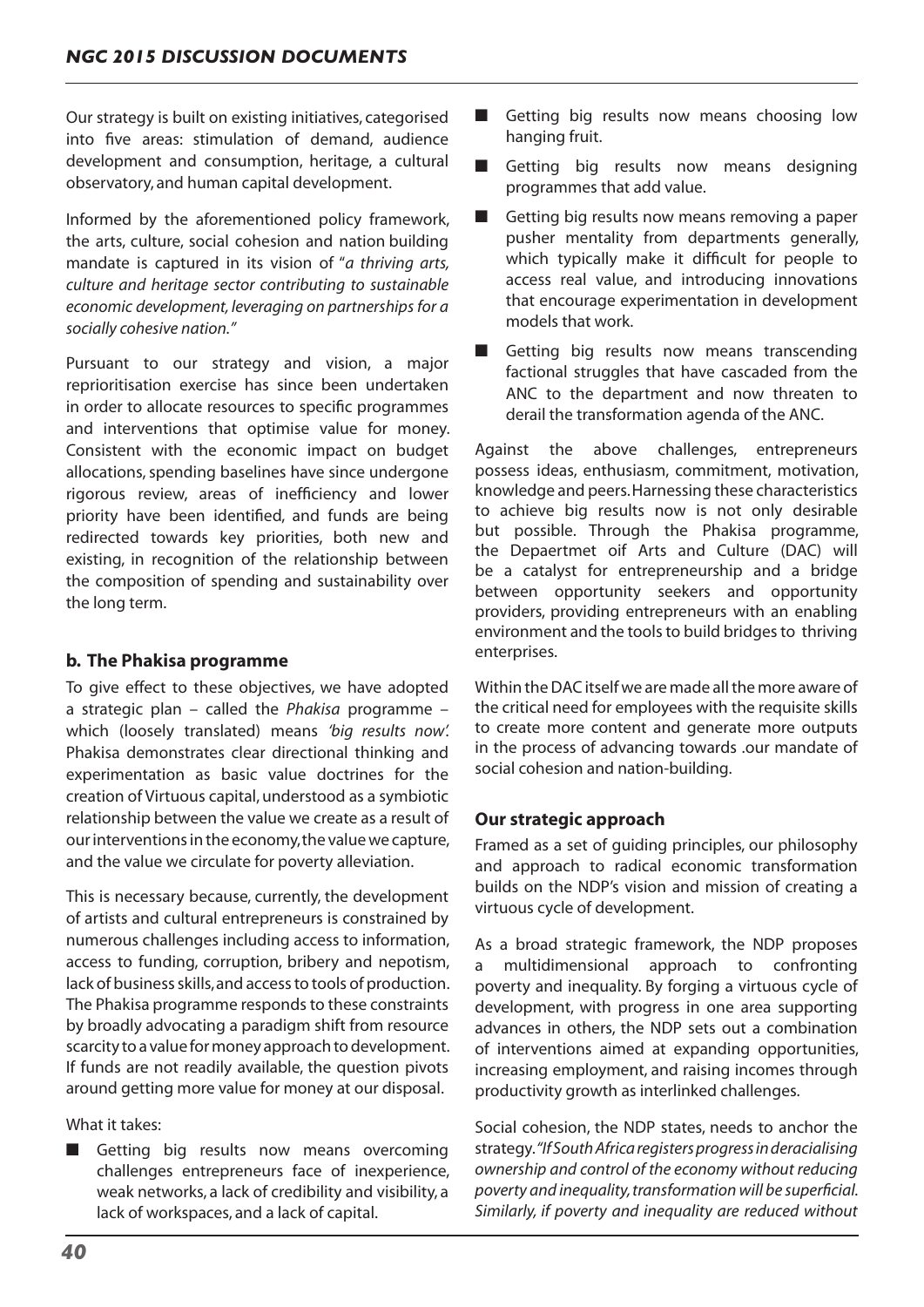Our strategy is built on existing initiatives, categorised into five areas: stimulation of demand, audience development and consumption, heritage, a cultural observatory, and human capital development.

Informed by the aforementioned policy framework, the arts, culture, social cohesion and nation building mandate is captured in its vision of "*a thriving arts, culture and heritage sector contributing to sustainable economic development, leveraging on partnerships for a socially cohesive nation.*"

Pursuant to our strategy and vision, a major reprioritisation exercise has since been undertaken in order to allocate resources to specific programmes and interventions that optimise value for money. Consistent with the economic impact on budget allocations, spending baselines have since undergone rigorous review, areas of inefficiency and lower priority have been identified, and funds are being redirected towards key priorities, both new and existing, in recognition of the relationship between the composition of spending and sustainability over the long term.

### b. The Phakisa programme

To give effect to these objectives, we have adopted a strategic plan – called the *Phakisa* programme – which (loosely translated) means *'big results now'.* Phakisa demonstrates clear directional thinking and experimentation as basic value doctrines for the creation of Virtuous capital, understood as a symbiotic relationship between the value we create as a result of our interventions in the economy, the value we capture, and the value we circulate for poverty alleviation.

This is necessary because, currently, the development of artists and cultural entrepreneurs is constrained by numerous challenges including access to information, access to funding, corruption, bribery and nepotism, lack of business skills, and access to tools of production. The Phakisa programme responds to these constraints by broadly advocating a paradigm shift from resource scarcity to a value for money approach to development. If funds are not readily available, the question pivots around getting more value for money at our disposal.

What it takes:

- Getting big results now means overcoming challenges entrepreneurs face of inexperience, weak networks, a lack of credibility and visibility, a lack of workspaces, and a lack of capital.
- Getting big results now means choosing low hanging fruit.
- Getting big results now means designing programmes that add value.
- Getting big results now means removing a paper pusher mentality from departments generally, which typically make it difficult for people to access real value, and introducing innovations that encourage experimentation in development models that work.
- Getting big results now means transcending factional struggles that have cascaded from the ANC to the department and now threaten to derail the transformation agenda of the ANC.

Against the above challenges, entrepreneurs possess ideas, enthusiasm, commitment, motivation, knowledge and peers. Harnessing these characteristics to achieve big results now is not only desirable but possible. Through the Phakisa programme, the Depaertmet oif Arts and Culture (DAC) will be a catalyst for entrepreneurship and a bridge between opportunity seekers and opportunity providers, providing entrepreneurs with an enabling environment and the tools to build bridges to thriving enterprises.

Within the DAC itself we are made all the more aware of the critical need for employees with the requisite skills to create more content and generate more outputs in the process of advancing towards .our mandate of social cohesion and nation-building.

### Our strategic approach

Framed as a set of guiding principles, our philosophy and approach to radical economic transformation builds on the NDP's vision and mission of creating a virtuous cycle of development.

As a broad strategic framework, the NDP proposes a multidimensional approach to confronting poverty and inequality. By forging a virtuous cycle of development, with progress in one area supporting advances in others, the NDP sets out a combination of interventions aimed at expanding opportunities, increasing employment, and raising incomes through productivity growth as interlinked challenges.

Social cohesion, the NDP states, needs to anchor the strategy. *"If South Africa registers progress in deracialising ownership and control of the economy without reducing poverty and inequality, transformation will be superficial. Similarly, if poverty and inequality are reduced without*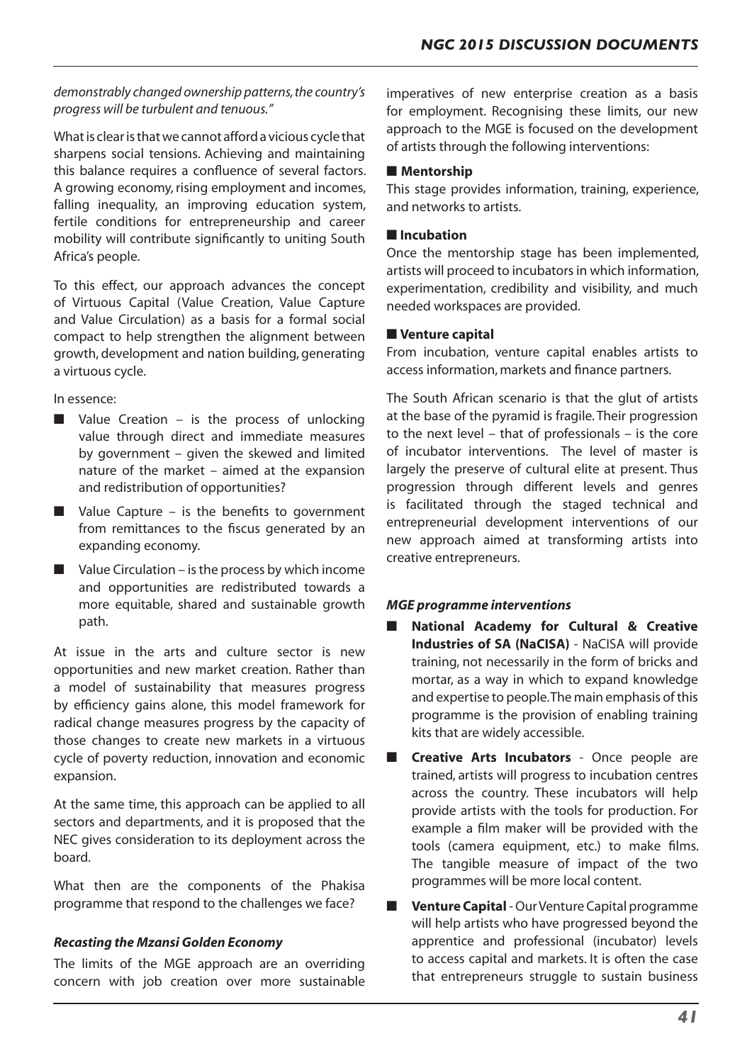*demonstrably changed ownership patterns, the country's progress will be turbulent and tenuous."*

What is clear is that we cannot afford a vicious cycle that sharpens social tensions. Achieving and maintaining this balance requires a confluence of several factors. A growing economy, rising employment and incomes, falling inequality, an improving education system, fertile conditions for entrepreneurship and career mobility will contribute significantly to uniting South Africa's people.

To this effect, our approach advances the concept of Virtuous Capital (Value Creation, Value Capture and Value Circulation) as a basis for a formal social compact to help strengthen the alignment between growth, development and nation building, generating a virtuous cycle.

In essence:

- Value Creation – is the process of unlocking value through direct and immediate measures by government – given the skewed and limited nature of the market – aimed at the expansion and redistribution of opportunities?
- Value Capture – is the benefits to government from remittances to the fiscus generated by an expanding economy.
- Value Circulation – is the process by which income and opportunities are redistributed towards a more equitable, shared and sustainable growth path.

At issue in the arts and culture sector is new opportunities and new market creation. Rather than a model of sustainability that measures progress by efficiency gains alone, this model framework for radical change measures progress by the capacity of those changes to create new markets in a virtuous cycle of poverty reduction, innovation and economic expansion.

At the same time, this approach can be applied to all sectors and departments, and it is proposed that the NEC gives consideration to its deployment across the board.

What then are the components of the Phakisa programme that respond to the challenges we face?

***Recasting the Mzansi Golden Economy***

The limits of the MGE approach are an overriding concern with job creation over more sustainable imperatives of new enterprise creation as a basis for employment. Recognising these limits, our new approach to the MGE is focused on the development of artists through the following interventions:

**Mentorship**

This stage provides information, training, experience, and networks to artists.

**Incubation**

Once the mentorship stage has been implemented, artists will proceed to incubators in which information, experimentation, credibility and visibility, and much needed workspaces are provided.

**Venture capital**

From incubation, venture capital enables artists to access information, markets and finance partners.

The South African scenario is that the glut of artists at the base of the pyramid is fragile. Their progression to the next level – that of professionals – is the core of incubator interventions. The level of master is largely the preserve of cultural elite at present. Thus progression through different levels and genres is facilitated through the staged technical and entrepreneurial development interventions of our new approach aimed at transforming artists into creative entrepreneurs.

***MGE programme interventions***

- **National Academy for Cultural & Creative Industries of SA (NaCISA)** - NaCISA will provide training, not necessarily in the form of bricks and mortar, as a way in which to expand knowledge and expertise to people. The main emphasis of this programme is the provision of enabling training kits that are widely accessible.
- **Creative Arts Incubators** - Once people are trained, artists will progress to incubation centres across the country. These incubators will help provide artists with the tools for production. For example a film maker will be provided with the tools (camera equipment, etc.) to make films. The tangible measure of impact of the two programmes will be more local content.
- **Venture Capital** - Our Venture Capital programme will help artists who have progressed beyond the apprentice and professional (incubator) levels to access capital and markets. It is often the case that entrepreneurs struggle to sustain business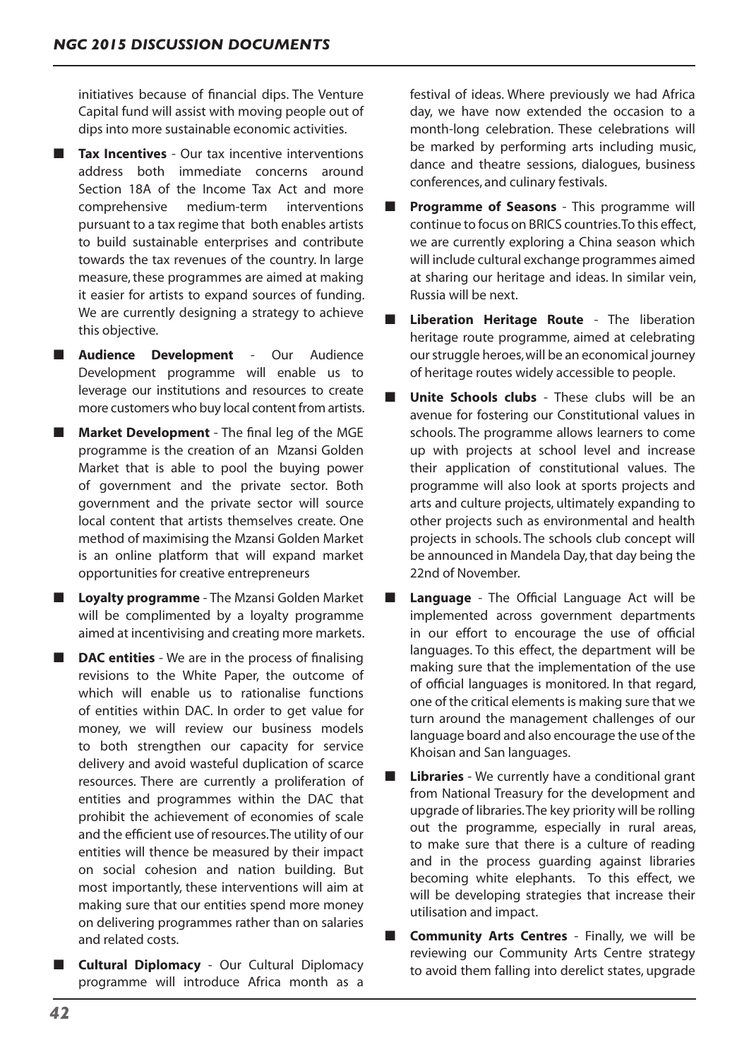initiatives because of financial dips. The Venture Capital fund will assist with moving people out of dips into more sustainable economic activities.

- **Tax Incentives** - Our tax incentive interventions address both immediate concerns around Section 18A of the Income Tax Act and more comprehensive medium-term interventions pursuant to a tax regime that both enables artists to build sustainable enterprises and contribute towards the tax revenues of the country. In large measure, these programmes are aimed at making it easier for artists to expand sources of funding. We are currently designing a strategy to achieve this objective.
- **Audience Development** - Our Audience Development programme will enable us to leverage our institutions and resources to create more customers who buy local content from artists.
- **Market Development** - The final leg of the MGE programme is the creation of an Mzansi Golden Market that is able to pool the buying power of government and the private sector. Both government and the private sector will source local content that artists themselves create. One method of maximising the Mzansi Golden Market is an online platform that will expand market opportunities for creative entrepreneurs
- **Loyalty programme** - The Mzansi Golden Market will be complimented by a loyalty programme aimed at incentivising and creating more markets.
- **DAC entities** - We are in the process of finalising revisions to the White Paper, the outcome of which will enable us to rationalise functions of entities within DAC. In order to get value for money, we will review our business models to both strengthen our capacity for service delivery and avoid wasteful duplication of scarce resources. There are currently a proliferation of entities and programmes within the DAC that prohibit the achievement of economies of scale and the efficient use of resources. The utility of our entities will thence be measured by their impact on social cohesion and nation building. But most importantly, these interventions will aim at making sure that our entities spend more money on delivering programmes rather than on salaries and related costs.
- **Cultural Diplomacy** - Our Cultural Diplomacy programme will introduce Africa month as a festival of ideas. Where previously we had Africa day, we have now extended the occasion to a month-long celebration. These celebrations will be marked by performing arts including music, dance and theatre sessions, dialogues, business conferences, and culinary festivals.
- **Programme of Seasons** - This programme will continue to focus on BRICS countries. To this effect, we are currently exploring a China season which will include cultural exchange programmes aimed at sharing our heritage and ideas. In similar vein, Russia will be next.
- **Liberation Heritage Route** - The liberation heritage route programme, aimed at celebrating our struggle heroes, will be an economical journey of heritage routes widely accessible to people.
- **Unite Schools clubs** - These clubs will be an avenue for fostering our Constitutional values in schools. The programme allows learners to come up with projects at school level and increase their application of constitutional values. The programme will also look at sports projects and arts and culture projects, ultimately expanding to other projects such as environmental and health projects in schools. The schools club concept will be announced in Mandela Day, that day being the 22nd of November.
- **Language** - The Official Language Act will be implemented across government departments in our effort to encourage the use of official languages. To this effect, the department will be making sure that the implementation of the use of official languages is monitored. In that regard, one of the critical elements is making sure that we turn around the management challenges of our language board and also encourage the use of the Khoisan and San languages.
- **Libraries** - We currently have a conditional grant from National Treasury for the development and upgrade of libraries. The key priority will be rolling out the programme, especially in rural areas, to make sure that there is a culture of reading and in the process guarding against libraries becoming white elephants. To this effect, we will be developing strategies that increase their utilisation and impact.
- **Community Arts Centres** - Finally, we will be reviewing our Community Arts Centre strategy to avoid them falling into derelict states, upgrade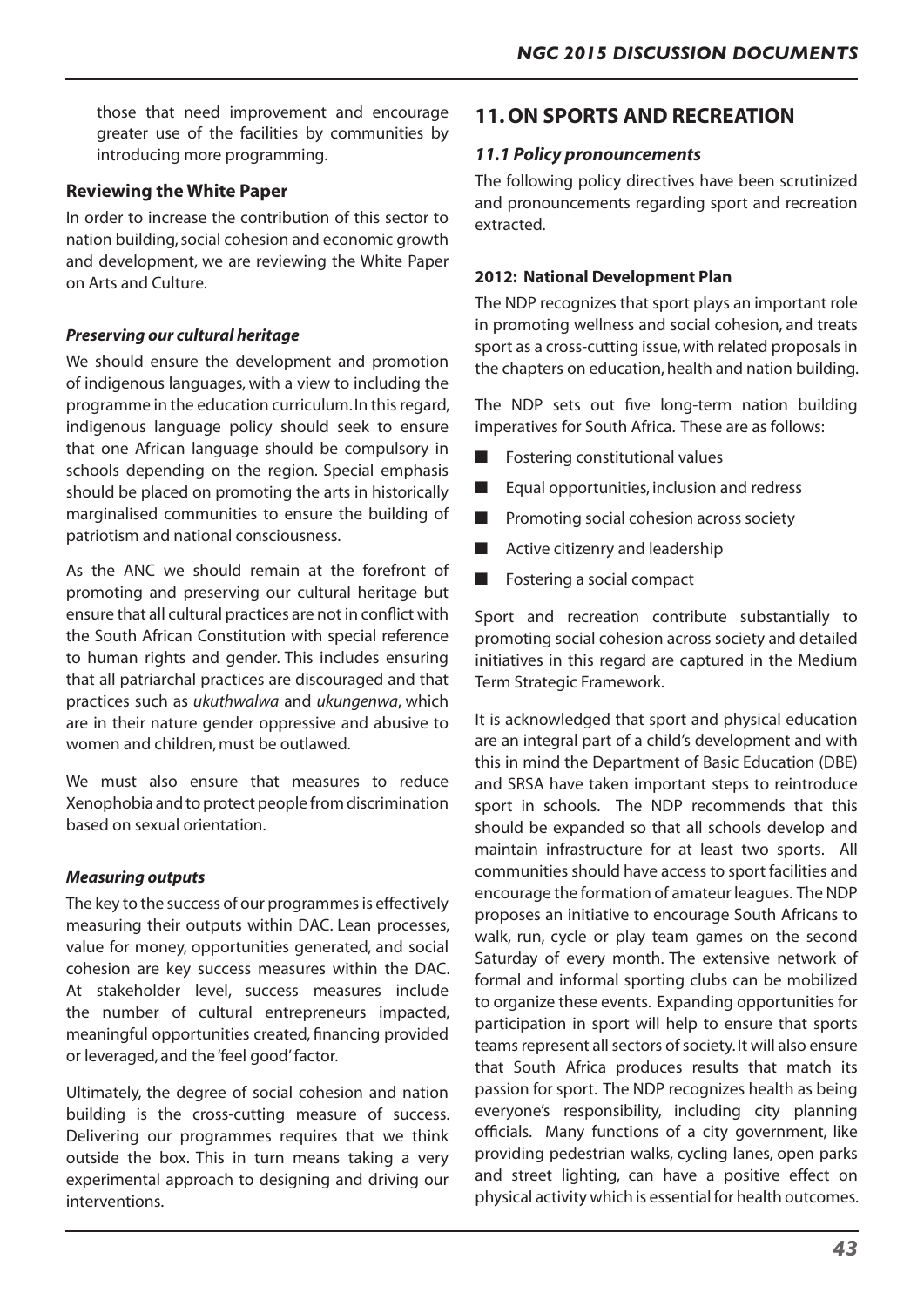those that need improvement and encourage greater use of the facilities by communities by introducing more programming.

### Reviewing the White Paper

In order to increase the contribution of this sector to nation building, social cohesion and economic growth and development, we are reviewing the White Paper on Arts and Culture.

#### *Preserving our cultural heritage*

We should ensure the development and promotion of indigenous languages, with a view to including the programme in the education curriculum. In this regard, indigenous language policy should seek to ensure that one African language should be compulsory in schools depending on the region. Special emphasis should be placed on promoting the arts in historically marginalised communities to ensure the building of patriotism and national consciousness.

As the ANC we should remain at the forefront of promoting and preserving our cultural heritage but ensure that all cultural practices are not in conflict with the South African Constitution with special reference to human rights and gender. This includes ensuring that all patriarchal practices are discouraged and that practices such as *ukuthwalwa* and *ukungenwa*, which are in their nature gender oppressive and abusive to women and children, must be outlawed.

We must also ensure that measures to reduce Xenophobia and to protect people from discrimination based on sexual orientation.

#### *Measuring outputs*

The key to the success of our programmes is effectively measuring their outputs within DAC. Lean processes, value for money, opportunities generated, and social cohesion are key success measures within the DAC. At stakeholder level, success measures include the number of cultural entrepreneurs impacted, meaningful opportunities created, financing provided or leveraged, and the 'feel good' factor.

Ultimately, the degree of social cohesion and nation building is the cross-cutting measure of success. Delivering our programmes requires that we think outside the box. This in turn means taking a very experimental approach to designing and driving our interventions.

## 11. ON SPORTS AND RECREATION

### *11.1 Policy pronouncements*

The following policy directives have been scrutinized and pronouncements regarding sport and recreation extracted.

#### 2012: National Development Plan

The NDP recognizes that sport plays an important role in promoting wellness and social cohesion, and treats sport as a cross-cutting issue, with related proposals in the chapters on education, health and nation building.

The NDP sets out five long-term nation building imperatives for South Africa. These are as follows:

- Fostering constitutional values
- Equal opportunities, inclusion and redress
- Promoting social cohesion across society
- Active citizenry and leadership
- Fostering a social compact

Sport and recreation contribute substantially to promoting social cohesion across society and detailed initiatives in this regard are captured in the Medium Term Strategic Framework.

It is acknowledged that sport and physical education are an integral part of a child's development and with this in mind the Department of Basic Education (DBE) and SRSA have taken important steps to reintroduce sport in schools. The NDP recommends that this should be expanded so that all schools develop and maintain infrastructure for at least two sports. All communities should have access to sport facilities and encourage the formation of amateur leagues. The NDP proposes an initiative to encourage South Africans to walk, run, cycle or play team games on the second Saturday of every month. The extensive network of formal and informal sporting clubs can be mobilized to organize these events. Expanding opportunities for participation in sport will help to ensure that sports teams represent all sectors of society. It will also ensure that South Africa produces results that match its passion for sport. The NDP recognizes health as being everyone's responsibility, including city planning officials. Many functions of a city government, like providing pedestrian walks, cycling lanes, open parks and street lighting, can have a positive effect on physical activity which is essential for health outcomes.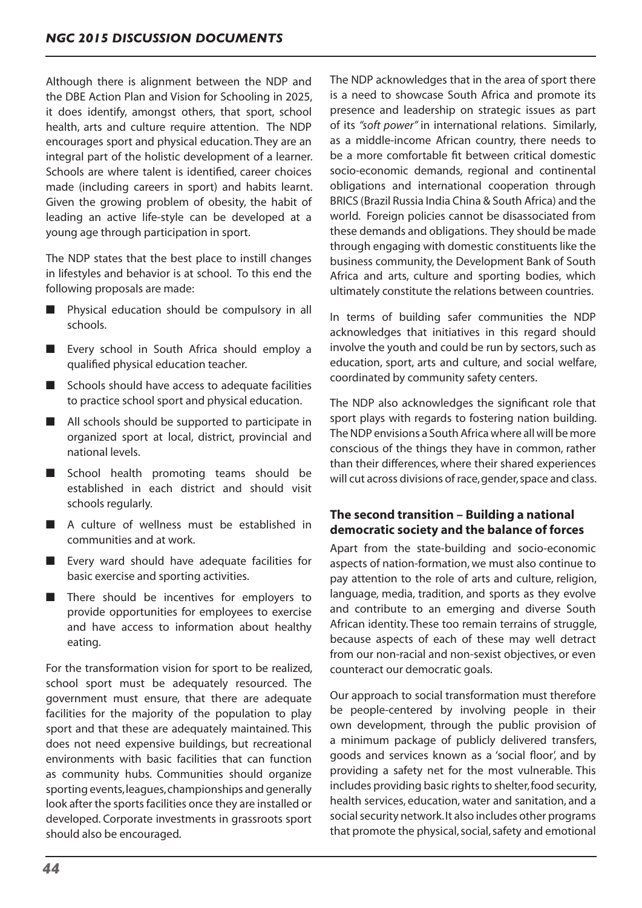Although there is alignment between the NDP and the DBE Action Plan and Vision for Schooling in 2025, it does identify, amongst others, that sport, school health, arts and culture require attention. The NDP encourages sport and physical education. They are an integral part of the holistic development of a learner. Schools are where talent is identified, career choices made (including careers in sport) and habits learnt. Given the growing problem of obesity, the habit of leading an active life-style can be developed at a young age through participation in sport.

The NDP states that the best place to instill changes in lifestyles and behavior is at school. To this end the following proposals are made:

- Physical education should be compulsory in all schools.
- Every school in South Africa should employ a qualified physical education teacher.
- Schools should have access to adequate facilities to practice school sport and physical education.
- All schools should be supported to participate in organized sport at local, district, provincial and national levels.
- School health promoting teams should be established in each district and should visit schools regularly.
- A culture of wellness must be established in communities and at work.
- Every ward should have adequate facilities for basic exercise and sporting activities.
- There should be incentives for employers to provide opportunities for employees to exercise and have access to information about healthy eating.

For the transformation vision for sport to be realized, school sport must be adequately resourced. The government must ensure, that there are adequate facilities for the majority of the population to play sport and that these are adequately maintained. This does not need expensive buildings, but recreational environments with basic facilities that can function as community hubs. Communities should organize sporting events, leagues, championships and generally look after the sports facilities once they are installed or developed. Corporate investments in grassroots sport should also be encouraged.

The NDP acknowledges that in the area of sport there is a need to showcase South Africa and promote its presence and leadership on strategic issues as part of its *"soft power"* in international relations. Similarly, as a middle-income African country, there needs to be a more comfortable fit between critical domestic socio-economic demands, regional and continental obligations and international cooperation through BRICS (Brazil Russia India China & South Africa) and the world. Foreign policies cannot be disassociated from these demands and obligations. They should be made through engaging with domestic constituents like the business community, the Development Bank of South Africa and arts, culture and sporting bodies, which ultimately constitute the relations between countries.

In terms of building safer communities the NDP acknowledges that initiatives in this regard should involve the youth and could be run by sectors, such as education, sport, arts and culture, and social welfare, coordinated by community safety centers.

The NDP also acknowledges the significant role that sport plays with regards to fostering nation building. The NDP envisions a South Africa where all will be more conscious of the things they have in common, rather than their differences, where their shared experiences will cut across divisions of race, gender, space and class.

### The second transition – Building a national democratic society and the balance of forces

Apart from the state-building and socio-economic aspects of nation-formation, we must also continue to pay attention to the role of arts and culture, religion, language, media, tradition, and sports as they evolve and contribute to an emerging and diverse South African identity. These too remain terrains of struggle, because aspects of each of these may well detract from our non-racial and non-sexist objectives, or even counteract our democratic goals.

Our approach to social transformation must therefore be people-centered by involving people in their own development, through the public provision of a minimum package of publicly delivered transfers, goods and services known as a 'social floor', and by providing a safety net for the most vulnerable. This includes providing basic rights to shelter, food security, health services, education, water and sanitation, and a social security network. It also includes other programs that promote the physical, social, safety and emotional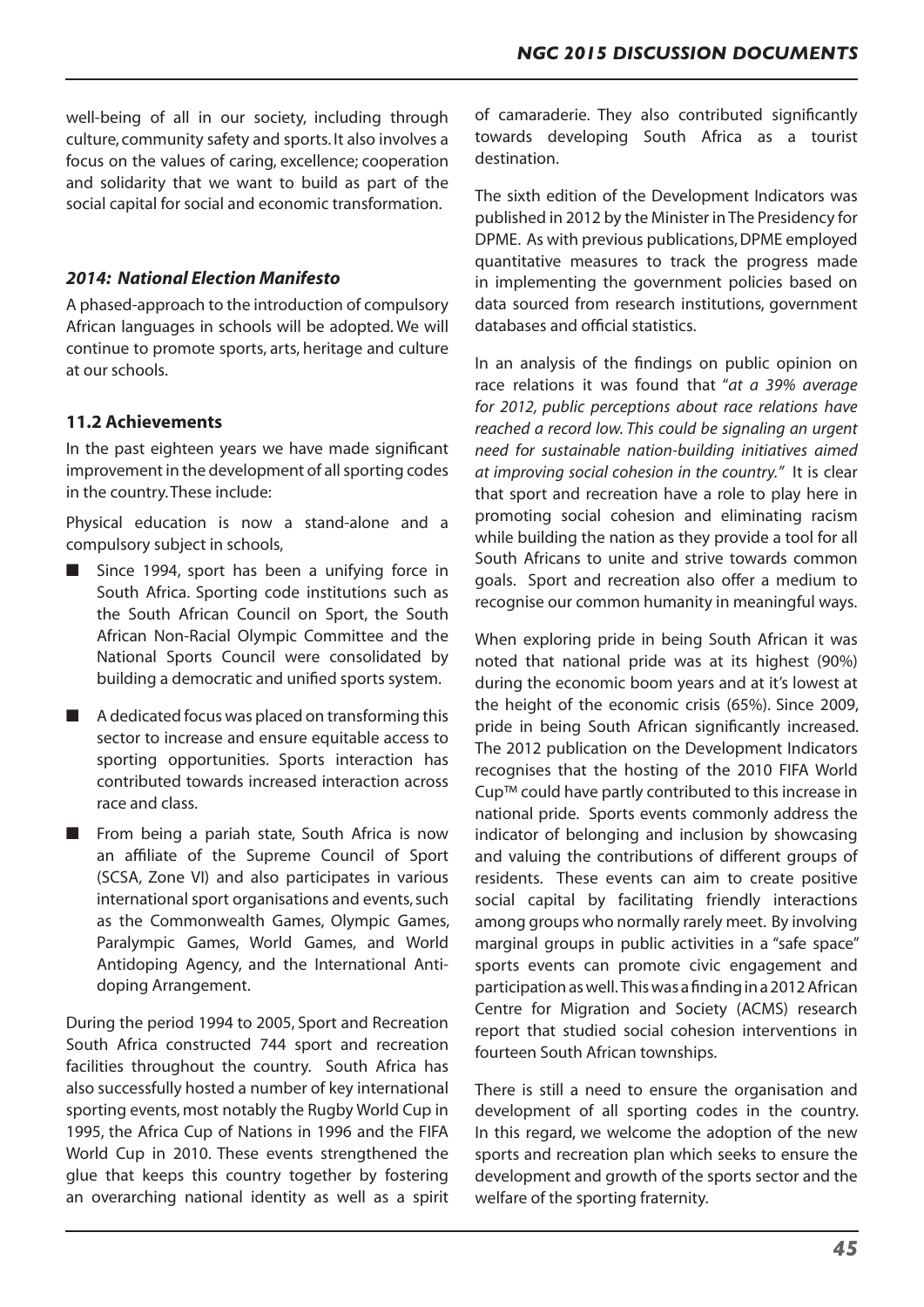well-being of all in our society, including through culture, community safety and sports. It also involves a focus on the values of caring, excellence; cooperation and solidarity that we want to build as part of the social capital for social and economic transformation.

### *2014: National Election Manifesto*

A phased-approach to the introduction of compulsory African languages in schools will be adopted. We will continue to promote sports, arts, heritage and culture at our schools.

### 11.2 Achievements

In the past eighteen years we have made significant improvement in the development of all sporting codes in the country. These include:

Physical education is now a stand-alone and a compulsory subject in schools,

- Since 1994, sport has been a unifying force in South Africa. Sporting code institutions such as the South African Council on Sport, the South African Non-Racial Olympic Committee and the National Sports Council were consolidated by building a democratic and unified sports system.
- A dedicated focus was placed on transforming this sector to increase and ensure equitable access to sporting opportunities. Sports interaction has contributed towards increased interaction across race and class.
- From being a pariah state, South Africa is now an affiliate of the Supreme Council of Sport (SCSA, Zone VI) and also participates in various international sport organisations and events, such as the Commonwealth Games, Olympic Games, Paralympic Games, World Games, and World Antidoping Agency, and the International Anti-doping Arrangement.

During the period 1994 to 2005, Sport and Recreation South Africa constructed 744 sport and recreation facilities throughout the country. South Africa has also successfully hosted a number of key international sporting events, most notably the Rugby World Cup in 1995, the Africa Cup of Nations in 1996 and the FIFA World Cup in 2010. These events strengthened the glue that keeps this country together by fostering an overarching national identity as well as a spirit of camaraderie. They also contributed significantly towards developing South Africa as a tourist destination.

The sixth edition of the Development Indicators was published in 2012 by the Minister in The Presidency for DPME. As with previous publications, DPME employed quantitative measures to track the progress made in implementing the government policies based on data sourced from research institutions, government databases and official statistics.

In an analysis of the findings on public opinion on race relations it was found that "*at a 39% average for 2012, public perceptions about race relations have reached a record low. This could be signaling an urgent need for sustainable nation-building initiatives aimed at improving social cohesion in the country."* It is clear that sport and recreation have a role to play here in promoting social cohesion and eliminating racism while building the nation as they provide a tool for all South Africans to unite and strive towards common goals. Sport and recreation also offer a medium to recognise our common humanity in meaningful ways.

When exploring pride in being South African it was noted that national pride was at its highest (90%) during the economic boom years and at it's lowest at the height of the economic crisis (65%). Since 2009, pride in being South African significantly increased. The 2012 publication on the Development Indicators recognises that the hosting of the 2010 FIFA World Cup™ could have partly contributed to this increase in national pride. Sports events commonly address the indicator of belonging and inclusion by showcasing and valuing the contributions of different groups of residents. These events can aim to create positive social capital by facilitating friendly interactions among groups who normally rarely meet. By involving marginal groups in public activities in a "safe space" sports events can promote civic engagement and participation as well. This was a finding in a 2012 African Centre for Migration and Society (ACMS) research report that studied social cohesion interventions in fourteen South African townships.

There is still a need to ensure the organisation and development of all sporting codes in the country. In this regard, we welcome the adoption of the new sports and recreation plan which seeks to ensure the development and growth of the sports sector and the welfare of the sporting fraternity.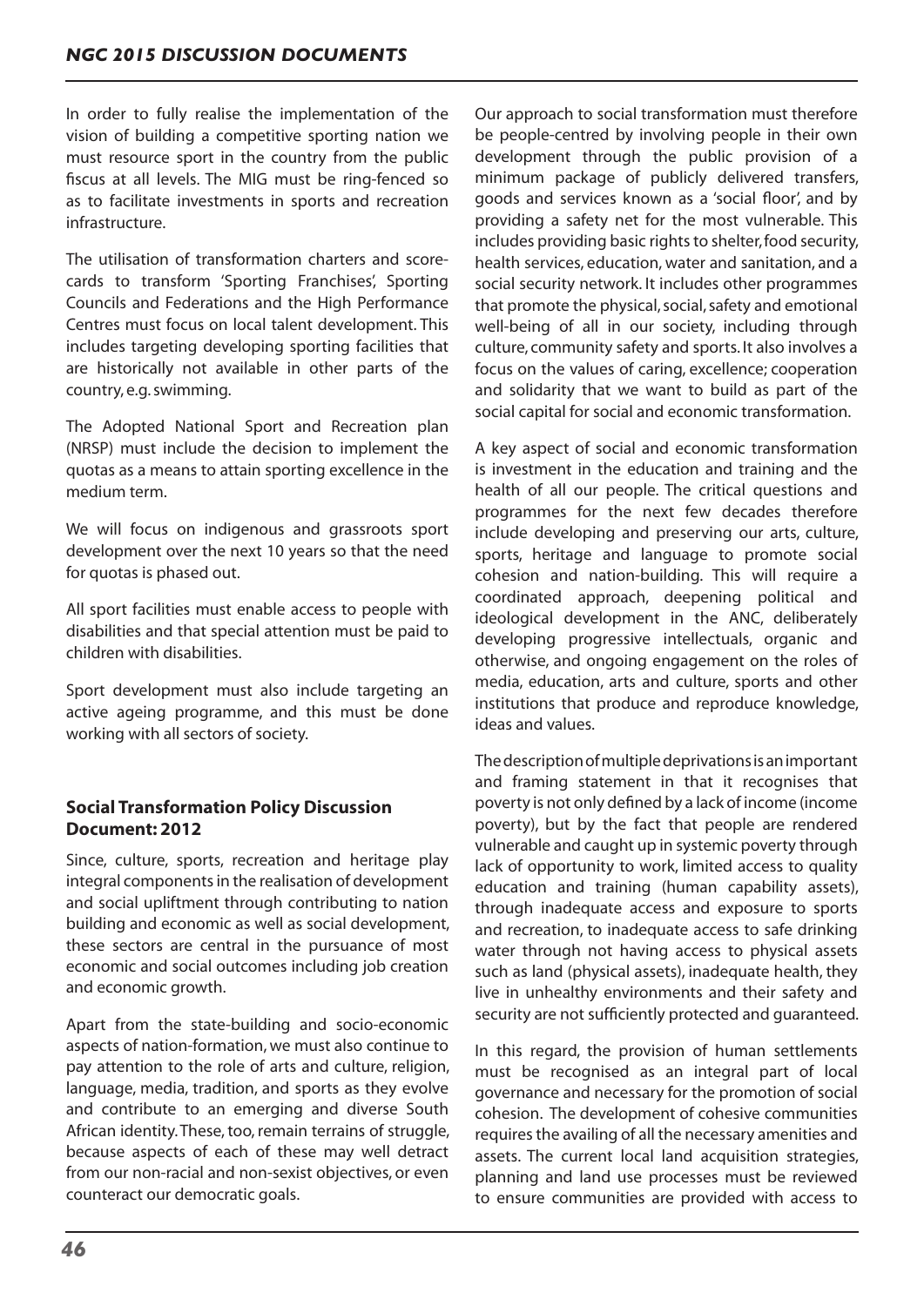In order to fully realise the implementation of the vision of building a competitive sporting nation we must resource sport in the country from the public fiscus at all levels. The MIG must be ring-fenced so as to facilitate investments in sports and recreation infrastructure.

The utilisation of transformation charters and score-cards to transform 'Sporting Franchises', Sporting Councils and Federations and the High Performance Centres must focus on local talent development. This includes targeting developing sporting facilities that are historically not available in other parts of the country, e.g. swimming.

The Adopted National Sport and Recreation plan (NRSP) must include the decision to implement the quotas as a means to attain sporting excellence in the medium term.

We will focus on indigenous and grassroots sport development over the next 10 years so that the need for quotas is phased out.

All sport facilities must enable access to people with disabilities and that special attention must be paid to children with disabilities.

Sport development must also include targeting an active ageing programme, and this must be done working with all sectors of society.

### Social Transformation Policy Discussion Document: 2012

Since, culture, sports, recreation and heritage play integral components in the realisation of development and social upliftment through contributing to nation building and economic as well as social development, these sectors are central in the pursuance of most economic and social outcomes including job creation and economic growth.

Apart from the state-building and socio-economic aspects of nation-formation, we must also continue to pay attention to the role of arts and culture, religion, language, media, tradition, and sports as they evolve and contribute to an emerging and diverse South African identity. These, too, remain terrains of struggle, because aspects of each of these may well detract from our non-racial and non-sexist objectives, or even counteract our democratic goals.

Our approach to social transformation must therefore be people-centred by involving people in their own development through the public provision of a minimum package of publicly delivered transfers, goods and services known as a 'social floor', and by providing a safety net for the most vulnerable. This includes providing basic rights to shelter, food security, health services, education, water and sanitation, and a social security network. It includes other programmes that promote the physical, social, safety and emotional well-being of all in our society, including through culture, community safety and sports. It also involves a focus on the values of caring, excellence; cooperation and solidarity that we want to build as part of the social capital for social and economic transformation.

A key aspect of social and economic transformation is investment in the education and training and the health of all our people. The critical questions and programmes for the next few decades therefore include developing and preserving our arts, culture, sports, heritage and language to promote social cohesion and nation-building. This will require a coordinated approach, deepening political and ideological development in the ANC, deliberately developing progressive intellectuals, organic and otherwise, and ongoing engagement on the roles of media, education, arts and culture, sports and other institutions that produce and reproduce knowledge, ideas and values.

The description of multiple deprivations is an important and framing statement in that it recognises that poverty is not only defined by a lack of income (income poverty), but by the fact that people are rendered vulnerable and caught up in systemic poverty through lack of opportunity to work, limited access to quality education and training (human capability assets), through inadequate access and exposure to sports and recreation, to inadequate access to safe drinking water through not having access to physical assets such as land (physical assets), inadequate health, they live in unhealthy environments and their safety and security are not sufficiently protected and guaranteed.

In this regard, the provision of human settlements must be recognised as an integral part of local governance and necessary for the promotion of social cohesion. The development of cohesive communities requires the availing of all the necessary amenities and assets. The current local land acquisition strategies, planning and land use processes must be reviewed to ensure communities are provided with access to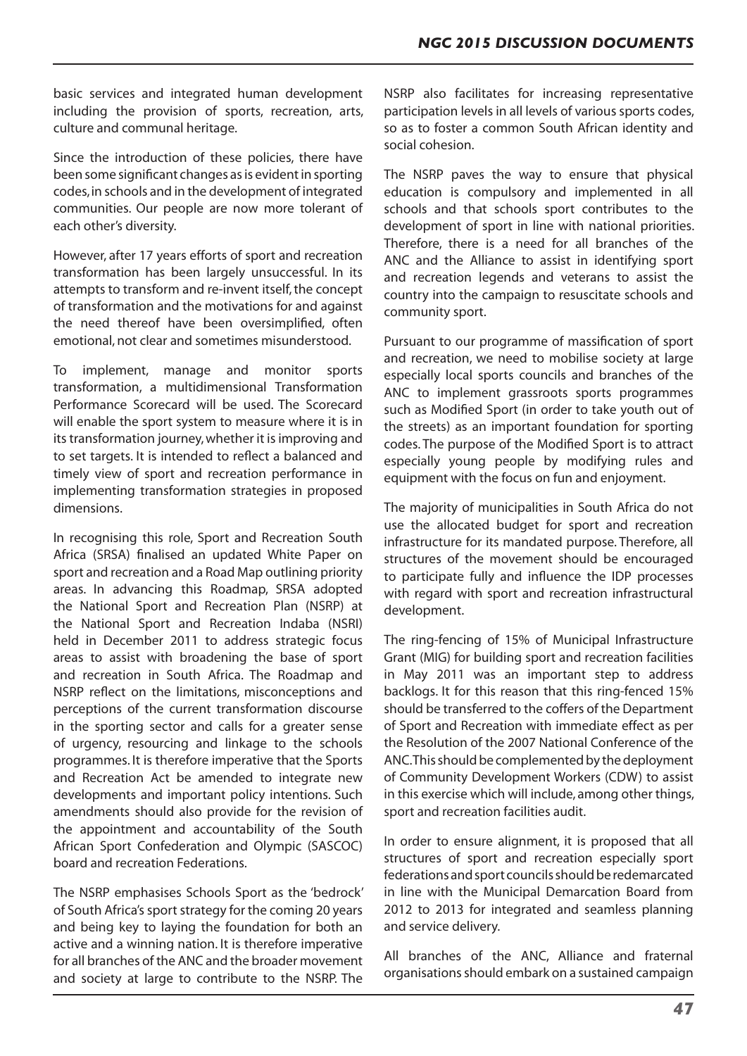basic services and integrated human development including the provision of sports, recreation, arts, culture and communal heritage.

Since the introduction of these policies, there have been some significant changes as is evident in sporting codes, in schools and in the development of integrated communities. Our people are now more tolerant of each other's diversity.

However, after 17 years efforts of sport and recreation transformation has been largely unsuccessful. In its attempts to transform and re-invent itself, the concept of transformation and the motivations for and against the need thereof have been oversimplified, often emotional, not clear and sometimes misunderstood.

To implement, manage and monitor sports transformation, a multidimensional Transformation Performance Scorecard will be used. The Scorecard will enable the sport system to measure where it is in its transformation journey, whether it is improving and to set targets. It is intended to reflect a balanced and timely view of sport and recreation performance in implementing transformation strategies in proposed dimensions.

In recognising this role, Sport and Recreation South Africa (SRSA) finalised an updated White Paper on sport and recreation and a Road Map outlining priority areas. In advancing this Roadmap, SRSA adopted the National Sport and Recreation Plan (NSRP) at the National Sport and Recreation Indaba (NSRI) held in December 2011 to address strategic focus areas to assist with broadening the base of sport and recreation in South Africa. The Roadmap and NSRP reflect on the limitations, misconceptions and perceptions of the current transformation discourse in the sporting sector and calls for a greater sense of urgency, resourcing and linkage to the schools programmes. It is therefore imperative that the Sports and Recreation Act be amended to integrate new developments and important policy intentions. Such amendments should also provide for the revision of the appointment and accountability of the South African Sport Confederation and Olympic (SASCOC) board and recreation Federations.

The NSRP emphasises Schools Sport as the 'bedrock' of South Africa's sport strategy for the coming 20 years and being key to laying the foundation for both an active and a winning nation. It is therefore imperative for all branches of the ANC and the broader movement and society at large to contribute to the NSRP. The NSRP also facilitates for increasing representative participation levels in all levels of various sports codes, so as to foster a common South African identity and social cohesion.

The NSRP paves the way to ensure that physical education is compulsory and implemented in all schools and that schools sport contributes to the development of sport in line with national priorities. Therefore, there is a need for all branches of the ANC and the Alliance to assist in identifying sport and recreation legends and veterans to assist the country into the campaign to resuscitate schools and community sport.

Pursuant to our programme of massification of sport and recreation, we need to mobilise society at large especially local sports councils and branches of the ANC to implement grassroots sports programmes such as Modified Sport (in order to take youth out of the streets) as an important foundation for sporting codes. The purpose of the Modified Sport is to attract especially young people by modifying rules and equipment with the focus on fun and enjoyment.

The majority of municipalities in South Africa do not use the allocated budget for sport and recreation infrastructure for its mandated purpose. Therefore, all structures of the movement should be encouraged to participate fully and influence the IDP processes with regard with sport and recreation infrastructural development.

The ring-fencing of 15% of Municipal Infrastructure Grant (MIG) for building sport and recreation facilities in May 2011 was an important step to address backlogs. It for this reason that this ring-fenced 15% should be transferred to the coffers of the Department of Sport and Recreation with immediate effect as per the Resolution of the 2007 National Conference of the ANC. This should be complemented by the deployment of Community Development Workers (CDW) to assist in this exercise which will include, among other things, sport and recreation facilities audit.

In order to ensure alignment, it is proposed that all structures of sport and recreation especially sport federations and sport councils should be redemarcated in line with the Municipal Demarcation Board from 2012 to 2013 for integrated and seamless planning and service delivery.

All branches of the ANC, Alliance and fraternal organisations should embark on a sustained campaign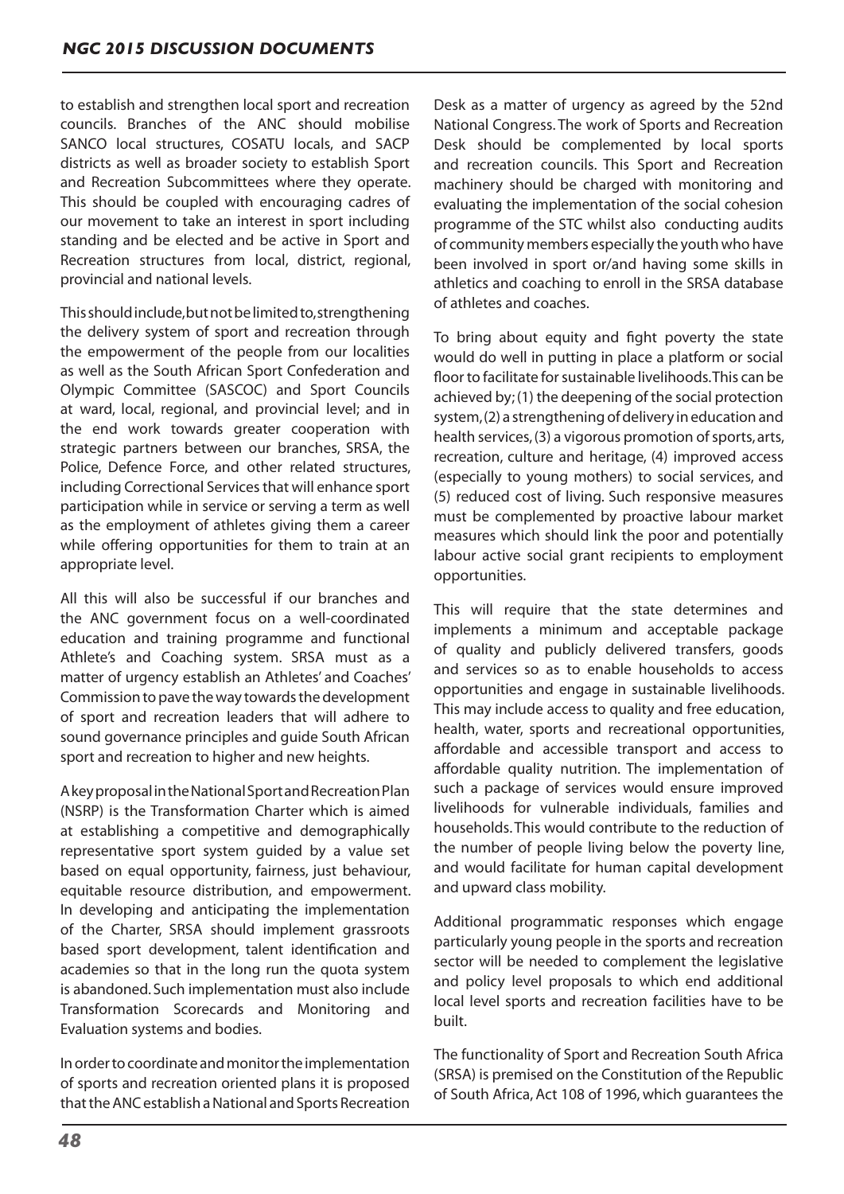to establish and strengthen local sport and recreation councils. Branches of the ANC should mobilise SANCO local structures, COSATU locals, and SACP districts as well as broader society to establish Sport and Recreation Subcommittees where they operate. This should be coupled with encouraging cadres of our movement to take an interest in sport including standing and be elected and be active in Sport and Recreation structures from local, district, regional, provincial and national levels.

This should include, but not be limited to, strengthening the delivery system of sport and recreation through the empowerment of the people from our localities as well as the South African Sport Confederation and Olympic Committee (SASCOC) and Sport Councils at ward, local, regional, and provincial level; and in the end work towards greater cooperation with strategic partners between our branches, SRSA, the Police, Defence Force, and other related structures, including Correctional Services that will enhance sport participation while in service or serving a term as well as the employment of athletes giving them a career while offering opportunities for them to train at an appropriate level.

All this will also be successful if our branches and the ANC government focus on a well-coordinated education and training programme and functional Athlete's and Coaching system. SRSA must as a matter of urgency establish an Athletes' and Coaches' Commission to pave the way towards the development of sport and recreation leaders that will adhere to sound governance principles and guide South African sport and recreation to higher and new heights.

A key proposal in the National Sport and Recreation Plan (NSRP) is the Transformation Charter which is aimed at establishing a competitive and demographically representative sport system guided by a value set based on equal opportunity, fairness, just behaviour, equitable resource distribution, and empowerment. In developing and anticipating the implementation of the Charter, SRSA should implement grassroots based sport development, talent identification and academies so that in the long run the quota system is abandoned. Such implementation must also include Transformation Scorecards and Monitoring and Evaluation systems and bodies.

In order to coordinate and monitor the implementation of sports and recreation oriented plans it is proposed that the ANC establish a National and Sports Recreation Desk as a matter of urgency as agreed by the 52nd National Congress. The work of Sports and Recreation Desk should be complemented by local sports and recreation councils. This Sport and Recreation machinery should be charged with monitoring and evaluating the implementation of the social cohesion programme of the STC whilst also conducting audits of community members especially the youth who have been involved in sport or/and having some skills in athletics and coaching to enroll in the SRSA database of athletes and coaches.

To bring about equity and fight poverty the state would do well in putting in place a platform or social floor to facilitate for sustainable livelihoods. This can be achieved by; (1) the deepening of the social protection system, (2) a strengthening of delivery in education and health services, (3) a vigorous promotion of sports, arts, recreation, culture and heritage, (4) improved access (especially to young mothers) to social services, and (5) reduced cost of living. Such responsive measures must be complemented by proactive labour market measures which should link the poor and potentially labour active social grant recipients to employment opportunities.

This will require that the state determines and implements a minimum and acceptable package of quality and publicly delivered transfers, goods and services so as to enable households to access opportunities and engage in sustainable livelihoods. This may include access to quality and free education, health, water, sports and recreational opportunities, affordable and accessible transport and access to affordable quality nutrition. The implementation of such a package of services would ensure improved livelihoods for vulnerable individuals, families and households. This would contribute to the reduction of the number of people living below the poverty line, and would facilitate for human capital development and upward class mobility.

Additional programmatic responses which engage particularly young people in the sports and recreation sector will be needed to complement the legislative and policy level proposals to which end additional local level sports and recreation facilities have to be built.

The functionality of Sport and Recreation South Africa (SRSA) is premised on the Constitution of the Republic of South Africa, Act 108 of 1996, which guarantees the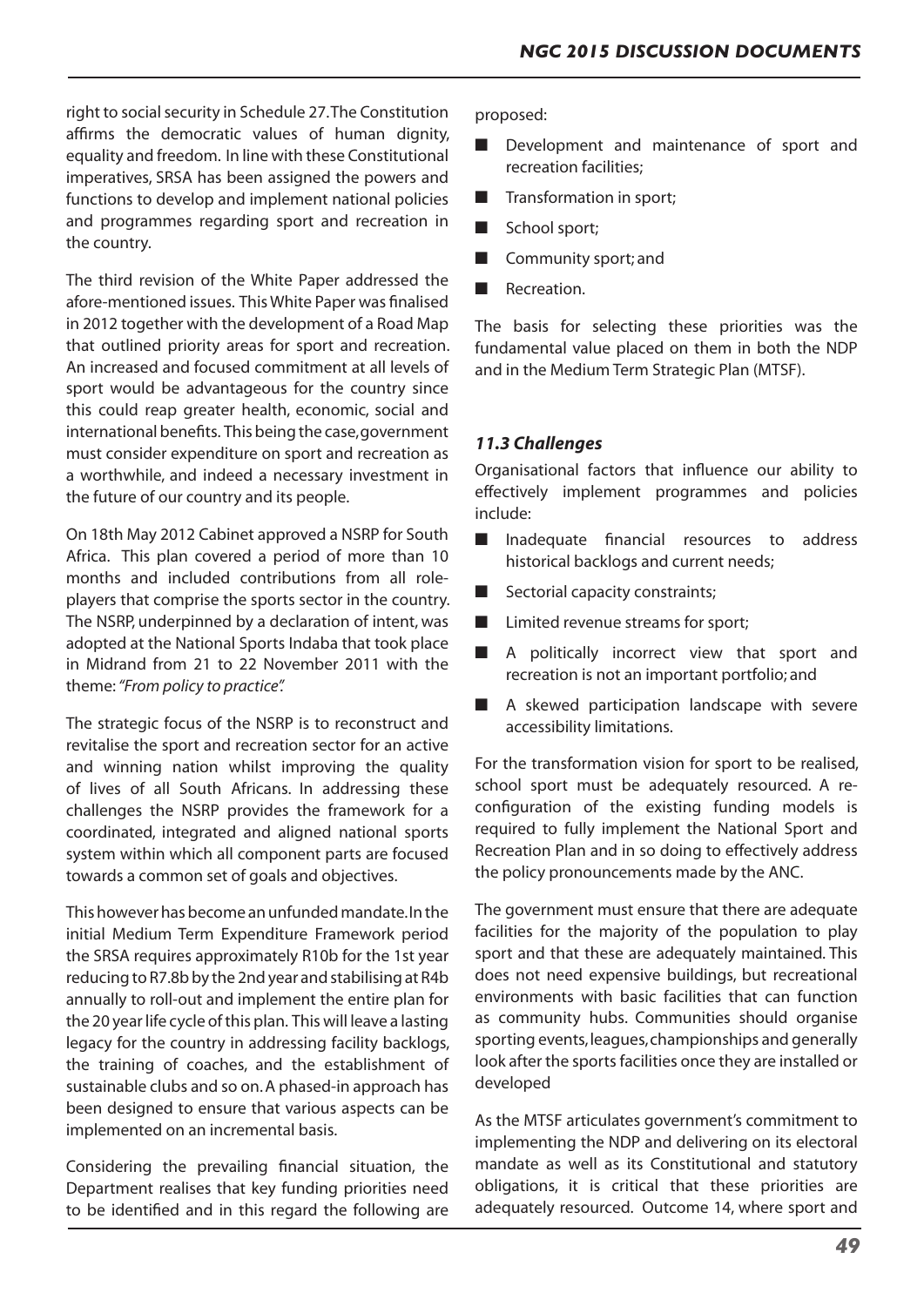right to social security in Schedule 27. The Constitution affirms the democratic values of human dignity, equality and freedom. In line with these Constitutional imperatives, SRSA has been assigned the powers and functions to develop and implement national policies and programmes regarding sport and recreation in the country.

The third revision of the White Paper addressed the afore-mentioned issues. This White Paper was finalised in 2012 together with the development of a Road Map that outlined priority areas for sport and recreation. An increased and focused commitment at all levels of sport would be advantageous for the country since this could reap greater health, economic, social and international benefits. This being the case, government must consider expenditure on sport and recreation as a worthwhile, and indeed a necessary investment in the future of our country and its people.

On 18th May 2012 Cabinet approved a NSRP for South Africa. This plan covered a period of more than 10 months and included contributions from all role-players that comprise the sports sector in the country. The NSRP, underpinned by a declaration of intent, was adopted at the National Sports Indaba that took place in Midrand from 21 to 22 November 2011 with the theme: *"From policy to practice".*

The strategic focus of the NSRP is to reconstruct and revitalise the sport and recreation sector for an active and winning nation whilst improving the quality of lives of all South Africans. In addressing these challenges the NSRP provides the framework for a coordinated, integrated and aligned national sports system within which all component parts are focused towards a common set of goals and objectives.

This however has become an unfunded mandate. In the initial Medium Term Expenditure Framework period the SRSA requires approximately R10b for the 1st year reducing to R7.8b by the 2nd year and stabilising at R4b annually to roll-out and implement the entire plan for the 20 year life cycle of this plan. This will leave a lasting legacy for the country in addressing facility backlogs, the training of coaches, and the establishment of sustainable clubs and so on. A phased-in approach has been designed to ensure that various aspects can be implemented on an incremental basis.

Considering the prevailing financial situation, the Department realises that key funding priorities need to be identified and in this regard the following are proposed:

- Development and maintenance of sport and recreation facilities;
- Transformation in sport;
- School sport;
- Community sport; and
- Recreation.

The basis for selecting these priorities was the fundamental value placed on them in both the NDP and in the Medium Term Strategic Plan (MTSF).

### *11.3 Challenges*

Organisational factors that influence our ability to effectively implement programmes and policies include:

- Inadequate financial resources to address historical backlogs and current needs;
- Sectorial capacity constraints;
- Limited revenue streams for sport;
- A politically incorrect view that sport and recreation is not an important portfolio; and
- A skewed participation landscape with severe accessibility limitations.

For the transformation vision for sport to be realised, school sport must be adequately resourced. A re-configuration of the existing funding models is required to fully implement the National Sport and Recreation Plan and in so doing to effectively address the policy pronouncements made by the ANC.

The government must ensure that there are adequate facilities for the majority of the population to play sport and that these are adequately maintained. This does not need expensive buildings, but recreational environments with basic facilities that can function as community hubs. Communities should organise sporting events, leagues, championships and generally look after the sports facilities once they are installed or developed

As the MTSF articulates government's commitment to implementing the NDP and delivering on its electoral mandate as well as its Constitutional and statutory obligations, it is critical that these priorities are adequately resourced. Outcome 14, where sport and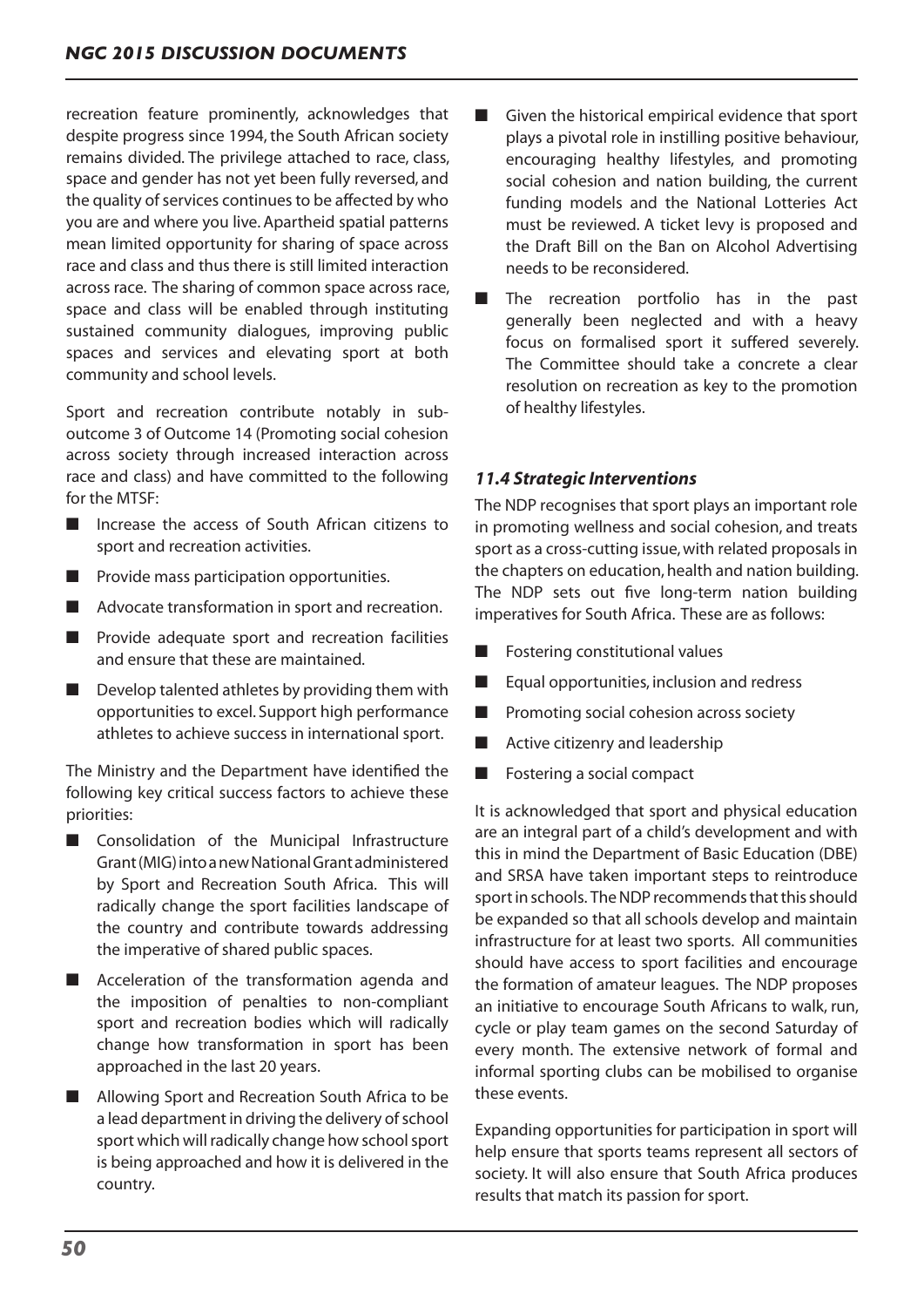recreation feature prominently, acknowledges that despite progress since 1994, the South African society remains divided. The privilege attached to race, class, space and gender has not yet been fully reversed, and the quality of services continues to be affected by who you are and where you live. Apartheid spatial patterns mean limited opportunity for sharing of space across race and class and thus there is still limited interaction across race. The sharing of common space across race, space and class will be enabled through instituting sustained community dialogues, improving public spaces and services and elevating sport at both community and school levels.

Sport and recreation contribute notably in sub-outcome 3 of Outcome 14 (Promoting social cohesion across society through increased interaction across race and class) and have committed to the following for the MTSF:

- Increase the access of South African citizens to sport and recreation activities.
- Provide mass participation opportunities.
- Advocate transformation in sport and recreation.
- Provide adequate sport and recreation facilities and ensure that these are maintained.
- Develop talented athletes by providing them with opportunities to excel. Support high performance athletes to achieve success in international sport.

The Ministry and the Department have identified the following key critical success factors to achieve these priorities:

- Consolidation of the Municipal Infrastructure Grant (MIG) into a new National Grant administered by Sport and Recreation South Africa. This will radically change the sport facilities landscape of the country and contribute towards addressing the imperative of shared public spaces.
- Acceleration of the transformation agenda and the imposition of penalties to non-compliant sport and recreation bodies which will radically change how transformation in sport has been approached in the last 20 years.
- Allowing Sport and Recreation South Africa to be a lead department in driving the delivery of school sport which will radically change how school sport is being approached and how it is delivered in the country.
- Given the historical empirical evidence that sport plays a pivotal role in instilling positive behaviour, encouraging healthy lifestyles, and promoting social cohesion and nation building, the current funding models and the National Lotteries Act must be reviewed. A ticket levy is proposed and the Draft Bill on the Ban on Alcohol Advertising needs to be reconsidered.
- The recreation portfolio has in the past generally been neglected and with a heavy focus on formalised sport it suffered severely. The Committee should take a concrete a clear resolution on recreation as key to the promotion of healthy lifestyles.

### *11.4 Strategic Interventions*

The NDP recognises that sport plays an important role in promoting wellness and social cohesion, and treats sport as a cross-cutting issue, with related proposals in the chapters on education, health and nation building. The NDP sets out five long-term nation building imperatives for South Africa. These are as follows:

- Fostering constitutional values
- Equal opportunities, inclusion and redress
- Promoting social cohesion across society
- Active citizenry and leadership
- Fostering a social compact

It is acknowledged that sport and physical education are an integral part of a child's development and with this in mind the Department of Basic Education (DBE) and SRSA have taken important steps to reintroduce sport in schools. The NDP recommends that this should be expanded so that all schools develop and maintain infrastructure for at least two sports. All communities should have access to sport facilities and encourage the formation of amateur leagues. The NDP proposes an initiative to encourage South Africans to walk, run, cycle or play team games on the second Saturday of every month. The extensive network of formal and informal sporting clubs can be mobilised to organise these events.

Expanding opportunities for participation in sport will help ensure that sports teams represent all sectors of society. It will also ensure that South Africa produces results that match its passion for sport.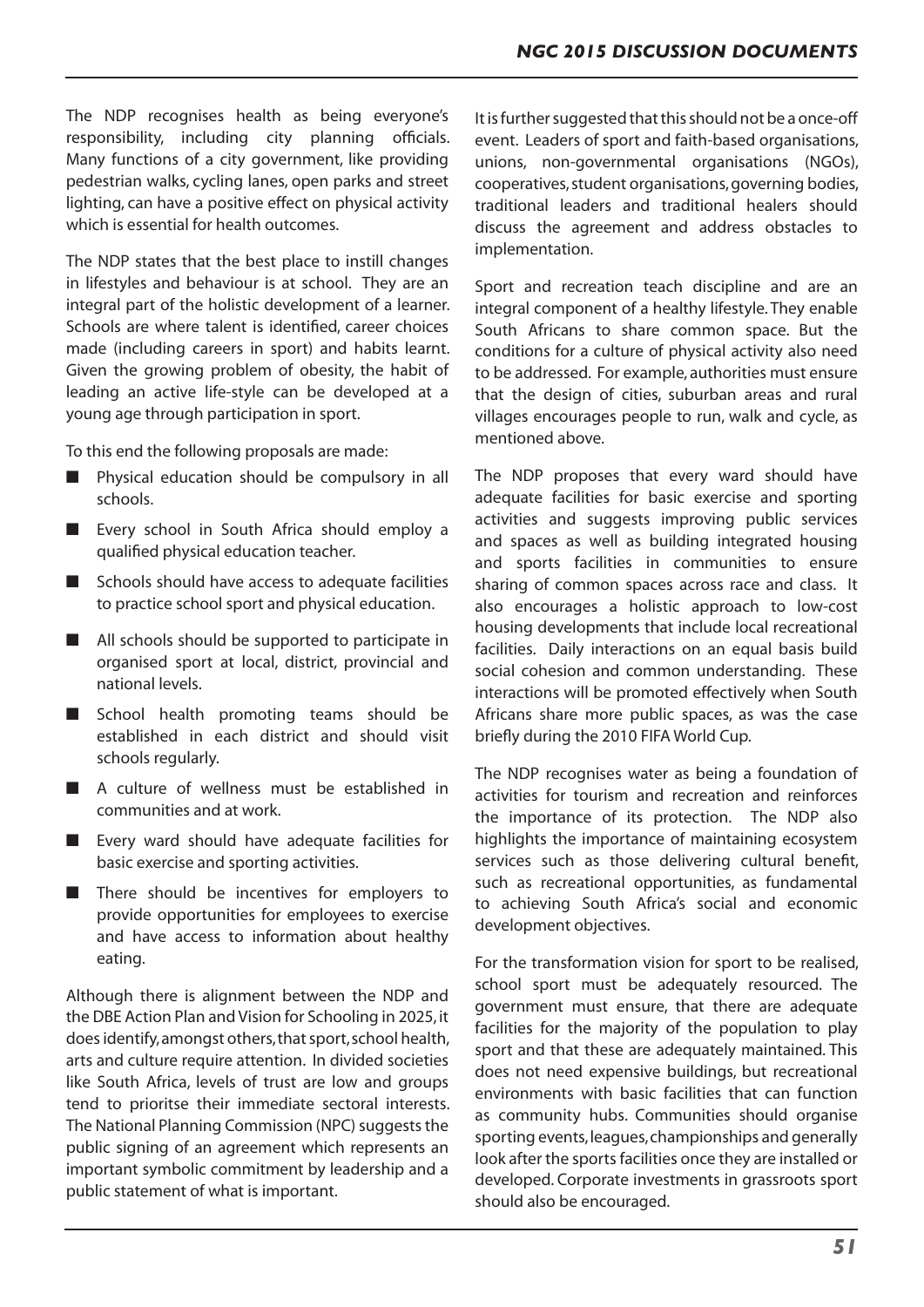The NDP recognises health as being everyone's responsibility, including city planning officials. Many functions of a city government, like providing pedestrian walks, cycling lanes, open parks and street lighting, can have a positive effect on physical activity which is essential for health outcomes.

The NDP states that the best place to instill changes in lifestyles and behaviour is at school. They are an integral part of the holistic development of a learner. Schools are where talent is identified, career choices made (including careers in sport) and habits learnt. Given the growing problem of obesity, the habit of leading an active life-style can be developed at a young age through participation in sport.

To this end the following proposals are made:

- Physical education should be compulsory in all schools.
- Every school in South Africa should employ a qualified physical education teacher.
- Schools should have access to adequate facilities to practice school sport and physical education.
- All schools should be supported to participate in organised sport at local, district, provincial and national levels.
- School health promoting teams should be established in each district and should visit schools regularly.
- A culture of wellness must be established in communities and at work.
- Every ward should have adequate facilities for basic exercise and sporting activities.
- There should be incentives for employers to provide opportunities for employees to exercise and have access to information about healthy eating.

Although there is alignment between the NDP and the DBE Action Plan and Vision for Schooling in 2025, it does identify, amongst others, that sport, school health, arts and culture require attention. In divided societies like South Africa, levels of trust are low and groups tend to prioritse their immediate sectoral interests. The National Planning Commission (NPC) suggests the public signing of an agreement which represents an important symbolic commitment by leadership and a public statement of what is important.

It is further suggested that this should not be a once-off event. Leaders of sport and faith-based organisations, unions, non-governmental organisations (NGOs), cooperatives, student organisations, governing bodies, traditional leaders and traditional healers should discuss the agreement and address obstacles to implementation.

Sport and recreation teach discipline and are an integral component of a healthy lifestyle. They enable South Africans to share common space. But the conditions for a culture of physical activity also need to be addressed. For example, authorities must ensure that the design of cities, suburban areas and rural villages encourages people to run, walk and cycle, as mentioned above.

The NDP proposes that every ward should have adequate facilities for basic exercise and sporting activities and suggests improving public services and spaces as well as building integrated housing and sports facilities in communities to ensure sharing of common spaces across race and class. It also encourages a holistic approach to low-cost housing developments that include local recreational facilities. Daily interactions on an equal basis build social cohesion and common understanding. These interactions will be promoted effectively when South Africans share more public spaces, as was the case briefly during the 2010 FIFA World Cup.

The NDP recognises water as being a foundation of activities for tourism and recreation and reinforces the importance of its protection. The NDP also highlights the importance of maintaining ecosystem services such as those delivering cultural benefit, such as recreational opportunities, as fundamental to achieving South Africa's social and economic development objectives.

For the transformation vision for sport to be realised, school sport must be adequately resourced. The government must ensure, that there are adequate facilities for the majority of the population to play sport and that these are adequately maintained. This does not need expensive buildings, but recreational environments with basic facilities that can function as community hubs. Communities should organise sporting events, leagues, championships and generally look after the sports facilities once they are installed or developed. Corporate investments in grassroots sport should also be encouraged.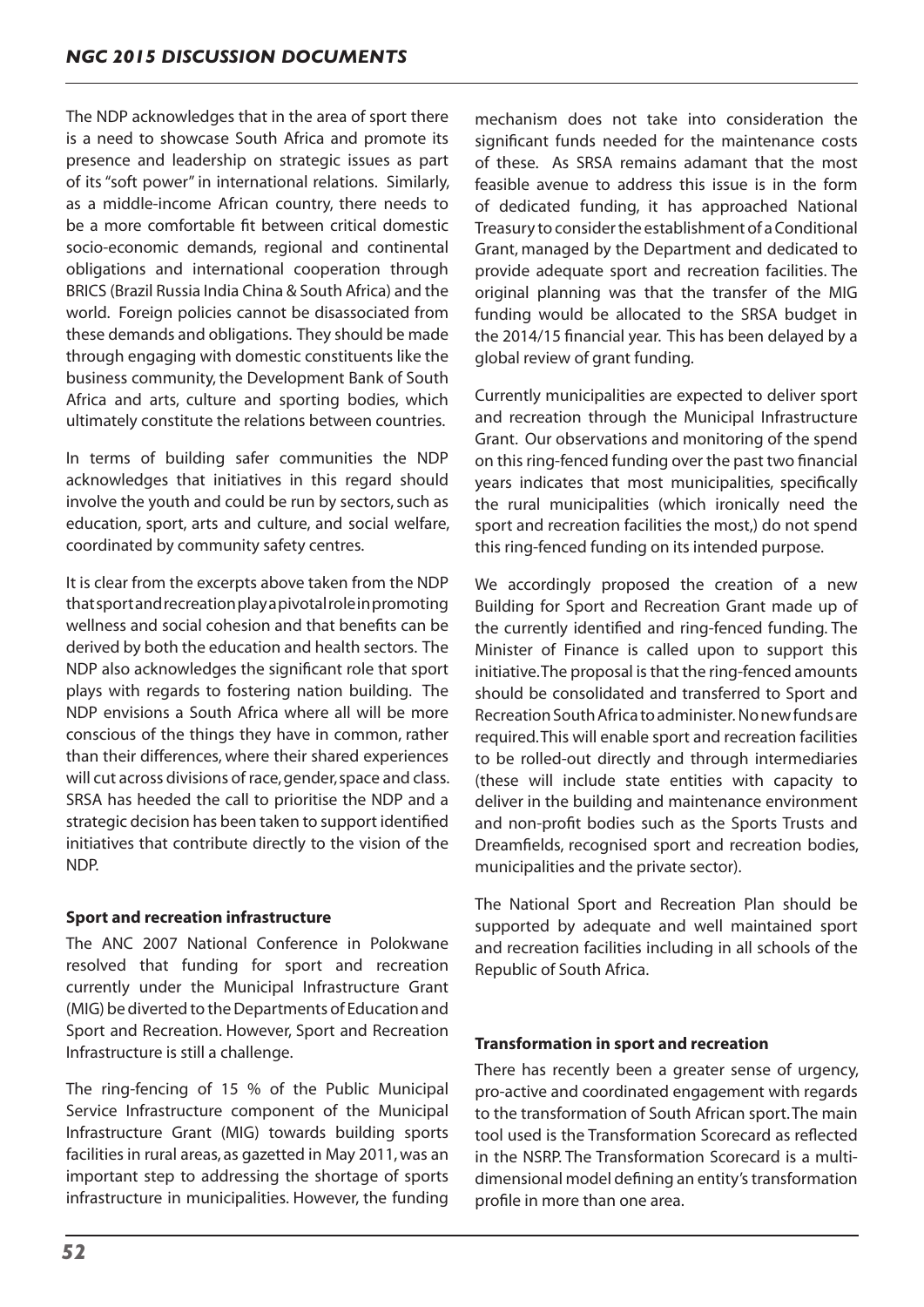The NDP acknowledges that in the area of sport there is a need to showcase South Africa and promote its presence and leadership on strategic issues as part of its "soft power" in international relations. Similarly, as a middle-income African country, there needs to be a more comfortable fit between critical domestic socio-economic demands, regional and continental obligations and international cooperation through BRICS (Brazil Russia India China & South Africa) and the world. Foreign policies cannot be disassociated from these demands and obligations. They should be made through engaging with domestic constituents like the business community, the Development Bank of South Africa and arts, culture and sporting bodies, which ultimately constitute the relations between countries.

In terms of building safer communities the NDP acknowledges that initiatives in this regard should involve the youth and could be run by sectors, such as education, sport, arts and culture, and social welfare, coordinated by community safety centres.

It is clear from the excerpts above taken from the NDP that sport and recreation play a pivotal role in promoting wellness and social cohesion and that benefits can be derived by both the education and health sectors. The NDP also acknowledges the significant role that sport plays with regards to fostering nation building. The NDP envisions a South Africa where all will be more conscious of the things they have in common, rather than their differences, where their shared experiences will cut across divisions of race, gender, space and class. SRSA has heeded the call to prioritise the NDP and a strategic decision has been taken to support identified initiatives that contribute directly to the vision of the NDP.

**Sport and recreation infrastructure**

The ANC 2007 National Conference in Polokwane resolved that funding for sport and recreation currently under the Municipal Infrastructure Grant (MIG) be diverted to the Departments of Education and Sport and Recreation. However, Sport and Recreation Infrastructure is still a challenge.

The ring-fencing of 15 % of the Public Municipal Service Infrastructure component of the Municipal Infrastructure Grant (MIG) towards building sports facilities in rural areas, as gazetted in May 2011, was an important step to addressing the shortage of sports infrastructure in municipalities. However, the funding mechanism does not take into consideration the significant funds needed for the maintenance costs of these. As SRSA remains adamant that the most feasible avenue to address this issue is in the form of dedicated funding, it has approached National Treasury to consider the establishment of a Conditional Grant, managed by the Department and dedicated to provide adequate sport and recreation facilities. The original planning was that the transfer of the MIG funding would be allocated to the SRSA budget in the 2014/15 financial year. This has been delayed by a global review of grant funding.

Currently municipalities are expected to deliver sport and recreation through the Municipal Infrastructure Grant. Our observations and monitoring of the spend on this ring-fenced funding over the past two financial years indicates that most municipalities, specifically the rural municipalities (which ironically need the sport and recreation facilities the most,) do not spend this ring-fenced funding on its intended purpose.

We accordingly proposed the creation of a new Building for Sport and Recreation Grant made up of the currently identified and ring-fenced funding. The Minister of Finance is called upon to support this initiative. The proposal is that the ring-fenced amounts should be consolidated and transferred to Sport and Recreation South Africa to administer. No new funds are required. This will enable sport and recreation facilities to be rolled-out directly and through intermediaries (these will include state entities with capacity to deliver in the building and maintenance environment and non-profit bodies such as the Sports Trusts and Dreamfields, recognised sport and recreation bodies, municipalities and the private sector).

The National Sport and Recreation Plan should be supported by adequate and well maintained sport and recreation facilities including in all schools of the Republic of South Africa.

**Transformation in sport and recreation**

There has recently been a greater sense of urgency, pro-active and coordinated engagement with regards to the transformation of South African sport. The main tool used is the Transformation Scorecard as reflected in the NSRP. The Transformation Scorecard is a multi-dimensional model defining an entity's transformation profile in more than one area.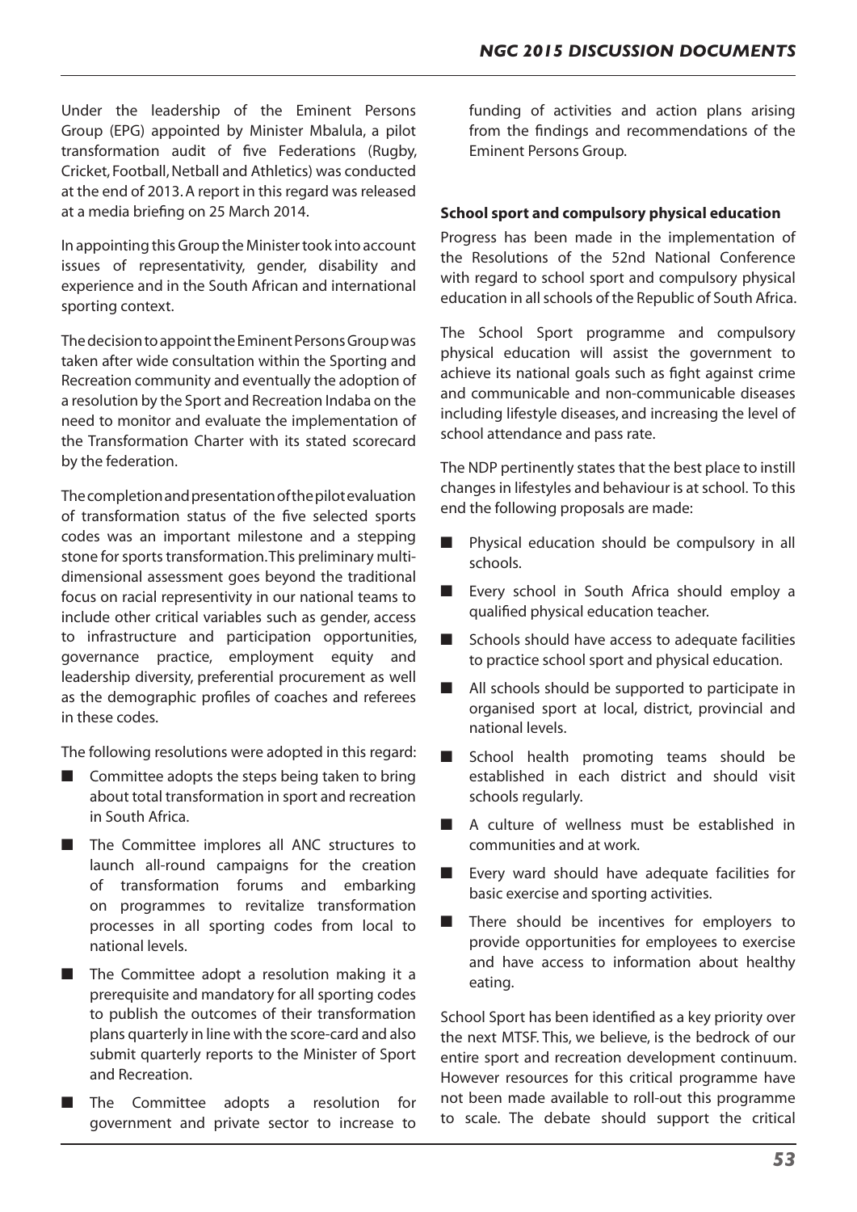Under the leadership of the Eminent Persons Group (EPG) appointed by Minister Mbalula, a pilot transformation audit of five Federations (Rugby, Cricket, Football, Netball and Athletics) was conducted at the end of 2013. A report in this regard was released at a media briefing on 25 March 2014.

In appointing this Group the Minister took into account issues of representativity, gender, disability and experience and in the South African and international sporting context.

The decision to appoint the Eminent Persons Group was taken after wide consultation within the Sporting and Recreation community and eventually the adoption of a resolution by the Sport and Recreation Indaba on the need to monitor and evaluate the implementation of the Transformation Charter with its stated scorecard by the federation.

The completion and presentation of the pilot evaluation of transformation status of the five selected sports codes was an important milestone and a stepping stone for sports transformation. This preliminary multi-dimensional assessment goes beyond the traditional focus on racial representivity in our national teams to include other critical variables such as gender, access to infrastructure and participation opportunities, governance practice, employment equity and leadership diversity, preferential procurement as well as the demographic profiles of coaches and referees in these codes.

The following resolutions were adopted in this regard:

- Committee adopts the steps being taken to bring about total transformation in sport and recreation in South Africa.
- The Committee implores all ANC structures to launch all-round campaigns for the creation of transformation forums and embarking on programmes to revitalize transformation processes in all sporting codes from local to national levels.
- The Committee adopt a resolution making it a prerequisite and mandatory for all sporting codes to publish the outcomes of their transformation plans quarterly in line with the score-card and also submit quarterly reports to the Minister of Sport and Recreation.
- The Committee adopts a resolution for government and private sector to increase to funding of activities and action plans arising from the findings and recommendations of the Eminent Persons Group.

**School sport and compulsory physical education**

Progress has been made in the implementation of the Resolutions of the 52nd National Conference with regard to school sport and compulsory physical education in all schools of the Republic of South Africa.

The School Sport programme and compulsory physical education will assist the government to achieve its national goals such as fight against crime and communicable and non-communicable diseases including lifestyle diseases, and increasing the level of school attendance and pass rate.

The NDP pertinently states that the best place to instill changes in lifestyles and behaviour is at school. To this end the following proposals are made:

- Physical education should be compulsory in all schools.
- Every school in South Africa should employ a qualified physical education teacher.
- Schools should have access to adequate facilities to practice school sport and physical education.
- All schools should be supported to participate in organised sport at local, district, provincial and national levels.
- School health promoting teams should be established in each district and should visit schools regularly.
- A culture of wellness must be established in communities and at work.
- Every ward should have adequate facilities for basic exercise and sporting activities.
- There should be incentives for employers to provide opportunities for employees to exercise and have access to information about healthy eating.

School Sport has been identified as a key priority over the next MTSF. This, we believe, is the bedrock of our entire sport and recreation development continuum. However resources for this critical programme have not been made available to roll-out this programme to scale. The debate should support the critical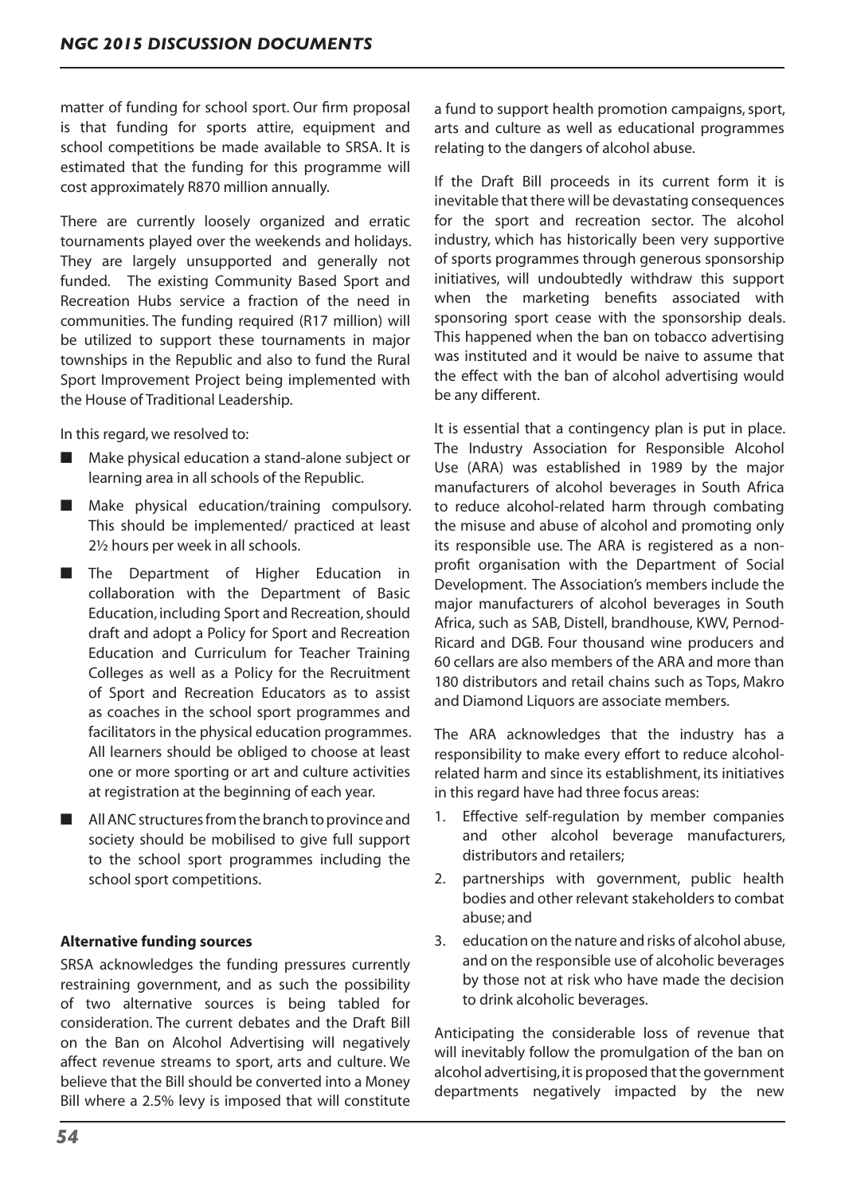matter of funding for school sport. Our firm proposal is that funding for sports attire, equipment and school competitions be made available to SRSA. It is estimated that the funding for this programme will cost approximately R870 million annually.

There are currently loosely organized and erratic tournaments played over the weekends and holidays. They are largely unsupported and generally not funded. The existing Community Based Sport and Recreation Hubs service a fraction of the need in communities. The funding required (R17 million) will be utilized to support these tournaments in major townships in the Republic and also to fund the Rural Sport Improvement Project being implemented with the House of Traditional Leadership.

In this regard, we resolved to:

- Make physical education a stand-alone subject or learning area in all schools of the Republic.
- Make physical education/training compulsory. This should be implemented/ practiced at least 2½ hours per week in all schools.
- The Department of Higher Education in collaboration with the Department of Basic Education, including Sport and Recreation, should draft and adopt a Policy for Sport and Recreation Education and Curriculum for Teacher Training Colleges as well as a Policy for the Recruitment of Sport and Recreation Educators as to assist as coaches in the school sport programmes and facilitators in the physical education programmes. All learners should be obliged to choose at least one or more sporting or art and culture activities at registration at the beginning of each year.
- All ANC structures from the branch to province and society should be mobilised to give full support to the school sport programmes including the school sport competitions.

**Alternative funding sources**

SRSA acknowledges the funding pressures currently restraining government, and as such the possibility of two alternative sources is being tabled for consideration. The current debates and the Draft Bill on the Ban on Alcohol Advertising will negatively affect revenue streams to sport, arts and culture. We believe that the Bill should be converted into a Money Bill where a 2.5% levy is imposed that will constitute a fund to support health promotion campaigns, sport, arts and culture as well as educational programmes relating to the dangers of alcohol abuse.

If the Draft Bill proceeds in its current form it is inevitable that there will be devastating consequences for the sport and recreation sector. The alcohol industry, which has historically been very supportive of sports programmes through generous sponsorship initiatives, will undoubtedly withdraw this support when the marketing benefits associated with sponsoring sport cease with the sponsorship deals. This happened when the ban on tobacco advertising was instituted and it would be naive to assume that the effect with the ban of alcohol advertising would be any different.

It is essential that a contingency plan is put in place. The Industry Association for Responsible Alcohol Use (ARA) was established in 1989 by the major manufacturers of alcohol beverages in South Africa to reduce alcohol-related harm through combating the misuse and abuse of alcohol and promoting only its responsible use. The ARA is registered as a non-profit organisation with the Department of Social Development. The Association's members include the major manufacturers of alcohol beverages in South Africa, such as SAB, Distell, brandhouse, KWV, Pernod-Ricard and DGB. Four thousand wine producers and 60 cellars are also members of the ARA and more than 180 distributors and retail chains such as Tops, Makro and Diamond Liquors are associate members.

The ARA acknowledges that the industry has a responsibility to make every effort to reduce alcohol-related harm and since its establishment, its initiatives in this regard have had three focus areas:

1. Effective self-regulation by member companies and other alcohol beverage manufacturers, distributors and retailers;
2. partnerships with government, public health bodies and other relevant stakeholders to combat abuse; and
3. education on the nature and risks of alcohol abuse, and on the responsible use of alcoholic beverages by those not at risk who have made the decision to drink alcoholic beverages.

Anticipating the considerable loss of revenue that will inevitably follow the promulgation of the ban on alcohol advertising, it is proposed that the government departments negatively impacted by the new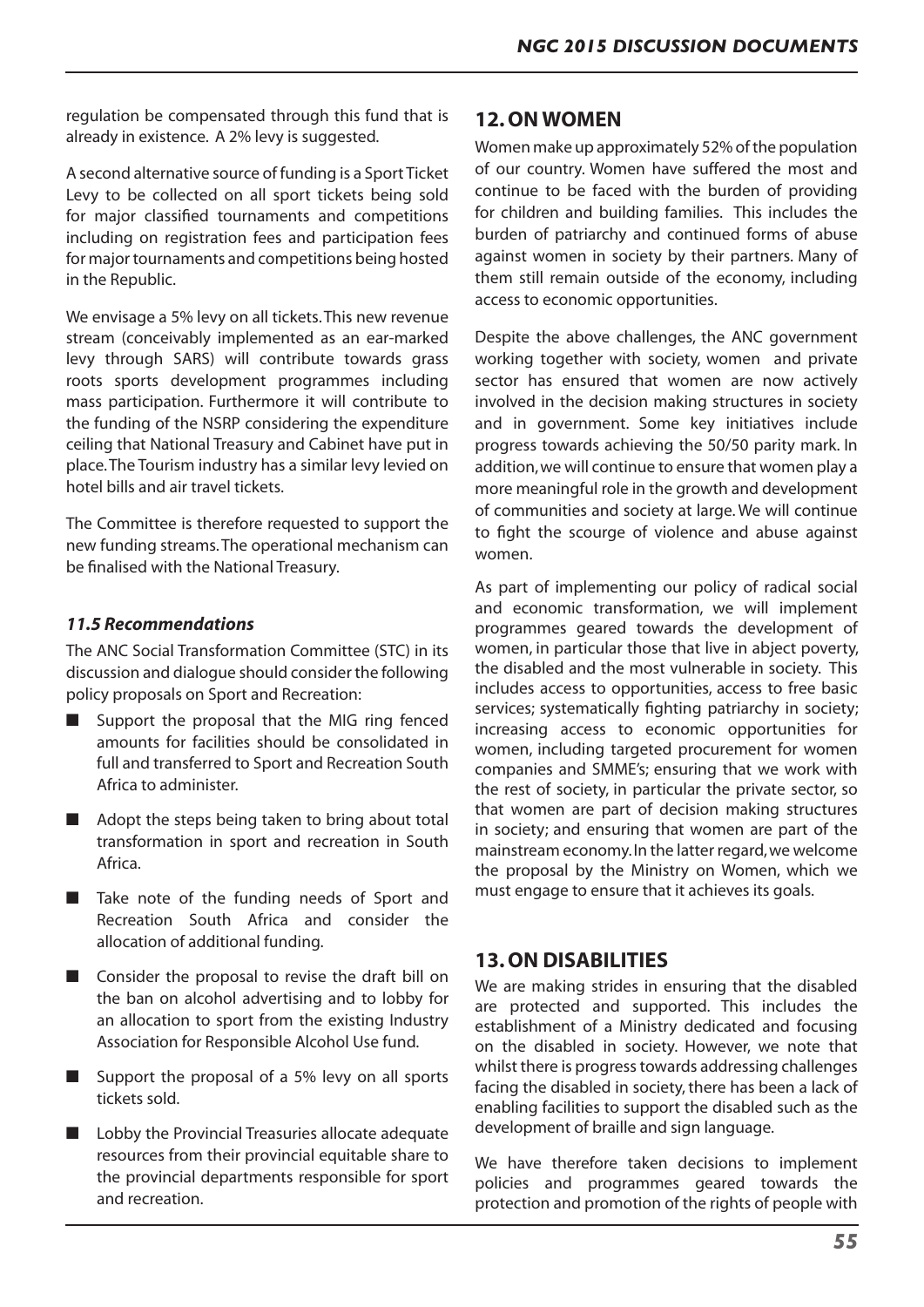regulation be compensated through this fund that is already in existence. A 2% levy is suggested.

A second alternative source of funding is a Sport Ticket Levy to be collected on all sport tickets being sold for major classified tournaments and competitions including on registration fees and participation fees for major tournaments and competitions being hosted in the Republic.

We envisage a 5% levy on all tickets. This new revenue stream (conceivably implemented as an ear-marked levy through SARS) will contribute towards grass roots sports development programmes including mass participation. Furthermore it will contribute to the funding of the NSRP considering the expenditure ceiling that National Treasury and Cabinet have put in place. The Tourism industry has a similar levy levied on hotel bills and air travel tickets.

The Committee is therefore requested to support the new funding streams. The operational mechanism can be finalised with the National Treasury.

### *11.5 Recommendations*

The ANC Social Transformation Committee (STC) in its discussion and dialogue should consider the following policy proposals on Sport and Recreation:

- Support the proposal that the MIG ring fenced amounts for facilities should be consolidated in full and transferred to Sport and Recreation South Africa to administer.
- Adopt the steps being taken to bring about total transformation in sport and recreation in South Africa.
- Take note of the funding needs of Sport and Recreation South Africa and consider the allocation of additional funding.
- Consider the proposal to revise the draft bill on the ban on alcohol advertising and to lobby for an allocation to sport from the existing Industry Association for Responsible Alcohol Use fund.
- Support the proposal of a 5% levy on all sports tickets sold.
- Lobby the Provincial Treasuries allocate adequate resources from their provincial equitable share to the provincial departments responsible for sport and recreation.

## 12. ON WOMEN

Women make up approximately 52% of the population of our country. Women have suffered the most and continue to be faced with the burden of providing for children and building families. This includes the burden of patriarchy and continued forms of abuse against women in society by their partners. Many of them still remain outside of the economy, including access to economic opportunities.

Despite the above challenges, the ANC government working together with society, women and private sector has ensured that women are now actively involved in the decision making structures in society and in government. Some key initiatives include progress towards achieving the 50/50 parity mark. In addition, we will continue to ensure that women play a more meaningful role in the growth and development of communities and society at large. We will continue to fight the scourge of violence and abuse against women.

As part of implementing our policy of radical social and economic transformation, we will implement programmes geared towards the development of women, in particular those that live in abject poverty, the disabled and the most vulnerable in society. This includes access to opportunities, access to free basic services; systematically fighting patriarchy in society; increasing access to economic opportunities for women, including targeted procurement for women companies and SMME's; ensuring that we work with the rest of society, in particular the private sector, so that women are part of decision making structures in society; and ensuring that women are part of the mainstream economy. In the latter regard, we welcome the proposal by the Ministry on Women, which we must engage to ensure that it achieves its goals.

## 13. ON DISABILITIES

We are making strides in ensuring that the disabled are protected and supported. This includes the establishment of a Ministry dedicated and focusing on the disabled in society. However, we note that whilst there is progress towards addressing challenges facing the disabled in society, there has been a lack of enabling facilities to support the disabled such as the development of braille and sign language.

We have therefore taken decisions to implement policies and programmes geared towards the protection and promotion of the rights of people with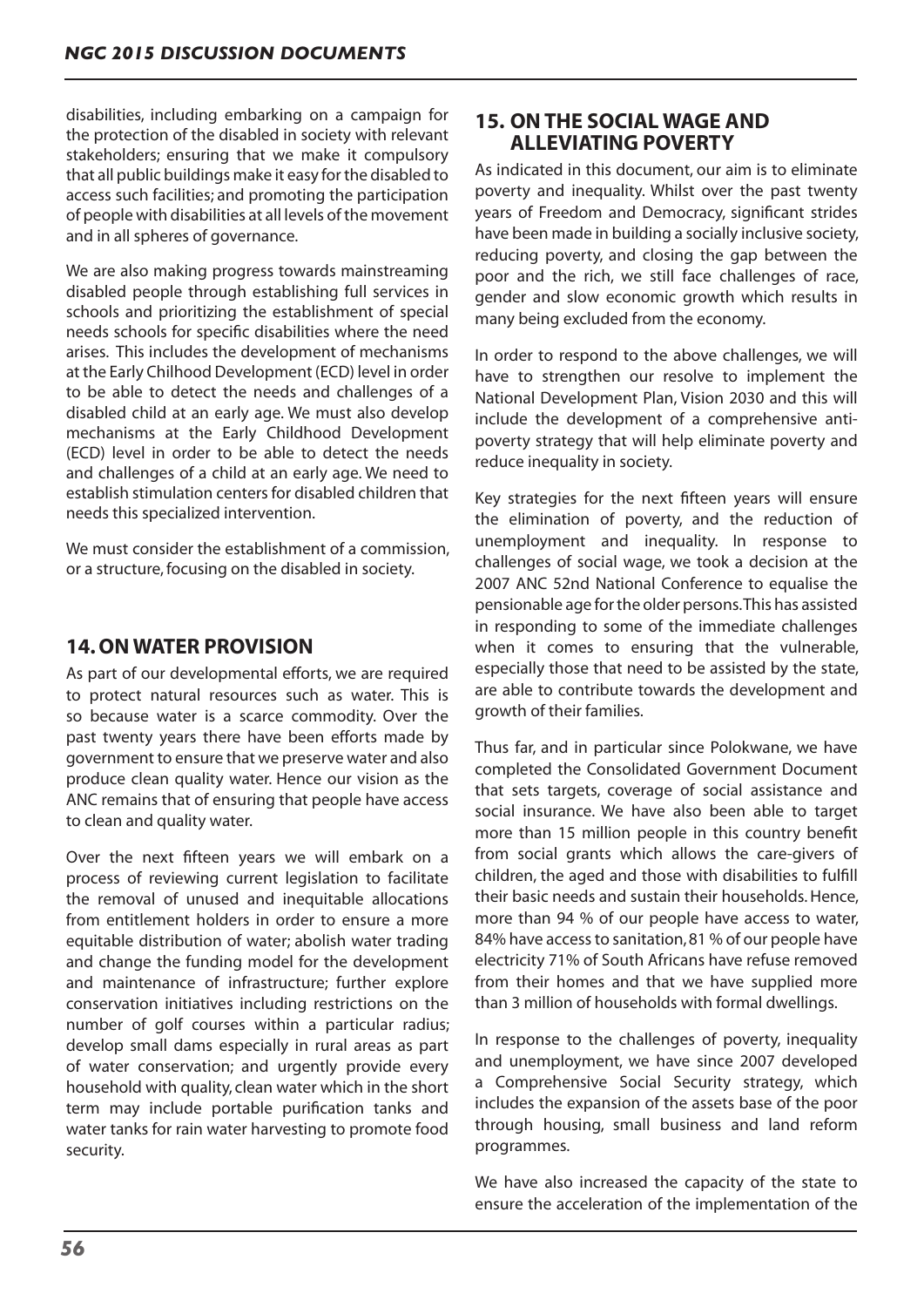disabilities, including embarking on a campaign for the protection of the disabled in society with relevant stakeholders; ensuring that we make it compulsory that all public buildings make it easy for the disabled to access such facilities; and promoting the participation of people with disabilities at all levels of the movement and in all spheres of governance.

We are also making progress towards mainstreaming disabled people through establishing full services in schools and prioritizing the establishment of special needs schools for specific disabilities where the need arises. This includes the development of mechanisms at the Early Chilhood Development (ECD) level in order to be able to detect the needs and challenges of a disabled child at an early age. We must also develop mechanisms at the Early Childhood Development (ECD) level in order to be able to detect the needs and challenges of a child at an early age. We need to establish stimulation centers for disabled children that needs this specialized intervention.

We must consider the establishment of a commission, or a structure, focusing on the disabled in society.

## 14. ON WATER PROVISION

As part of our developmental efforts, we are required to protect natural resources such as water. This is so because water is a scarce commodity. Over the past twenty years there have been efforts made by government to ensure that we preserve water and also produce clean quality water. Hence our vision as the ANC remains that of ensuring that people have access to clean and quality water.

Over the next fifteen years we will embark on a process of reviewing current legislation to facilitate the removal of unused and inequitable allocations from entitlement holders in order to ensure a more equitable distribution of water; abolish water trading and change the funding model for the development and maintenance of infrastructure; further explore conservation initiatives including restrictions on the number of golf courses within a particular radius; develop small dams especially in rural areas as part of water conservation; and urgently provide every household with quality, clean water which in the short term may include portable purification tanks and water tanks for rain water harvesting to promote food security.

## 15. ON THE SOCIAL WAGE AND ALLEVIATING POVERTY

As indicated in this document, our aim is to eliminate poverty and inequality. Whilst over the past twenty years of Freedom and Democracy, significant strides have been made in building a socially inclusive society, reducing poverty, and closing the gap between the poor and the rich, we still face challenges of race, gender and slow economic growth which results in many being excluded from the economy.

In order to respond to the above challenges, we will have to strengthen our resolve to implement the National Development Plan, Vision 2030 and this will include the development of a comprehensive anti-poverty strategy that will help eliminate poverty and reduce inequality in society.

Key strategies for the next fifteen years will ensure the elimination of poverty, and the reduction of unemployment and inequality. In response to challenges of social wage, we took a decision at the 2007 ANC 52nd National Conference to equalise the pensionable age for the older persons.This has assisted in responding to some of the immediate challenges when it comes to ensuring that the vulnerable, especially those that need to be assisted by the state, are able to contribute towards the development and growth of their families.

Thus far, and in particular since Polokwane, we have completed the Consolidated Government Document that sets targets, coverage of social assistance and social insurance. We have also been able to target more than 15 million people in this country benefit from social grants which allows the care-givers of children, the aged and those with disabilities to fulfill their basic needs and sustain their households. Hence, more than 94 % of our people have access to water, 84% have access to sanitation, 81 % of our people have electricity 71% of South Africans have refuse removed from their homes and that we have supplied more than 3 million of households with formal dwellings.

In response to the challenges of poverty, inequality and unemployment, we have since 2007 developed a Comprehensive Social Security strategy, which includes the expansion of the assets base of the poor through housing, small business and land reform programmes.

We have also increased the capacity of the state to ensure the acceleration of the implementation of the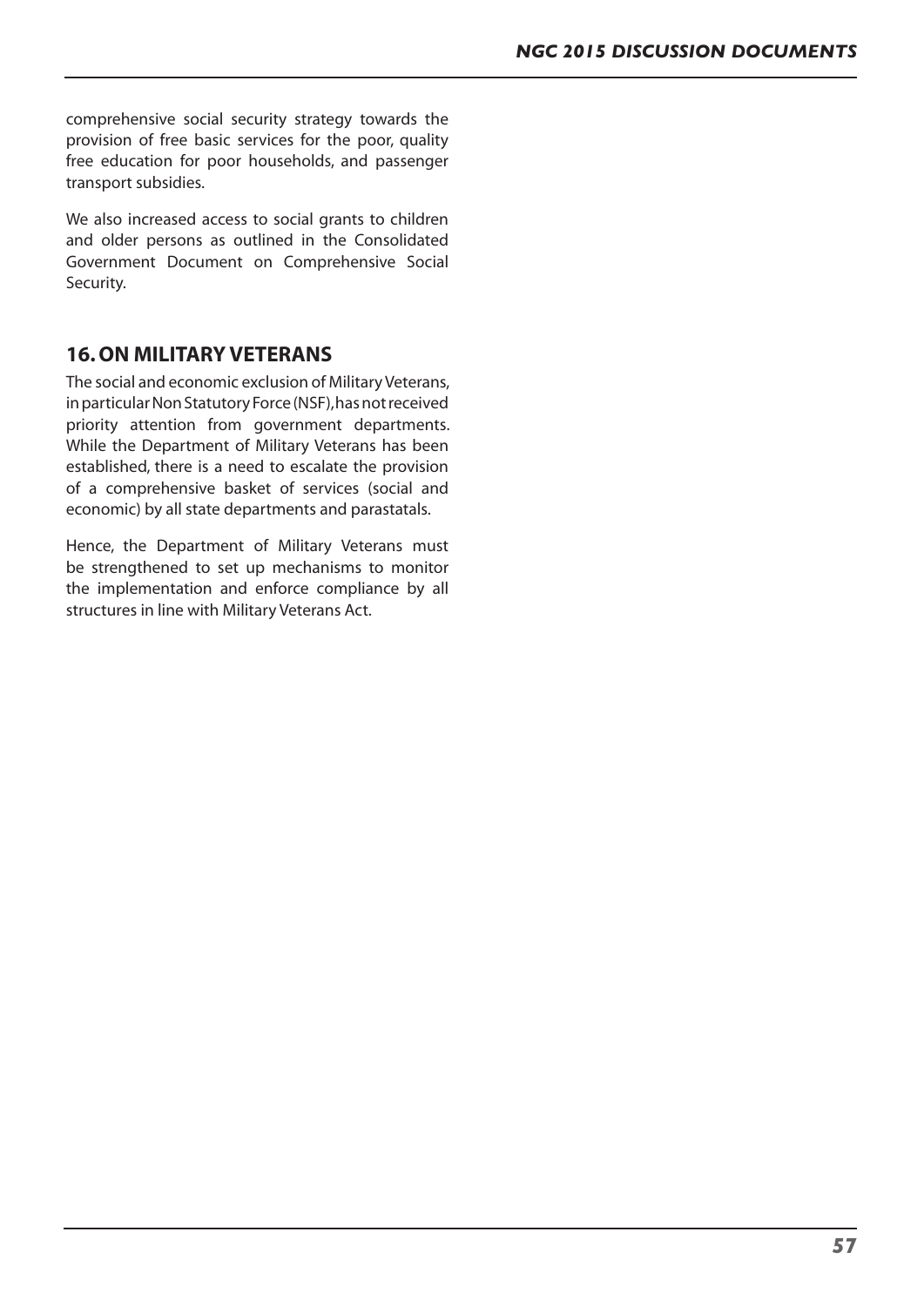comprehensive social security strategy towards the provision of free basic services for the poor, quality free education for poor households, and passenger transport subsidies.

We also increased access to social grants to children and older persons as outlined in the Consolidated Government Document on Comprehensive Social Security.

## 16. ON MILITARY VETERANS

The social and economic exclusion of Military Veterans, in particular Non Statutory Force (NSF), has not received priority attention from government departments. While the Department of Military Veterans has been established, there is a need to escalate the provision of a comprehensive basket of services (social and economic) by all state departments and parastatals.

Hence, the Department of Military Veterans must be strengthened to set up mechanisms to monitor the implementation and enforce compliance by all structures in line with Military Veterans Act.